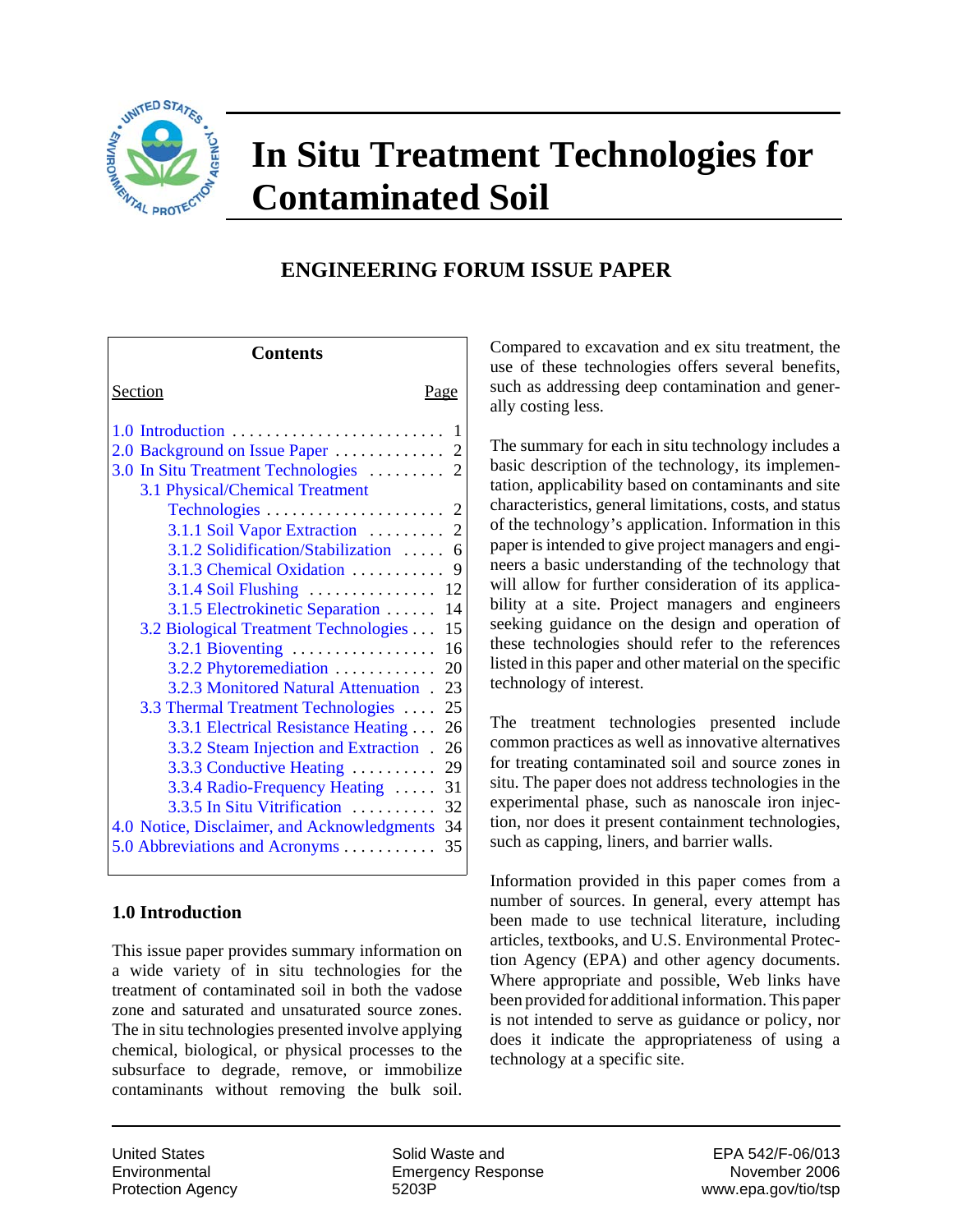# In Situ Treatment Technologies for Contaminated Soil

## ENGINEERING FORUM ISSUE PAPER

**Contents**

| Section | Page |
| --- | --- |
| 1.0 Introduction | 1 |
| 2.0 Background on Issue Paper | 2 |
| 3.0 In Situ Treatment Technologies | 2 |
| 3.1 Physical/Chemical Treatment Technologies | 2 |
| 3.1.1 Soil Vapor Extraction | 2 |
| 3.1.2 Solidification/Stabilization | 6 |
| 3.1.3 Chemical Oxidation | 9 |
| 3.1.4 Soil Flushing | 12 |
| 3.1.5 Electrokinetic Separation | 14 |
| 3.2 Biological Treatment Technologies | 15 |
| 3.2.1 Bioventing | 16 |
| 3.2.2 Phytoremediation | 20 |
| 3.2.3 Monitored Natural Attenuation | 23 |
| 3.3 Thermal Treatment Technologies | 25 |
| 3.3.1 Electrical Resistance Heating | 26 |
| 3.3.2 Steam Injection and Extraction | 26 |
| 3.3.3 Conductive Heating | 29 |
| 3.3.4 Radio-Frequency Heating | 31 |
| 3.3.5 In Situ Vitrification | 32 |
| 4.0 Notice, Disclaimer, and Acknowledgments | 34 |
| 5.0 Abbreviations and Acronyms | 35 |

### 1.0 Introduction

This issue paper provides summary information on a wide variety of in situ technologies for the treatment of contaminated soil in both the vadose zone and saturated and unsaturated source zones. The in situ technologies presented involve applying chemical, biological, or physical processes to the subsurface to degrade, remove, or immobilize contaminants without removing the bulk soil. Compared to excavation and ex situ treatment, the use of these technologies offers several benefits, such as addressing deep contamination and generally costing less.

The summary for each in situ technology includes a basic description of the technology, its implementation, applicability based on contaminants and site characteristics, general limitations, costs, and status of the technology's application. Information in this paper is intended to give project managers and engineers a basic understanding of the technology that will allow for further consideration of its applicability at a site. Project managers and engineers seeking guidance on the design and operation of these technologies should refer to the references listed in this paper and other material on the specific technology of interest.

The treatment technologies presented include common practices as well as innovative alternatives for treating contaminated soil and source zones in situ. The paper does not address technologies in the experimental phase, such as nanoscale iron injection, nor does it present containment technologies, such as capping, liners, and barrier walls.

Information provided in this paper comes from a number of sources. In general, every attempt has been made to use technical literature, including articles, textbooks, and U.S. Environmental Protection Agency (EPA) and other agency documents. Where appropriate and possible, Web links have been provided for additional information. This paper is not intended to serve as guidance or policy, nor does it indicate the appropriateness of using a technology at a specific site.

United States Environmental Protection Agency

Solid Waste and Emergency Response 5203P

EPA 542/F-06/013
November 2006
www.epa.gov/tio/tsp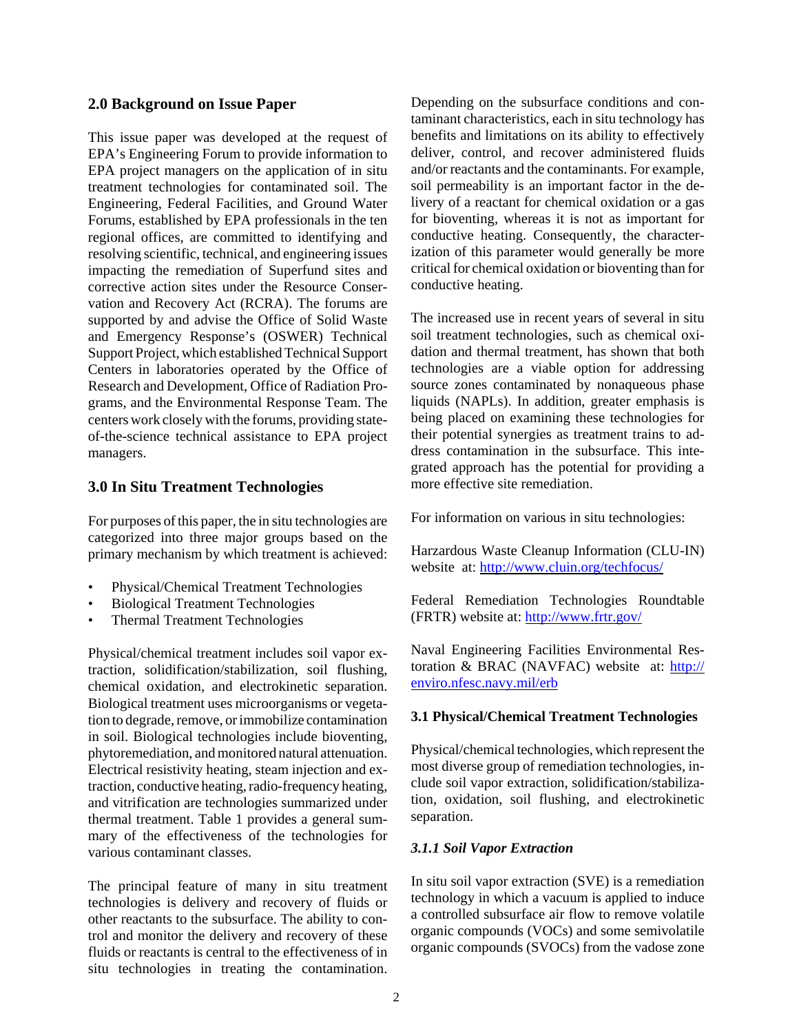## 2.0 Background on Issue Paper

This issue paper was developed at the request of EPA's Engineering Forum to provide information to EPA project managers on the application of in situ treatment technologies for contaminated soil. The Engineering, Federal Facilities, and Ground Water Forums, established by EPA professionals in the ten regional offices, are committed to identifying and resolving scientific, technical, and engineering issues impacting the remediation of Superfund sites and corrective action sites under the Resource Conservation and Recovery Act (RCRA). The forums are supported by and advise the Office of Solid Waste and Emergency Response's (OSWER) Technical Support Project, which established Technical Support Centers in laboratories operated by the Office of Research and Development, Office of Radiation Programs, and the Environmental Response Team. The centers work closely with the forums, providing state-of-the-science technical assistance to EPA project managers.

## 3.0 In Situ Treatment Technologies

For purposes of this paper, the in situ technologies are categorized into three major groups based on the primary mechanism by which treatment is achieved:

- Physical/Chemical Treatment Technologies
- Biological Treatment Technologies
- Thermal Treatment Technologies

Physical/chemical treatment includes soil vapor extraction, solidification/stabilization, soil flushing, chemical oxidation, and electrokinetic separation. Biological treatment uses microorganisms or vegetation to degrade, remove, or immobilize contamination in soil. Biological technologies include bioventing, phytoremediation, and monitored natural attenuation. Electrical resistivity heating, steam injection and extraction, conductive heating, radio-frequency heating, and vitrification are technologies summarized under thermal treatment. Table 1 provides a general summary of the effectiveness of the technologies for various contaminant classes.

The principal feature of many in situ treatment technologies is delivery and recovery of fluids or other reactants to the subsurface. The ability to control and monitor the delivery and recovery of these fluids or reactants is central to the effectiveness of in situ technologies in treating the contamination. Depending on the subsurface conditions and contaminant characteristics, each in situ technology has benefits and limitations on its ability to effectively deliver, control, and recover administered fluids and/or reactants and the contaminants. For example, soil permeability is an important factor in the delivery of a reactant for chemical oxidation or a gas for bioventing, whereas it is not as important for conductive heating. Consequently, the characterization of this parameter would generally be more critical for chemical oxidation or bioventing than for conductive heating.

The increased use in recent years of several in situ soil treatment technologies, such as chemical oxidation and thermal treatment, has shown that both technologies are a viable option for addressing source zones contaminated by nonaqueous phase liquids (NAPLs). In addition, greater emphasis is being placed on examining these technologies for their potential synergies as treatment trains to address contamination in the subsurface. This integrated approach has the potential for providing a more effective site remediation.

For information on various in situ technologies:

Harzardous Waste Cleanup Information (CLU-IN) website at: http://www.cluin.org/techfocus/

Federal Remediation Technologies Roundtable (FRTR) website at: http://www.frtr.gov/

Naval Engineering Facilities Environmental Restoration & BRAC (NAVFAC) website at: http://enviro.nfesc.navy.mil/erb

### 3.1 Physical/Chemical Treatment Technologies

Physical/chemical technologies, which represent the most diverse group of remediation technologies, include soil vapor extraction, solidification/stabilization, oxidation, soil flushing, and electrokinetic separation.

#### *3.1.1 Soil Vapor Extraction*

In situ soil vapor extraction (SVE) is a remediation technology in which a vacuum is applied to induce a controlled subsurface air flow to remove volatile organic compounds (VOCs) and some semivolatile organic compounds (SVOCs) from the vadose zone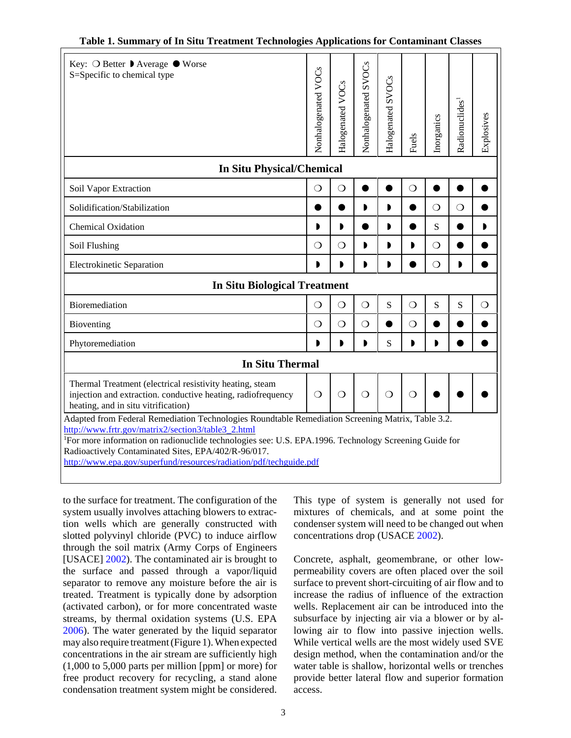**Table 1. Summary of In Situ Treatment Technologies Applications for Contaminant Classes**

| Key: ❍ Better ◗ Average ● Worse<br>S=Specific to chemical type | Nonhalogenated VOCs | Halogenated VOCs | Nonhalogenated SVOCs | Halogenated SVOCs | Fuels | Inorganics | Radionuclides[1] | Explosives |
|---|---|---|---|---|---|---|---|---|
| **In Situ Physical/Chemical** | | | | | | | | |
| Soil Vapor Extraction | ❍ | ❍ | ● | ● | ❍ | ● | ● | ● |
| Solidification/Stabilization | ● | ● | ◗ | ◗ | ● | ❍ | ❍ | ● |
| Chemical Oxidation | ◗ | ◗ | ● | ◗ | ● | S | ● | ◗ |
| Soil Flushing | ❍ | ❍ | ◗ | ◗ | ◗ | ❍ | ● | ● |
| Electrokinetic Separation | ◗ | ◗ | ◗ | ◗ | ● | ❍ | ◗ | ● |
| **In Situ Biological Treatment** | | | | | | | | |
| Bioremediation | ❍ | ❍ | ❍ | S | ❍ | S | S | ❍ |
| Bioventing | ❍ | ❍ | ❍ | ● | ❍ | ● | ● | ● |
| Phytoremediation | ◗ | ◗ | ◗ | S | ◗ | ◗ | ● | ● |
| **In Situ Thermal** | | | | | | | | |
| Thermal Treatment (electrical resistivity heating, steam injection and extraction. conductive heating, radiofrequency heating, and in situ vitrification) | ❍ | ❍ | ❍ | ❍ | ❍ | ● | ● | ● |

Adapted from Federal Remediation Technologies Roundtable Remediation Screening Matrix, Table 3.2. http://www.frtr.gov/matrix2/section3/table3_2.html

[1]For more information on radionuclide technologies see: U.S. EPA.1996. Technology Screening Guide for Radioactively Contaminated Sites, EPA/402/R-96/017. http://www.epa.gov/superfund/resources/radiation/pdf/techguide.pdf

to the surface for treatment. The configuration of the system usually involves attaching blowers to extraction wells which are generally constructed with slotted polyvinyl chloride (PVC) to induce airflow through the soil matrix (Army Corps of Engineers [USACE] 2002). The contaminated air is brought to the surface and passed through a vapor/liquid separator to remove any moisture before the air is treated. Treatment is typically done by adsorption (activated carbon), or for more concentrated waste streams, by thermal oxidation systems (U.S. EPA 2006). The water generated by the liquid separator may also require treatment (Figure 1). When expected concentrations in the air stream are sufficiently high (1,000 to 5,000 parts per million [ppm] or more) for free product recovery for recycling, a stand alone condensation treatment system might be considered. This type of system is generally not used for mixtures of chemicals, and at some point the condenser system will need to be changed out when concentrations drop (USACE 2002).

Concrete, asphalt, geomembrane, or other low-permeability covers are often placed over the soil surface to prevent short-circuiting of air flow and to increase the radius of influence of the extraction wells. Replacement air can be introduced into the subsurface by injecting air via a blower or by allowing air to flow into passive injection wells. While vertical wells are the most widely used SVE design method, when the contamination and/or the water table is shallow, horizontal wells or trenches provide better lateral flow and superior formation access.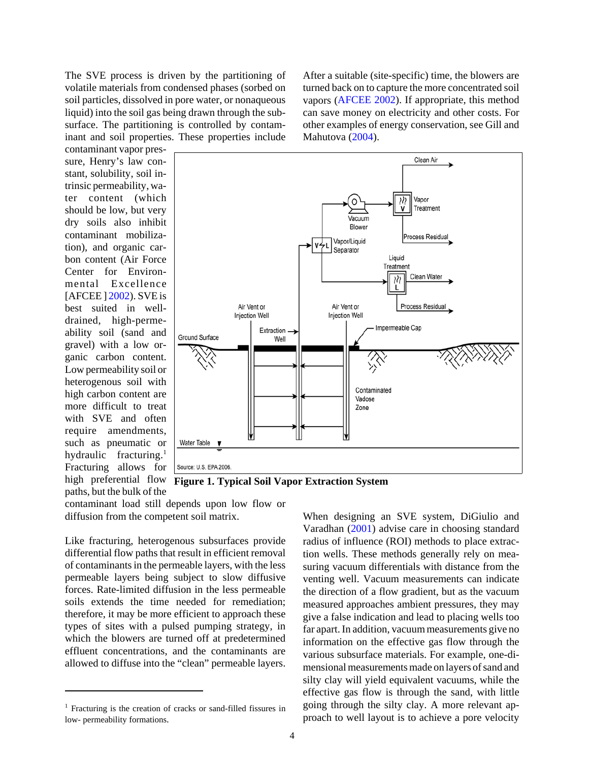The SVE process is driven by the partitioning of volatile materials from condensed phases (sorbed on soil particles, dissolved in pore water, or nonaqueous liquid) into the soil gas being drawn through the subsurface. The partitioning is controlled by contaminant and soil properties. These properties include contaminant vapor pressure, Henry's law constant, solubility, soil intrinsic permeability, water content (which should be low, but very dry soils also inhibit contaminant mobilization), and organic carbon content (Air Force Center for Environmental Excellence [AFCEE ] 2002). SVE is best suited in well-drained, high-permeability soil (sand and gravel) with a low organic carbon content. Low permeability soil or heterogenous soil with high carbon content are more difficult to treat with SVE and often require amendments, such as pneumatic or hydraulic fracturing.[1] Fracturing allows for high preferential flow paths, but the bulk of the contaminant load still depends upon low flow or diffusion from the competent soil matrix.

Like fracturing, heterogenous subsurfaces provide differential flow paths that result in efficient removal of contaminants in the permeable layers, with the less permeable layers being subject to slow diffusive forces. Rate-limited diffusion in the less permeable soils extends the time needed for remediation; therefore, it may be more efficient to approach these types of sites with a pulsed pumping strategy, in which the blowers are turned off at predetermined effluent concentrations, and the contaminants are allowed to diffuse into the "clean" permeable layers. After a suitable (site-specific) time, the blowers are turned back on to capture the more concentrated soil vapors (AFCEE 2002). If appropriate, this method can save money on electricity and other costs. For other examples of energy conservation, see Gill and Mahutova (2004).

**Figure 1. Typical Soil Vapor Extraction System**

When designing an SVE system, DiGiulio and Varadhan (2001) advise care in choosing standard radius of influence (ROI) methods to place extraction wells. These methods generally rely on measuring vacuum differentials with distance from the venting well. Vacuum measurements can indicate the direction of a flow gradient, but as the vacuum measured approaches ambient pressures, they may give a false indication and lead to placing wells too far apart. In addition, vacuum measurements give no information on the effective gas flow through the various subsurface materials. For example, one-dimensional measurements made on layers of sand and silty clay will yield equivalent vacuums, while the effective gas flow is through the sand, with little going through the silty clay. A more relevant approach to well layout is to achieve a pore velocity

[1] Fracturing is the creation of cracks or sand-filled fissures in low- permeability formations.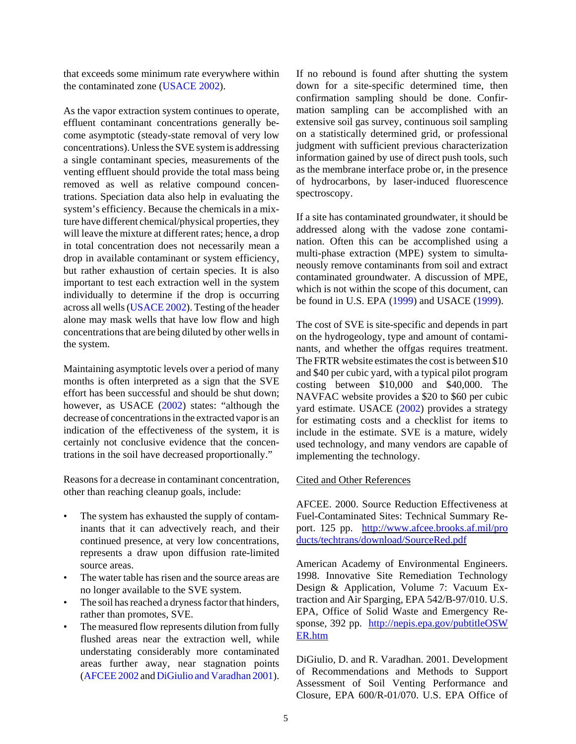that exceeds some minimum rate everywhere within the contaminated zone (USACE 2002).

As the vapor extraction system continues to operate, effluent contaminant concentrations generally become asymptotic (steady-state removal of very low concentrations). Unless the SVE system is addressing a single contaminant species, measurements of the venting effluent should provide the total mass being removed as well as relative compound concentrations. Speciation data also help in evaluating the system's efficiency. Because the chemicals in a mixture have different chemical/physical properties, they will leave the mixture at different rates; hence, a drop in total concentration does not necessarily mean a drop in available contaminant or system efficiency, but rather exhaustion of certain species. It is also important to test each extraction well in the system individually to determine if the drop is occurring across all wells (USACE 2002). Testing of the header alone may mask wells that have low flow and high concentrations that are being diluted by other wells in the system.

Maintaining asymptotic levels over a period of many months is often interpreted as a sign that the SVE effort has been successful and should be shut down; however, as USACE (2002) states: "although the decrease of concentrations in the extracted vapor is an indication of the effectiveness of the system, it is certainly not conclusive evidence that the concentrations in the soil have decreased proportionally."

Reasons for a decrease in contaminant concentration, other than reaching cleanup goals, include:

- The system has exhausted the supply of contaminants that it can advectively reach, and their continued presence, at very low concentrations, represents a draw upon diffusion rate-limited source areas.
- The water table has risen and the source areas are no longer available to the SVE system.
- The soil has reached a dryness factor that hinders, rather than promotes, SVE.
- The measured flow represents dilution from fully flushed areas near the extraction well, while understating considerably more contaminated areas further away, near stagnation points (AFCEE 2002 and DiGiulio and Varadhan 2001).

If no rebound is found after shutting the system down for a site-specific determined time, then confirmation sampling should be done. Confirmation sampling can be accomplished with an extensive soil gas survey, continuous soil sampling on a statistically determined grid, or professional judgment with sufficient previous characterization information gained by use of direct push tools, such as the membrane interface probe or, in the presence of hydrocarbons, by laser-induced fluorescence spectroscopy.

If a site has contaminated groundwater, it should be addressed along with the vadose zone contamination. Often this can be accomplished using a multi-phase extraction (MPE) system to simultaneously remove contaminants from soil and extract contaminated groundwater. A discussion of MPE, which is not within the scope of this document, can be found in U.S. EPA (1999) and USACE (1999).

The cost of SVE is site-specific and depends in part on the hydrogeology, type and amount of contaminants, and whether the offgas requires treatment. The FRTR website estimates the cost is between $10 and $40 per cubic yard, with a typical pilot program costing between $10,000 and $40,000. The NAVFAC website provides a $20 to $60 per cubic yard estimate. USACE (2002) provides a strategy for estimating costs and a checklist for items to include in the estimate. SVE is a mature, widely used technology, and many vendors are capable of implementing the technology.

## Cited and Other References

AFCEE. 2000. Source Reduction Effectiveness at Fuel-Contaminated Sites: Technical Summary Report. 125 pp. http://www.afcee.brooks.af.mil/products/techtrans/download/SourceRed.pdf

American Academy of Environmental Engineers. 1998. Innovative Site Remediation Technology Design & Application, Volume 7: Vacuum Extraction and Air Sparging, EPA 542/B-97/010. U.S. EPA, Office of Solid Waste and Emergency Response, 392 pp. http://nepis.epa.gov/pubtitleOSWER.htm

DiGiulio, D. and R. Varadhan. 2001. Development of Recommendations and Methods to Support Assessment of Soil Venting Performance and Closure, EPA 600/R-01/070. U.S. EPA Office of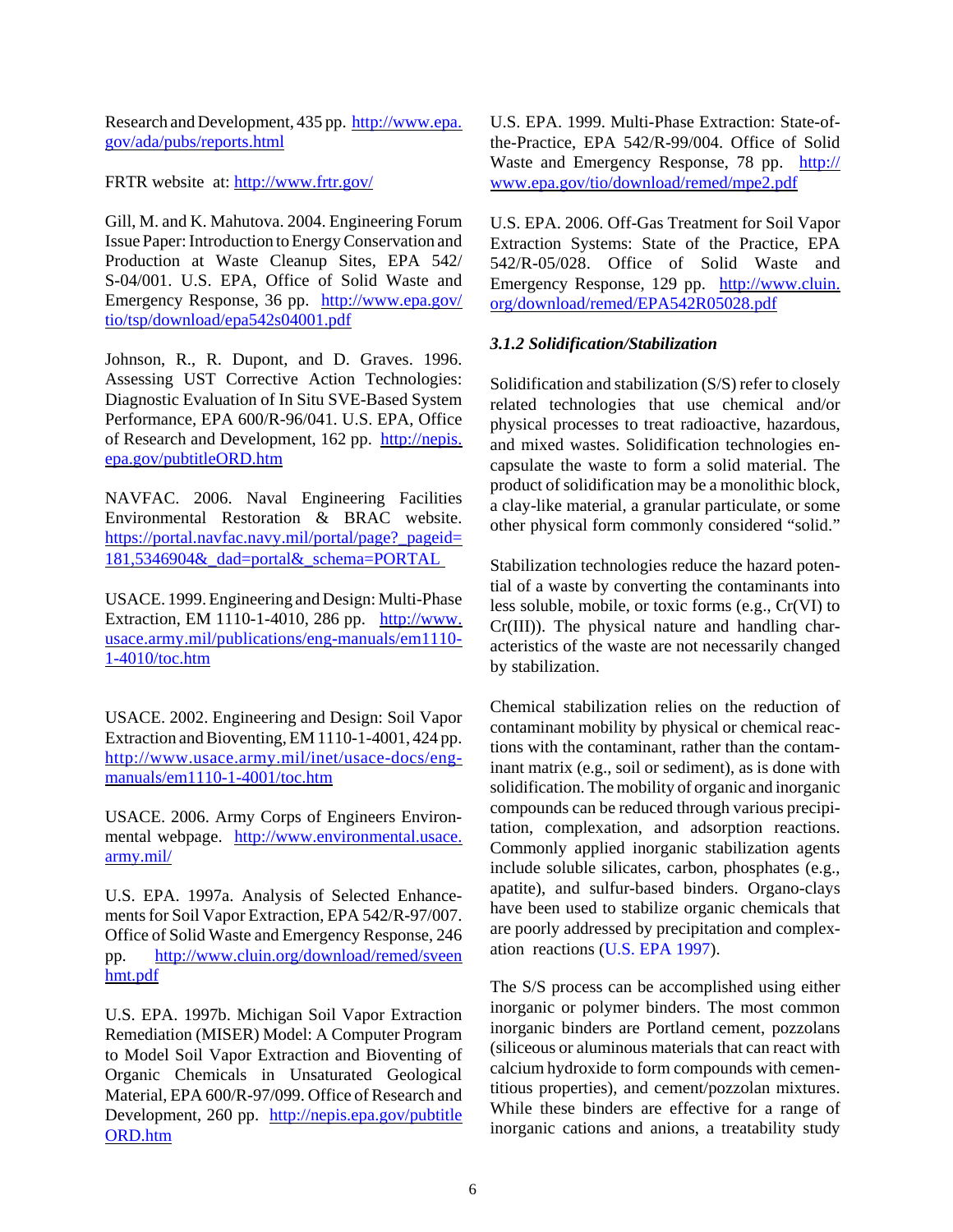Research and Development, 435 pp. http://www.epa.gov/ada/pubs/reports.html

FRTR website at: http://www.frtr.gov/

Gill, M. and K. Mahutova. 2004. Engineering Forum Issue Paper: Introduction to Energy Conservation and Production at Waste Cleanup Sites, EPA 542/S-04/001. U.S. EPA, Office of Solid Waste and Emergency Response, 36 pp. http://www.epa.gov/tio/tsp/download/epa542s04001.pdf

Johnson, R., R. Dupont, and D. Graves. 1996. Assessing UST Corrective Action Technologies: Diagnostic Evaluation of In Situ SVE-Based System Performance, EPA 600/R-96/041. U.S. EPA, Office of Research and Development, 162 pp. http://nepis.epa.gov/pubtitleORD.htm

NAVFAC. 2006. Naval Engineering Facilities Environmental Restoration & BRAC website. https://portal.navfac.navy.mil/portal/page?_pageid=181,5346904&_dad=portal&_schema=PORTAL

USACE. 1999. Engineering and Design: Multi-Phase Extraction, EM 1110-1-4010, 286 pp. http://www.usace.army.mil/publications/eng-manuals/em1110-1-4010/toc.htm

USACE. 2002. Engineering and Design: Soil Vapor Extraction and Bioventing, EM 1110-1-4001, 424 pp. http://www.usace.army.mil/inet/usace-docs/eng-manuals/em1110-1-4001/toc.htm

USACE. 2006. Army Corps of Engineers Environmental webpage. http://www.environmental.usace.army.mil/

U.S. EPA. 1997a. Analysis of Selected Enhancements for Soil Vapor Extraction, EPA 542/R-97/007. Office of Solid Waste and Emergency Response, 246 pp. http://www.cluin.org/download/remed/sveenhmt.pdf

U.S. EPA. 1997b. Michigan Soil Vapor Extraction Remediation (MISER) Model: A Computer Program to Model Soil Vapor Extraction and Bioventing of Organic Chemicals in Unsaturated Geological Material, EPA 600/R-97/099. Office of Research and Development, 260 pp. http://nepis.epa.gov/pubtitleORD.htm

U.S. EPA. 1999. Multi-Phase Extraction: State-of-the-Practice, EPA 542/R-99/004. Office of Solid Waste and Emergency Response, 78 pp. http://www.epa.gov/tio/download/remed/mpe2.pdf

U.S. EPA. 2006. Off-Gas Treatment for Soil Vapor Extraction Systems: State of the Practice, EPA 542/R-05/028. Office of Solid Waste and Emergency Response, 129 pp. http://www.cluin.org/download/remed/EPA542R05028.pdf

### *3.1.2 Solidification/Stabilization*

Solidification and stabilization (S/S) refer to closely related technologies that use chemical and/or physical processes to treat radioactive, hazardous, and mixed wastes. Solidification technologies encapsulate the waste to form a solid material. The product of solidification may be a monolithic block, a clay-like material, a granular particulate, or some other physical form commonly considered "solid."

Stabilization technologies reduce the hazard potential of a waste by converting the contaminants into less soluble, mobile, or toxic forms (e.g., Cr(VI) to Cr(III)). The physical nature and handling characteristics of the waste are not necessarily changed by stabilization.

Chemical stabilization relies on the reduction of contaminant mobility by physical or chemical reactions with the contaminant, rather than the contaminant matrix (e.g., soil or sediment), as is done with solidification. The mobility of organic and inorganic compounds can be reduced through various precipitation, complexation, and adsorption reactions. Commonly applied inorganic stabilization agents include soluble silicates, carbon, phosphates (e.g., apatite), and sulfur-based binders. Organo-clays have been used to stabilize organic chemicals that are poorly addressed by precipitation and complexation reactions (U.S. EPA 1997).

The S/S process can be accomplished using either inorganic or polymer binders. The most common inorganic binders are Portland cement, pozzolans (siliceous or aluminous materials that can react with calcium hydroxide to form compounds with cementitious properties), and cement/pozzolan mixtures. While these binders are effective for a range of inorganic cations and anions, a treatability study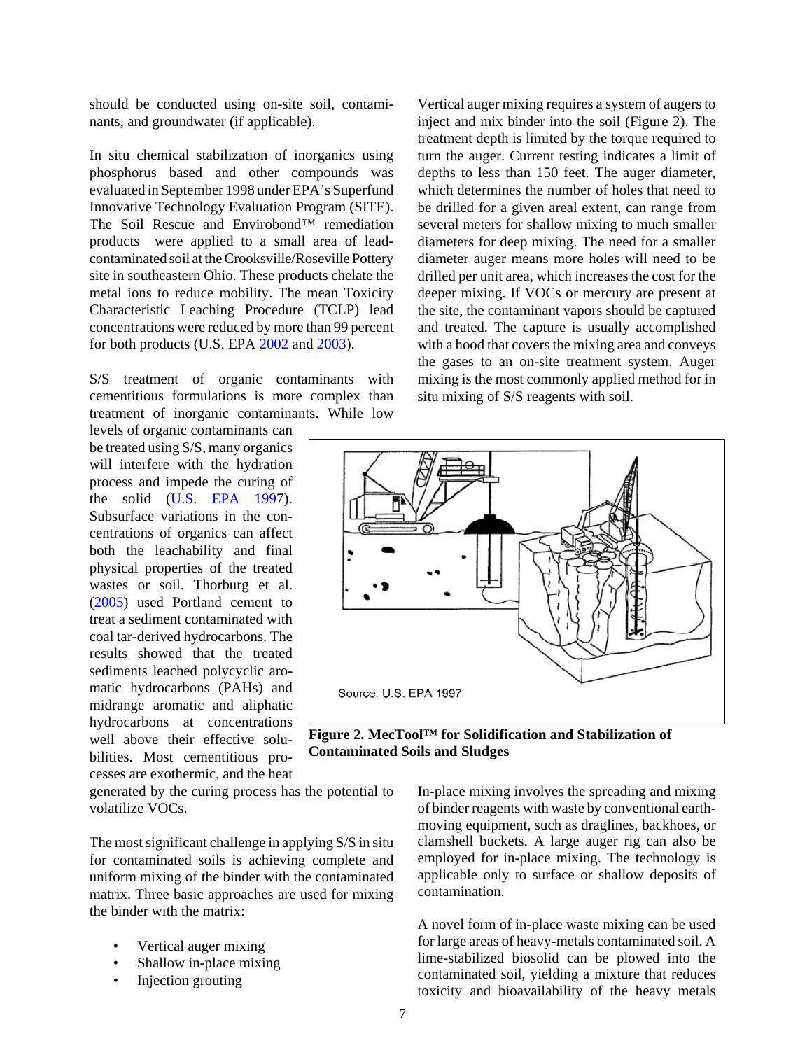should be conducted using on-site soil, contaminants, and groundwater (if applicable).

In situ chemical stabilization of inorganics using phosphorus based and other compounds was evaluated in September 1998 under EPA's Superfund Innovative Technology Evaluation Program (SITE). The Soil Rescue and Envirobond™ remediation products were applied to a small area of lead-contaminated soil at the Crooksville/Roseville Pottery site in southeastern Ohio. These products chelate the metal ions to reduce mobility. The mean Toxicity Characteristic Leaching Procedure (TCLP) lead concentrations were reduced by more than 99 percent for both products (U.S. EPA 2002 and 2003).

S/S treatment of organic contaminants with cementitious formulations is more complex than treatment of inorganic contaminants. While low levels of organic contaminants can be treated using S/S, many organics will interfere with the hydration process and impede the curing of the solid (U.S. EPA 1997). Subsurface variations in the concentrations of organics can affect both the leachability and final physical properties of the treated wastes or soil. Thorburg et al. (2005) used Portland cement to treat a sediment contaminated with coal tar-derived hydrocarbons. The results showed that the treated sediments leached polycyclic aromatic hydrocarbons (PAHs) and midrange aromatic and aliphatic hydrocarbons at concentrations well above their effective solubilities. Most cementitious processes are exothermic, and the heat generated by the curing process has the potential to volatilize VOCs.

The most significant challenge in applying S/S in situ for contaminated soils is achieving complete and uniform mixing of the binder with the contaminated matrix. Three basic approaches are used for mixing the binder with the matrix:

- Vertical auger mixing
- Shallow in-place mixing
- Injection grouting

Vertical auger mixing requires a system of augers to inject and mix binder into the soil (Figure 2). The treatment depth is limited by the torque required to turn the auger. Current testing indicates a limit of depths to less than 150 feet. The auger diameter, which determines the number of holes that need to be drilled for a given areal extent, can range from several meters for shallow mixing to much smaller diameters for deep mixing. The need for a smaller diameter auger means more holes will need to be drilled per unit area, which increases the cost for the deeper mixing. If VOCs or mercury are present at the site, the contaminant vapors should be captured and treated. The capture is usually accomplished with a hood that covers the mixing area and conveys the gases to an on-site treatment system. Auger mixing is the most commonly applied method for in situ mixing of S/S reagents with soil.

Source: U.S. EPA 1997

**Figure 2. MecTool™ for Solidification and Stabilization of Contaminated Soils and Sludges**

In-place mixing involves the spreading and mixing of binder reagents with waste by conventional earth-moving equipment, such as draglines, backhoes, or clamshell buckets. A large auger rig can also be employed for in-place mixing. The technology is applicable only to surface or shallow deposits of contamination.

A novel form of in-place waste mixing can be used for large areas of heavy-metals contaminated soil. A lime-stabilized biosolid can be plowed into the contaminated soil, yielding a mixture that reduces toxicity and bioavailability of the heavy metals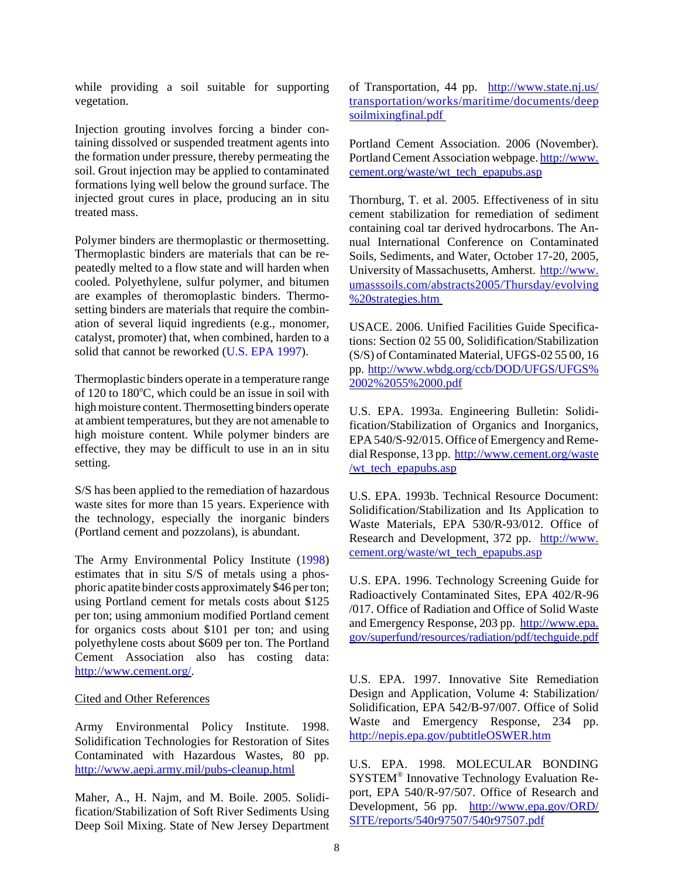while providing a soil suitable for supporting vegetation.

Injection grouting involves forcing a binder containing dissolved or suspended treatment agents into the formation under pressure, thereby permeating the soil. Grout injection may be applied to contaminated formations lying well below the ground surface. The injected grout cures in place, producing an in situ treated mass.

Polymer binders are thermoplastic or thermosetting. Thermoplastic binders are materials that can be repeatedly melted to a flow state and will harden when cooled. Polyethylene, sulfur polymer, and bitumen are examples of theromoplastic binders. Thermosetting binders are materials that require the combination of several liquid ingredients (e.g., monomer, catalyst, promoter) that, when combined, harden to a solid that cannot be reworked (U.S. EPA 1997).

Thermoplastic binders operate in a temperature range of 120 to 180°C, which could be an issue in soil with high moisture content. Thermosetting binders operate at ambient temperatures, but they are not amenable to high moisture content. While polymer binders are effective, they may be difficult to use in an in situ setting.

S/S has been applied to the remediation of hazardous waste sites for more than 15 years. Experience with the technology, especially the inorganic binders (Portland cement and pozzolans), is abundant.

The Army Environmental Policy Institute (1998) estimates that in situ S/S of metals using a phosphoric apatite binder costs approximately $46 per ton; using Portland cement for metals costs about $125 per ton; using ammonium modified Portland cement for organics costs about $101 per ton; and using polyethylene costs about $609 per ton. The Portland Cement Association also has costing data: http://www.cement.org/.

Cited and Other References

Army Environmental Policy Institute. 1998. Solidification Technologies for Restoration of Sites Contaminated with Hazardous Wastes, 80 pp. http://www.aepi.army.mil/pubs-cleanup.html

Maher, A., H. Najm, and M. Boile. 2005. Solidification/Stabilization of Soft River Sediments Using Deep Soil Mixing. State of New Jersey Department of Transportation, 44 pp. http://www.state.nj.us/transportation/works/maritime/documents/deepsoilmixingfinal.pdf

Portland Cement Association. 2006 (November). Portland Cement Association webpage. http://www.cement.org/waste/wt_tech_epapubs.asp

Thornburg, T. et al. 2005. Effectiveness of in situ cement stabilization for remediation of sediment containing coal tar derived hydrocarbons. The Annual International Conference on Contaminated Soils, Sediments, and Water, October 17-20, 2005, University of Massachusetts, Amherst. http://www.umasssoils.com/abstracts2005/Thursday/evolving%20strategies.htm

USACE. 2006. Unified Facilities Guide Specifications: Section 02 55 00, Solidification/Stabilization (S/S) of Contaminated Material, UFGS-02 55 00, 16 pp. http://www.wbdg.org/ccb/DOD/UFGS/UFGS%2002%2055%2000.pdf

U.S. EPA. 1993a. Engineering Bulletin: Solidification/Stabilization of Organics and Inorganics, EPA 540/S-92/015. Office of Emergency and Remedial Response, 13 pp. http://www.cement.org/waste/wt_tech_epapubs.asp

U.S. EPA. 1993b. Technical Resource Document: Solidification/Stabilization and Its Application to Waste Materials, EPA 530/R-93/012. Office of Research and Development, 372 pp. http://www.cement.org/waste/wt_tech_epapubs.asp

U.S. EPA. 1996. Technology Screening Guide for Radioactively Contaminated Sites, EPA 402/R-96/017. Office of Radiation and Office of Solid Waste and Emergency Response, 203 pp. http://www.epa.gov/superfund/resources/radiation/pdf/techguide.pdf

U.S. EPA. 1997. Innovative Site Remediation Design and Application, Volume 4: Stabilization/Solidification, EPA 542/B-97/007. Office of Solid Waste and Emergency Response, 234 pp. http://nepis.epa.gov/pubtitleOSWER.htm

U.S. EPA. 1998. MOLECULAR BONDING SYSTEM® Innovative Technology Evaluation Report, EPA 540/R-97/507. Office of Research and Development, 56 pp. http://www.epa.gov/ORD/SITE/reports/540r97507/540r97507.pdf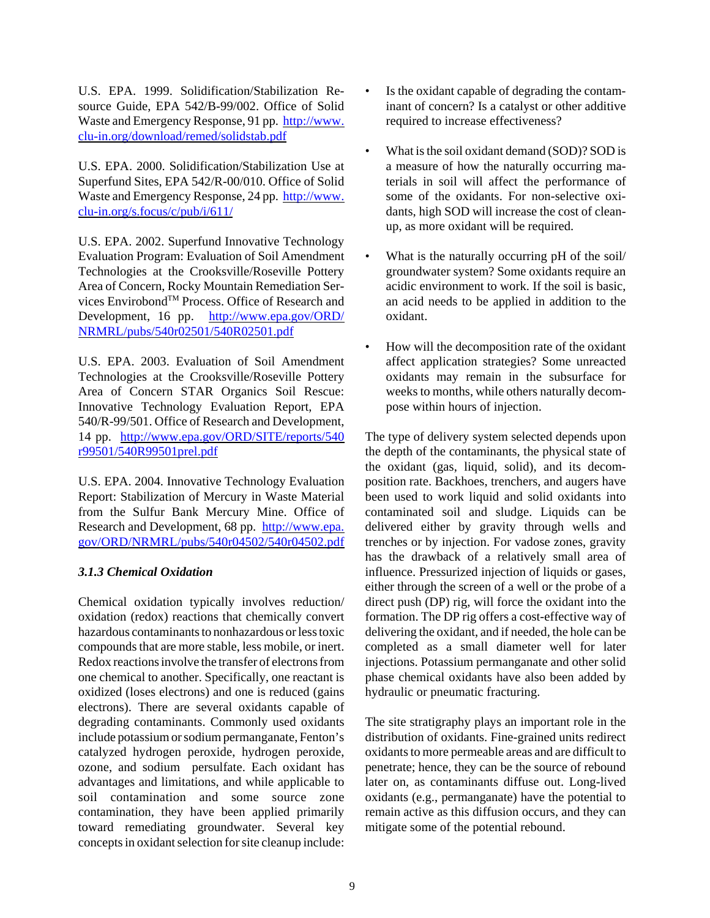U.S. EPA. 1999. Solidification/Stabilization Resource Guide, EPA 542/B-99/002. Office of Solid Waste and Emergency Response, 91 pp. http://www.clu-in.org/download/remed/solidstab.pdf

U.S. EPA. 2000. Solidification/Stabilization Use at Superfund Sites, EPA 542/R-00/010. Office of Solid Waste and Emergency Response, 24 pp. http://www.clu-in.org/s.focus/c/pub/i/611/

U.S. EPA. 2002. Superfund Innovative Technology Evaluation Program: Evaluation of Soil Amendment Technologies at the Crooksville/Roseville Pottery Area of Concern, Rocky Mountain Remediation Services Envirobond™ Process. Office of Research and Development, 16 pp. http://www.epa.gov/ORD/NRMRL/pubs/540r02501/540R02501.pdf

U.S. EPA. 2003. Evaluation of Soil Amendment Technologies at the Crooksville/Roseville Pottery Area of Concern STAR Organics Soil Rescue: Innovative Technology Evaluation Report, EPA 540/R-99/501. Office of Research and Development, 14 pp. http://www.epa.gov/ORD/SITE/reports/540r99501/540R99501prel.pdf

U.S. EPA. 2004. Innovative Technology Evaluation Report: Stabilization of Mercury in Waste Material from the Sulfur Bank Mercury Mine. Office of Research and Development, 68 pp. http://www.epa.gov/ORD/NRMRL/pubs/540r04502/540r04502.pdf

### *3.1.3 Chemical Oxidation*

Chemical oxidation typically involves reduction/oxidation (redox) reactions that chemically convert hazardous contaminants to nonhazardous or less toxic compounds that are more stable, less mobile, or inert. Redox reactions involve the transfer of electrons from one chemical to another. Specifically, one reactant is oxidized (loses electrons) and one is reduced (gains electrons). There are several oxidants capable of degrading contaminants. Commonly used oxidants include potassium or sodium permanganate, Fenton's catalyzed hydrogen peroxide, hydrogen peroxide, ozone, and sodium persulfate. Each oxidant has advantages and limitations, and while applicable to soil contamination and some source zone contamination, they have been applied primarily toward remediating groundwater. Several key concepts in oxidant selection for site cleanup include:

- Is the oxidant capable of degrading the contaminant of concern? Is a catalyst or other additive required to increase effectiveness?
- What is the soil oxidant demand (SOD)? SOD is a measure of how the naturally occurring materials in soil will affect the performance of some of the oxidants. For non-selective oxidants, high SOD will increase the cost of cleanup, as more oxidant will be required.
- What is the naturally occurring pH of the soil/groundwater system? Some oxidants require an acidic environment to work. If the soil is basic, an acid needs to be applied in addition to the oxidant.
- How will the decomposition rate of the oxidant affect application strategies? Some unreacted oxidants may remain in the subsurface for weeks to months, while others naturally decompose within hours of injection.

The type of delivery system selected depends upon the depth of the contaminants, the physical state of the oxidant (gas, liquid, solid), and its decomposition rate. Backhoes, trenchers, and augers have been used to work liquid and solid oxidants into contaminated soil and sludge. Liquids can be delivered either by gravity through wells and trenches or by injection. For vadose zones, gravity has the drawback of a relatively small area of influence. Pressurized injection of liquids or gases, either through the screen of a well or the probe of a direct push (DP) rig, will force the oxidant into the formation. The DP rig offers a cost-effective way of delivering the oxidant, and if needed, the hole can be completed as a small diameter well for later injections. Potassium permanganate and other solid phase chemical oxidants have also been added by hydraulic or pneumatic fracturing.

The site stratigraphy plays an important role in the distribution of oxidants. Fine-grained units redirect oxidants to more permeable areas and are difficult to penetrate; hence, they can be the source of rebound later on, as contaminants diffuse out. Long-lived oxidants (e.g., permanganate) have the potential to remain active as this diffusion occurs, and they can mitigate some of the potential rebound.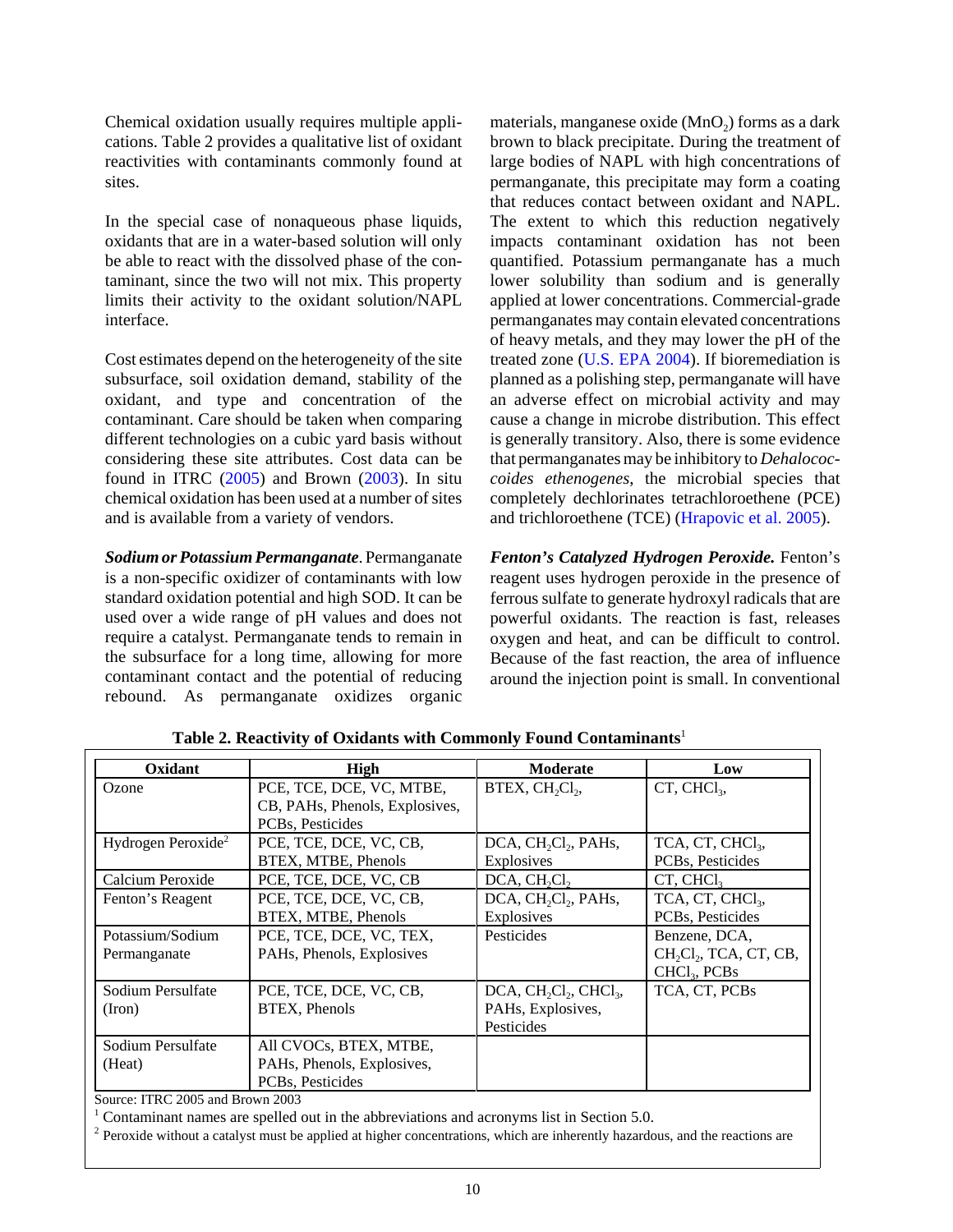Chemical oxidation usually requires multiple applications. Table 2 provides a qualitative list of oxidant reactivities with contaminants commonly found at sites.

In the special case of nonaqueous phase liquids, oxidants that are in a water-based solution will only be able to react with the dissolved phase of the contaminant, since the two will not mix. This property limits their activity to the oxidant solution/NAPL interface.

Cost estimates depend on the heterogeneity of the site subsurface, soil oxidation demand, stability of the oxidant, and type and concentration of the contaminant. Care should be taken when comparing different technologies on a cubic yard basis without considering these site attributes. Cost data can be found in ITRC (2005) and Brown (2003). In situ chemical oxidation has been used at a number of sites and is available from a variety of vendors.

***Sodium or Potassium Permanganate***. Permanganate is a non-specific oxidizer of contaminants with low standard oxidation potential and high SOD. It can be used over a wide range of pH values and does not require a catalyst. Permanganate tends to remain in the subsurface for a long time, allowing for more contaminant contact and the potential of reducing rebound. As permanganate oxidizes organic materials, manganese oxide ($MnO_2$) forms as a dark brown to black precipitate. During the treatment of large bodies of NAPL with high concentrations of permanganate, this precipitate may form a coating that reduces contact between oxidant and NAPL. The extent to which this reduction negatively impacts contaminant oxidation has not been quantified. Potassium permanganate has a much lower solubility than sodium and is generally applied at lower concentrations. Commercial-grade permanganates may contain elevated concentrations of heavy metals, and they may lower the pH of the treated zone (U.S. EPA 2004). If bioremediation is planned as a polishing step, permanganate will have an adverse effect on microbial activity and may cause a change in microbe distribution. This effect is generally transitory. Also, there is some evidence that permanganates may be inhibitory to *Dehalococcoides ethenogenes*, the microbial species that completely dechlorinates tetrachloroethene (PCE) and trichloroethene (TCE) (Hrapovic et al. 2005).

***Fenton's Catalyzed Hydrogen Peroxide.*** Fenton's reagent uses hydrogen peroxide in the presence of ferrous sulfate to generate hydroxyl radicals that are powerful oxidants. The reaction is fast, releases oxygen and heat, and can be difficult to control. Because of the fast reaction, the area of influence around the injection point is small. In conventional

**Table 2. Reactivity of Oxidants with Commonly Found Contaminants**[1]

| Oxidant | High | Moderate | Low |
|---|---|---|---|
| Ozone | PCE, TCE, DCE, VC, MTBE, CB, PAHs, Phenols, Explosives, PCBs, Pesticides | BTEX, $CH_2Cl_2$, | CT, $CHCl_3$, |
| Hydrogen Peroxide[2] | PCE, TCE, DCE, VC, CB, BTEX, MTBE, Phenols | DCA, $CH_2Cl_2$, PAHs, Explosives | TCA, CT, $CHCl_3$, PCBs, Pesticides |
| Calcium Peroxide | PCE, TCE, DCE, VC, CB | DCA, $CH_2Cl_2$ | CT, $CHCl_3$ |
| Fenton's Reagent | PCE, TCE, DCE, VC, CB, BTEX, MTBE, Phenols | DCA, $CH_2Cl_2$, PAHs, Explosives | TCA, CT, $CHCl_3$, PCBs, Pesticides |
| Potassium/Sodium Permanganate | PCE, TCE, DCE, VC, TEX, PAHs, Phenols, Explosives | Pesticides | Benzene, DCA, $CH_2Cl_2$, TCA, CT, CB, $CHCl_3$, PCBs |
| Sodium Persulfate (Iron) | PCE, TCE, DCE, VC, CB, BTEX, Phenols | DCA, $CH_2Cl_2$, $CHCl_3$, PAHs, Explosives, Pesticides | TCA, CT, PCBs |
| Sodium Persulfate (Heat) | All CVOCs, BTEX, MTBE, PAHs, Phenols, Explosives, PCBs, Pesticides | | |

Source: ITRC 2005 and Brown 2003

[1] Contaminant names are spelled out in the abbreviations and acronyms list in Section 5.0.

[2] Peroxide without a catalyst must be applied at higher concentrations, which are inherently hazardous, and the reactions are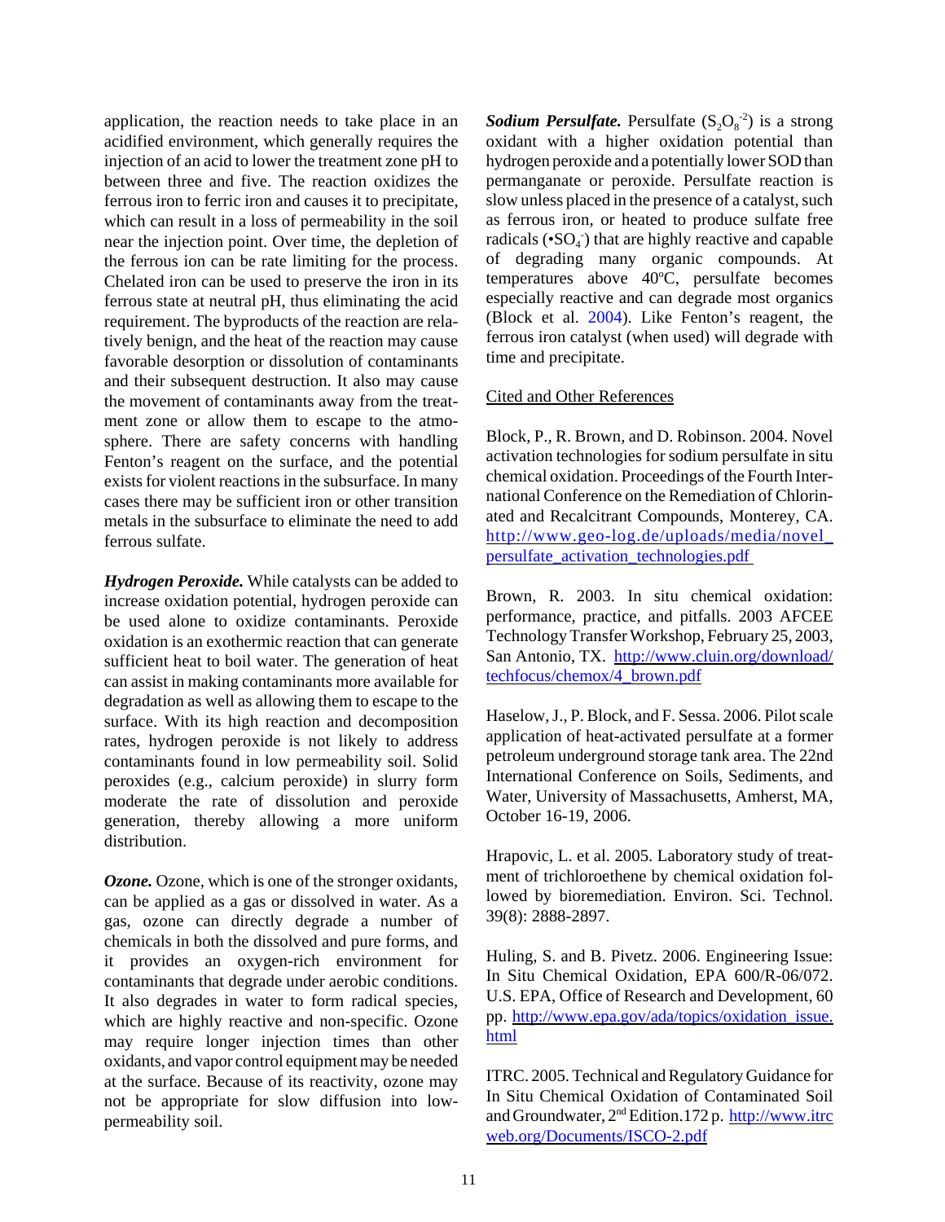application, the reaction needs to take place in an acidified environment, which generally requires the injection of an acid to lower the treatment zone pH to between three and five. The reaction oxidizes the ferrous iron to ferric iron and causes it to precipitate, which can result in a loss of permeability in the soil near the injection point. Over time, the depletion of the ferrous ion can be rate limiting for the process. Chelated iron can be used to preserve the iron in its ferrous state at neutral pH, thus eliminating the acid requirement. The byproducts of the reaction are relatively benign, and the heat of the reaction may cause favorable desorption or dissolution of contaminants and their subsequent destruction. It also may cause the movement of contaminants away from the treatment zone or allow them to escape to the atmosphere. There are safety concerns with handling Fenton's reagent on the surface, and the potential exists for violent reactions in the subsurface. In many cases there may be sufficient iron or other transition metals in the subsurface to eliminate the need to add ferrous sulfate.

***Hydrogen Peroxide.*** While catalysts can be added to increase oxidation potential, hydrogen peroxide can be used alone to oxidize contaminants. Peroxide oxidation is an exothermic reaction that can generate sufficient heat to boil water. The generation of heat can assist in making contaminants more available for degradation as well as allowing them to escape to the surface. With its high reaction and decomposition rates, hydrogen peroxide is not likely to address contaminants found in low permeability soil. Solid peroxides (e.g., calcium peroxide) in slurry form moderate the rate of dissolution and peroxide generation, thereby allowing a more uniform distribution.

***Ozone.*** Ozone, which is one of the stronger oxidants, can be applied as a gas or dissolved in water. As a gas, ozone can directly degrade a number of chemicals in both the dissolved and pure forms, and it provides an oxygen-rich environment for contaminants that degrade under aerobic conditions. It also degrades in water to form radical species, which are highly reactive and non-specific. Ozone may require longer injection times than other oxidants, and vapor control equipment may be needed at the surface. Because of its reactivity, ozone may not be appropriate for slow diffusion into low-permeability soil.

***Sodium Persulfate.*** Persulfate ($S_2O_8^{-2}$) is a strong oxidant with a higher oxidation potential than hydrogen peroxide and a potentially lower SOD than permanganate or peroxide. Persulfate reaction is slow unless placed in the presence of a catalyst, such as ferrous iron, or heated to produce sulfate free radicals ($\bullet SO_4^-$) that are highly reactive and capable of degrading many organic compounds. At temperatures above 40ºC, persulfate becomes especially reactive and can degrade most organics (Block et al. 2004). Like Fenton's reagent, the ferrous iron catalyst (when used) will degrade with time and precipitate.

Cited and Other References

Block, P., R. Brown, and D. Robinson. 2004. Novel activation technologies for sodium persulfate in situ chemical oxidation. Proceedings of the Fourth International Conference on the Remediation of Chlorinated and Recalcitrant Compounds, Monterey, CA. http://www.geo-log.de/uploads/media/novel_persulfate_activation_technologies.pdf

Brown, R. 2003. In situ chemical oxidation: performance, practice, and pitfalls. 2003 AFCEE Technology Transfer Workshop, February 25, 2003, San Antonio, TX. http://www.cluin.org/download/techfocus/chemox/4_brown.pdf

Haselow, J., P. Block, and F. Sessa. 2006. Pilot scale application of heat-activated persulfate at a former petroleum underground storage tank area. The 22nd International Conference on Soils, Sediments, and Water, University of Massachusetts, Amherst, MA, October 16-19, 2006.

Hrapovic, L. et al. 2005. Laboratory study of treatment of trichloroethene by chemical oxidation followed by bioremediation. Environ. Sci. Technol. 39(8): 2888-2897.

Huling, S. and B. Pivetz. 2006. Engineering Issue: In Situ Chemical Oxidation, EPA 600/R-06/072. U.S. EPA, Office of Research and Development, 60 pp. http://www.epa.gov/ada/topics/oxidation_issue.html

ITRC. 2005. Technical and Regulatory Guidance for In Situ Chemical Oxidation of Contaminated Soil and Groundwater, 2nd Edition.172 p. http://www.itrcweb.org/Documents/ISCO-2.pdf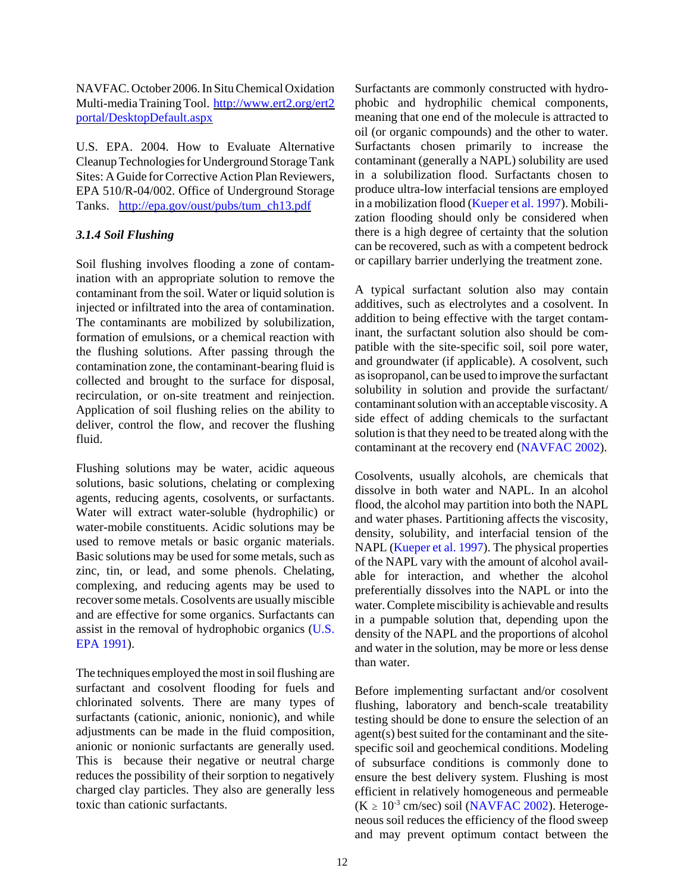NAVFAC. October 2006. In Situ Chemical Oxidation Multi-media Training Tool. http://www.ert2.org/ert2portal/DesktopDefault.aspx

U.S. EPA. 2004. How to Evaluate Alternative Cleanup Technologies for Underground Storage Tank Sites: A Guide for Corrective Action Plan Reviewers, EPA 510/R-04/002. Office of Underground Storage Tanks. http://epa.gov/oust/pubs/tum_ch13.pdf

### *3.1.4 Soil Flushing*

Soil flushing involves flooding a zone of contamination with an appropriate solution to remove the contaminant from the soil. Water or liquid solution is injected or infiltrated into the area of contamination. The contaminants are mobilized by solubilization, formation of emulsions, or a chemical reaction with the flushing solutions. After passing through the contamination zone, the contaminant-bearing fluid is collected and brought to the surface for disposal, recirculation, or on-site treatment and reinjection. Application of soil flushing relies on the ability to deliver, control the flow, and recover the flushing fluid.

Flushing solutions may be water, acidic aqueous solutions, basic solutions, chelating or complexing agents, reducing agents, cosolvents, or surfactants. Water will extract water-soluble (hydrophilic) or water-mobile constituents. Acidic solutions may be used to remove metals or basic organic materials. Basic solutions may be used for some metals, such as zinc, tin, or lead, and some phenols. Chelating, complexing, and reducing agents may be used to recover some metals. Cosolvents are usually miscible and are effective for some organics. Surfactants can assist in the removal of hydrophobic organics (U.S. EPA 1991).

The techniques employed the most in soil flushing are surfactant and cosolvent flooding for fuels and chlorinated solvents. There are many types of surfactants (cationic, anionic, nonionic), and while adjustments can be made in the fluid composition, anionic or nonionic surfactants are generally used. This is because their negative or neutral charge reduces the possibility of their sorption to negatively charged clay particles. They also are generally less toxic than cationic surfactants.

Surfactants are commonly constructed with hydrophobic and hydrophilic chemical components, meaning that one end of the molecule is attracted to oil (or organic compounds) and the other to water. Surfactants chosen primarily to increase the contaminant (generally a NAPL) solubility are used in a solubilization flood. Surfactants chosen to produce ultra-low interfacial tensions are employed in a mobilization flood (Kueper et al. 1997). Mobilization flooding should only be considered when there is a high degree of certainty that the solution can be recovered, such as with a competent bedrock or capillary barrier underlying the treatment zone.

A typical surfactant solution also may contain additives, such as electrolytes and a cosolvent. In addition to being effective with the target contaminant, the surfactant solution also should be compatible with the site-specific soil, soil pore water, and groundwater (if applicable). A cosolvent, such as isopropanol, can be used to improve the surfactant solubility in solution and provide the surfactant/contaminant solution with an acceptable viscosity. A side effect of adding chemicals to the surfactant solution is that they need to be treated along with the contaminant at the recovery end (NAVFAC 2002).

Cosolvents, usually alcohols, are chemicals that dissolve in both water and NAPL. In an alcohol flood, the alcohol may partition into both the NAPL and water phases. Partitioning affects the viscosity, density, solubility, and interfacial tension of the NAPL (Kueper et al. 1997). The physical properties of the NAPL vary with the amount of alcohol available for interaction, and whether the alcohol preferentially dissolves into the NAPL or into the water. Complete miscibility is achievable and results in a pumpable solution that, depending upon the density of the NAPL and the proportions of alcohol and water in the solution, may be more or less dense than water.

Before implementing surfactant and/or cosolvent flushing, laboratory and bench-scale treatability testing should be done to ensure the selection of an agent(s) best suited for the contaminant and the site-specific soil and geochemical conditions. Modeling of subsurface conditions is commonly done to ensure the best delivery system. Flushing is most efficient in relatively homogeneous and permeable ($K \geq 10^{-3}$ cm/sec) soil (NAVFAC 2002). Heterogeneous soil reduces the efficiency of the flood sweep and may prevent optimum contact between the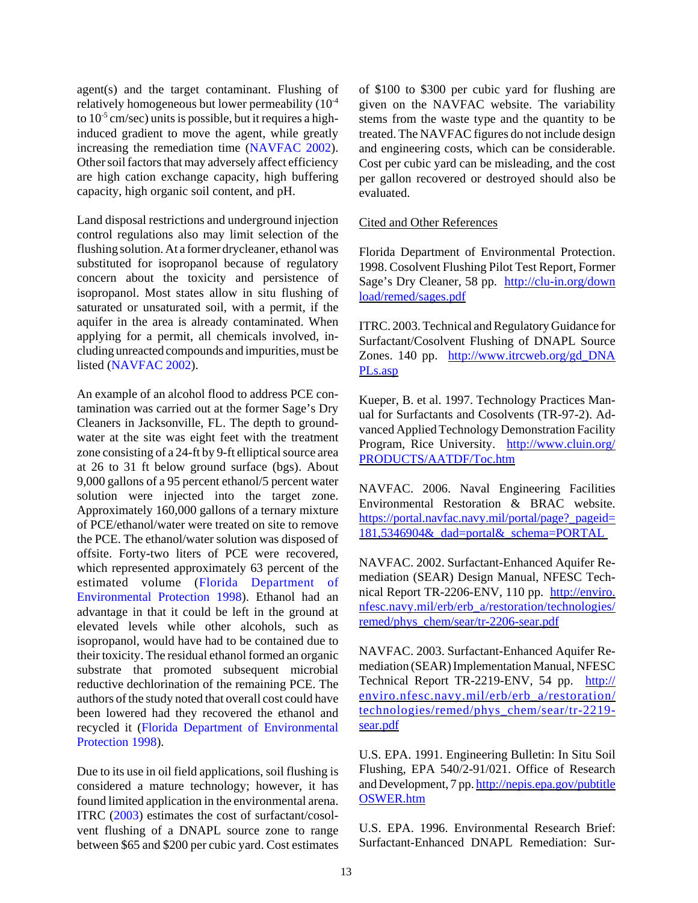agent(s) and the target contaminant. Flushing of relatively homogeneous but lower permeability ($10^{-4}$ to $10^{-5}$ cm/sec) units is possible, but it requires a high-induced gradient to move the agent, while greatly increasing the remediation time (NAVFAC 2002). Other soil factors that may adversely affect efficiency are high cation exchange capacity, high buffering capacity, high organic soil content, and pH.

Land disposal restrictions and underground injection control regulations also may limit selection of the flushing solution. At a former drycleaner, ethanol was substituted for isopropanol because of regulatory concern about the toxicity and persistence of isopropanol. Most states allow in situ flushing of saturated or unsaturated soil, with a permit, if the aquifer in the area is already contaminated. When applying for a permit, all chemicals involved, including unreacted compounds and impurities, must be listed (NAVFAC 2002).

An example of an alcohol flood to address PCE contamination was carried out at the former Sage's Dry Cleaners in Jacksonville, FL. The depth to groundwater at the site was eight feet with the treatment zone consisting of a 24-ft by 9-ft elliptical source area at 26 to 31 ft below ground surface (bgs). About 9,000 gallons of a 95 percent ethanol/5 percent water solution were injected into the target zone. Approximately 160,000 gallons of a ternary mixture of PCE/ethanol/water were treated on site to remove the PCE. The ethanol/water solution was disposed of offsite. Forty-two liters of PCE were recovered, which represented approximately 63 percent of the estimated volume (Florida Department of Environmental Protection 1998). Ethanol had an advantage in that it could be left in the ground at elevated levels while other alcohols, such as isopropanol, would have had to be contained due to their toxicity. The residual ethanol formed an organic substrate that promoted subsequent microbial reductive dechlorination of the remaining PCE. The authors of the study noted that overall cost could have been lowered had they recovered the ethanol and recycled it (Florida Department of Environmental Protection 1998).

Due to its use in oil field applications, soil flushing is considered a mature technology; however, it has found limited application in the environmental arena. ITRC (2003) estimates the cost of surfactant/cosolvent flushing of a DNAPL source zone to range between $65 and $200 per cubic yard. Cost estimates of $100 to $300 per cubic yard for flushing are given on the NAVFAC website. The variability stems from the waste type and the quantity to be treated. The NAVFAC figures do not include design and engineering costs, which can be considerable. Cost per cubic yard can be misleading, and the cost per gallon recovered or destroyed should also be evaluated.

Cited and Other References

Florida Department of Environmental Protection. 1998. Cosolvent Flushing Pilot Test Report, Former Sage's Dry Cleaner, 58 pp. http://clu-in.org/download/remed/sages.pdf

ITRC. 2003. Technical and Regulatory Guidance for Surfactant/Cosolvent Flushing of DNAPL Source Zones. 140 pp. http://www.itrcweb.org/gd_DNAPLs.asp

Kueper, B. et al. 1997. Technology Practices Manual for Surfactants and Cosolvents (TR-97-2). Advanced Applied Technology Demonstration Facility Program, Rice University. http://www.cluin.org/PRODUCTS/AATDF/Toc.htm

NAVFAC. 2006. Naval Engineering Facilities Environmental Restoration & BRAC website. https://portal.navfac.navy.mil/portal/page?_pageid=181,5346904&_dad=portal&_schema=PORTAL

NAVFAC. 2002. Surfactant-Enhanced Aquifer Remediation (SEAR) Design Manual, NFESC Technical Report TR-2206-ENV, 110 pp. http://enviro.nfesc.navy.mil/erb/erb_a/restoration/technologies/remed/phys_chem/sear/tr-2206-sear.pdf

NAVFAC. 2003. Surfactant-Enhanced Aquifer Remediation (SEAR) Implementation Manual, NFESC Technical Report TR-2219-ENV, 54 pp. http://enviro.nfesc.navy.mil/erb/erb_a/restoration/technologies/remed/phys_chem/sear/tr-2219-sear.pdf

U.S. EPA. 1991. Engineering Bulletin: In Situ Soil Flushing, EPA 540/2-91/021. Office of Research and Development, 7 pp. http://nepis.epa.gov/pubtitleOSWER.htm

U.S. EPA. 1996. Environmental Research Brief: Surfactant-Enhanced DNAPL Remediation: Sur-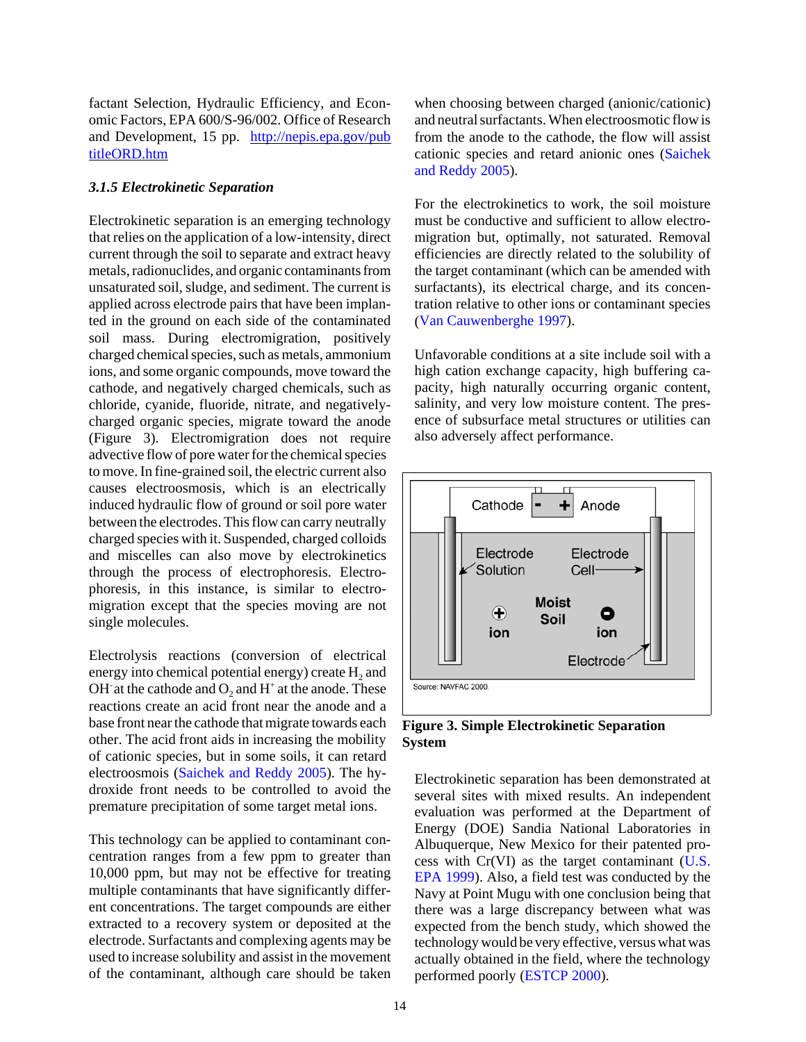factant Selection, Hydraulic Efficiency, and Economic Factors, EPA 600/S-96/002. Office of Research and Development, 15 pp. http://nepis.epa.gov/pubtitleORD.htm

### *3.1.5 Electrokinetic Separation*

Electrokinetic separation is an emerging technology that relies on the application of a low-intensity, direct current through the soil to separate and extract heavy metals, radionuclides, and organic contaminants from unsaturated soil, sludge, and sediment. The current is applied across electrode pairs that have been implanted in the ground on each side of the contaminated soil mass. During electromigration, positively charged chemical species, such as metals, ammonium ions, and some organic compounds, move toward the cathode, and negatively charged chemicals, such as chloride, cyanide, fluoride, nitrate, and negatively-charged organic species, migrate toward the anode (Figure 3). Electromigration does not require advective flow of pore water for the chemical species to move. In fine-grained soil, the electric current also causes electroosmosis, which is an electrically induced hydraulic flow of ground or soil pore water between the electrodes. This flow can carry neutrally charged species with it. Suspended, charged colloids and miscelles can also move by electrokinetics through the process of electrophoresis. Electrophoresis, in this instance, is similar to electromigration except that the species moving are not single molecules.

Electrolysis reactions (conversion of electrical energy into chemical potential energy) create $H_2$ and $OH^-$ at the cathode and $O_2$ and $H^+$ at the anode. These reactions create an acid front near the anode and a base front near the cathode that migrate towards each other. The acid front aids in increasing the mobility of cationic species, but in some soils, it can retard electroosmois (Saichek and Reddy 2005). The hydroxide front needs to be controlled to avoid the premature precipitation of some target metal ions.

This technology can be applied to contaminant concentration ranges from a few ppm to greater than 10,000 ppm, but may not be effective for treating multiple contaminants that have significantly different concentrations. The target compounds are either extracted to a recovery system or deposited at the electrode. Surfactants and complexing agents may be used to increase solubility and assist in the movement of the contaminant, although care should be taken when choosing between charged (anionic/cationic) and neutral surfactants. When electroosmotic flow is from the anode to the cathode, the flow will assist cationic species and retard anionic ones (Saichek and Reddy 2005).

For the electrokinetics to work, the soil moisture must be conductive and sufficient to allow electromigration but, optimally, not saturated. Removal efficiencies are directly related to the solubility of the target contaminant (which can be amended with surfactants), its electrical charge, and its concentration relative to other ions or contaminant species (Van Cauwenberghe 1997).

Unfavorable conditions at a site include soil with a high cation exchange capacity, high buffering capacity, high naturally occurring organic content, salinity, and very low moisture content. The presence of subsurface metal structures or utilities can also adversely affect performance.

Cathode - + Anode

Electrode Solution | Electrode Cell

+ ion | Moist Soil | - ion

Electrode

Source: NAVFAC 2000.

**Figure 3. Simple Electrokinetic Separation System**

Electrokinetic separation has been demonstrated at several sites with mixed results. An independent evaluation was performed at the Department of Energy (DOE) Sandia National Laboratories in Albuquerque, New Mexico for their patented process with Cr(VI) as the target contaminant (U.S. EPA 1999). Also, a field test was conducted by the Navy at Point Mugu with one conclusion being that there was a large discrepancy between what was expected from the bench study, which showed the technology would be very effective, versus what was actually obtained in the field, where the technology performed poorly (ESTCP 2000).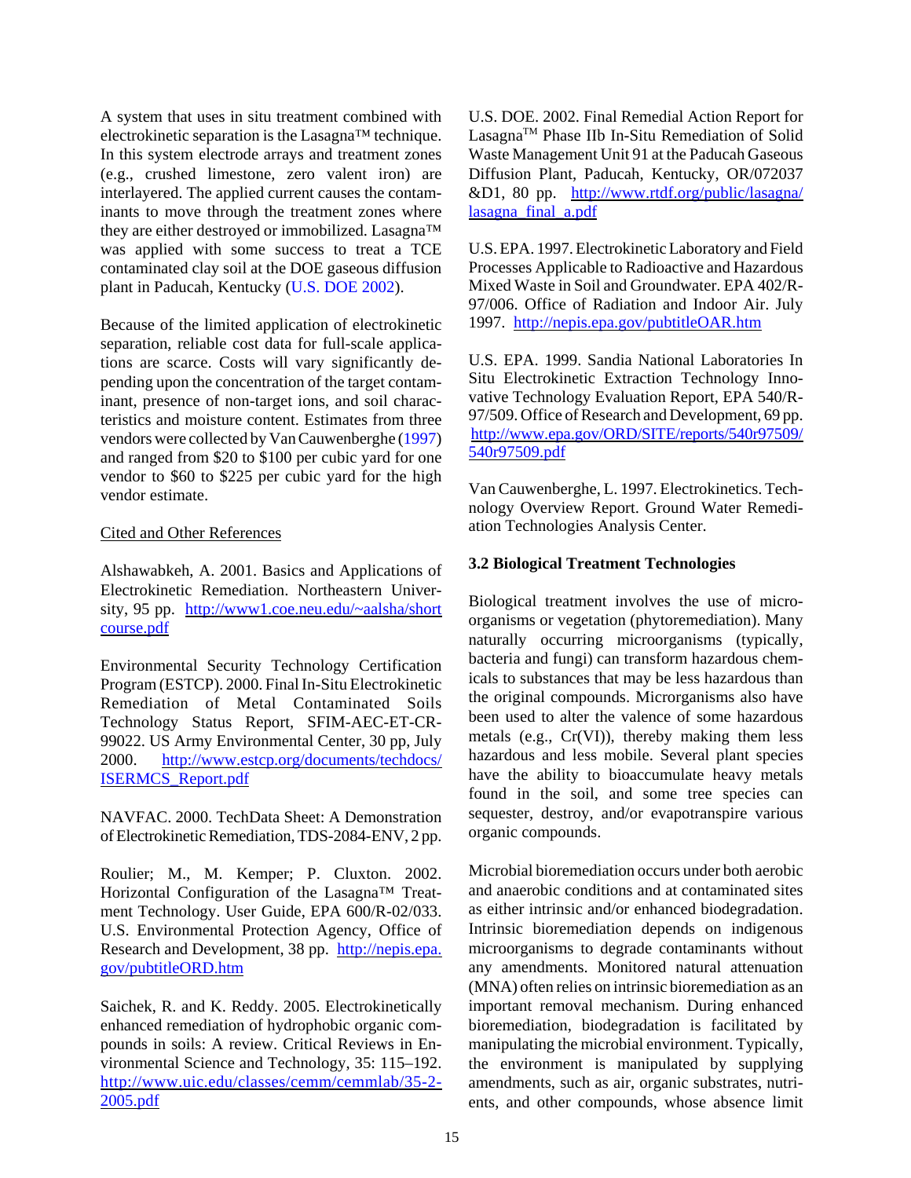A system that uses in situ treatment combined with electrokinetic separation is the Lasagna™ technique. In this system electrode arrays and treatment zones (e.g., crushed limestone, zero valent iron) are interlayered. The applied current causes the contaminants to move through the treatment zones where they are either destroyed or immobilized. Lasagna™ was applied with some success to treat a TCE contaminated clay soil at the DOE gaseous diffusion plant in Paducah, Kentucky (U.S. DOE 2002).

Because of the limited application of electrokinetic separation, reliable cost data for full-scale applications are scarce. Costs will vary significantly depending upon the concentration of the target contaminant, presence of non-target ions, and soil characteristics and moisture content. Estimates from three vendors were collected by Van Cauwenberghe (1997) and ranged from $20 to $100 per cubic yard for one vendor to $60 to $225 per cubic yard for the high vendor estimate.

Cited and Other References

Alshawabkeh, A. 2001. Basics and Applications of Electrokinetic Remediation. Northeastern University, 95 pp. http://www1.coe.neu.edu/~aalsha/shortcourse.pdf

Environmental Security Technology Certification Program (ESTCP). 2000. Final In-Situ Electrokinetic Remediation of Metal Contaminated Soils Technology Status Report, SFIM-AEC-ET-CR-99022. US Army Environmental Center, 30 pp, July 2000. http://www.estcp.org/documents/techdocs/ISERMCS_Report.pdf

NAVFAC. 2000. TechData Sheet: A Demonstration of Electrokinetic Remediation, TDS-2084-ENV, 2 pp.

Roulier; M., M. Kemper; P. Cluxton. 2002. Horizontal Configuration of the Lasagna™ Treatment Technology. User Guide, EPA 600/R-02/033. U.S. Environmental Protection Agency, Office of Research and Development, 38 pp. http://nepis.epa.gov/pubtitleORD.htm

Saichek, R. and K. Reddy. 2005. Electrokinetically enhanced remediation of hydrophobic organic compounds in soils: A review. Critical Reviews in Environmental Science and Technology, 35: 115–192. http://www.uic.edu/classes/cemm/cemmlab/35-2-2005.pdf

U.S. DOE. 2002. Final Remedial Action Report for Lasagna™ Phase IIb In-Situ Remediation of Solid Waste Management Unit 91 at the Paducah Gaseous Diffusion Plant, Paducah, Kentucky, OR/072037 &D1, 80 pp. http://www.rtdf.org/public/lasagna/lasagna_final_a.pdf

U.S. EPA. 1997. Electrokinetic Laboratory and Field Processes Applicable to Radioactive and Hazardous Mixed Waste in Soil and Groundwater. EPA 402/R-97/006. Office of Radiation and Indoor Air. July 1997. http://nepis.epa.gov/pubtitleOAR.htm

U.S. EPA. 1999. Sandia National Laboratories In Situ Electrokinetic Extraction Technology Innovative Technology Evaluation Report, EPA 540/R-97/509. Office of Research and Development, 69 pp. http://www.epa.gov/ORD/SITE/reports/540r97509/540r97509.pdf

Van Cauwenberghe, L. 1997. Electrokinetics. Technology Overview Report. Ground Water Remediation Technologies Analysis Center.

### 3.2 Biological Treatment Technologies

Biological treatment involves the use of microorganisms or vegetation (phytoremediation). Many naturally occurring microorganisms (typically, bacteria and fungi) can transform hazardous chemicals to substances that may be less hazardous than the original compounds. Microrganisms also have been used to alter the valence of some hazardous metals (e.g., Cr(VI)), thereby making them less hazardous and less mobile. Several plant species have the ability to bioaccumulate heavy metals found in the soil, and some tree species can sequester, destroy, and/or evapotranspire various organic compounds.

Microbial bioremediation occurs under both aerobic and anaerobic conditions and at contaminated sites as either intrinsic and/or enhanced biodegradation. Intrinsic bioremediation depends on indigenous microorganisms to degrade contaminants without any amendments. Monitored natural attenuation (MNA) often relies on intrinsic bioremediation as an important removal mechanism. During enhanced bioremediation, biodegradation is facilitated by manipulating the microbial environment. Typically, the environment is manipulated by supplying amendments, such as air, organic substrates, nutrients, and other compounds, whose absence limit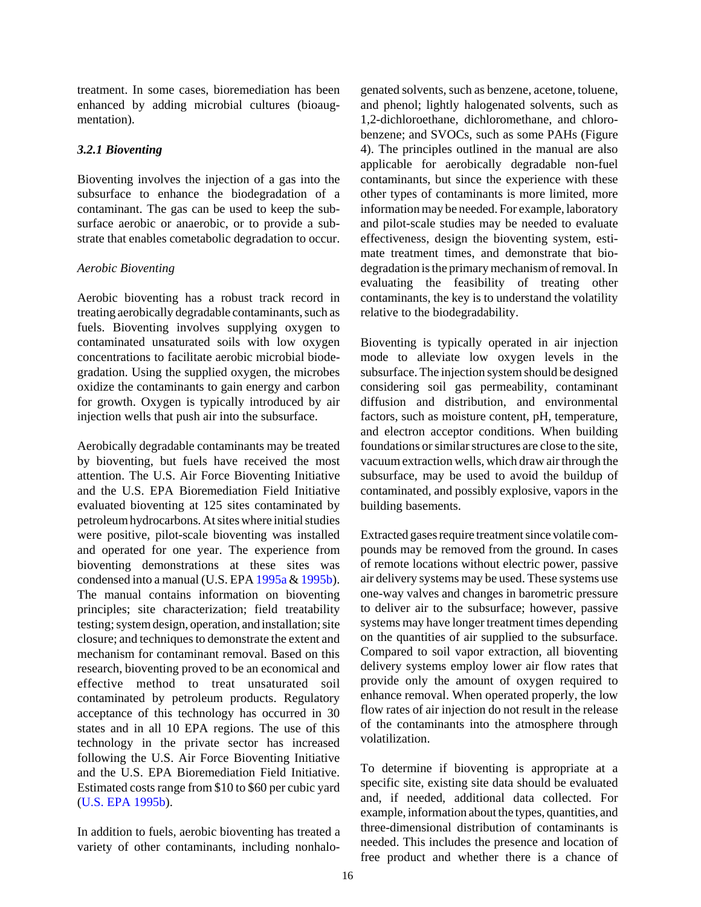treatment. In some cases, bioremediation has been enhanced by adding microbial cultures (bioaugmentation).

### *3.2.1 Bioventing*

Bioventing involves the injection of a gas into the subsurface to enhance the biodegradation of a contaminant. The gas can be used to keep the subsurface aerobic or anaerobic, or to provide a substrate that enables cometabolic degradation to occur.

*Aerobic Bioventing*

Aerobic bioventing has a robust track record in treating aerobically degradable contaminants, such as fuels. Bioventing involves supplying oxygen to contaminated unsaturated soils with low oxygen concentrations to facilitate aerobic microbial biodegradation. Using the supplied oxygen, the microbes oxidize the contaminants to gain energy and carbon for growth. Oxygen is typically introduced by air injection wells that push air into the subsurface.

Aerobically degradable contaminants may be treated by bioventing, but fuels have received the most attention. The U.S. Air Force Bioventing Initiative and the U.S. EPA Bioremediation Field Initiative evaluated bioventing at 125 sites contaminated by petroleum hydrocarbons. At sites where initial studies were positive, pilot-scale bioventing was installed and operated for one year. The experience from bioventing demonstrations at these sites was condensed into a manual (U.S. EPA 1995a & 1995b). The manual contains information on bioventing principles; site characterization; field treatability testing; system design, operation, and installation; site closure; and techniques to demonstrate the extent and mechanism for contaminant removal. Based on this research, bioventing proved to be an economical and effective method to treat unsaturated soil contaminated by petroleum products. Regulatory acceptance of this technology has occurred in 30 states and in all 10 EPA regions. The use of this technology in the private sector has increased following the U.S. Air Force Bioventing Initiative and the U.S. EPA Bioremediation Field Initiative. Estimated costs range from $10 to $60 per cubic yard (U.S. EPA 1995b).

In addition to fuels, aerobic bioventing has treated a variety of other contaminants, including nonhalogenated solvents, such as benzene, acetone, toluene, and phenol; lightly halogenated solvents, such as 1,2-dichloroethane, dichloromethane, and chlorobenzene; and SVOCs, such as some PAHs (Figure 4). The principles outlined in the manual are also applicable for aerobically degradable non-fuel contaminants, but since the experience with these other types of contaminants is more limited, more information may be needed. For example, laboratory and pilot-scale studies may be needed to evaluate effectiveness, design the bioventing system, estimate treatment times, and demonstrate that biodegradation is the primary mechanism of removal. In evaluating the feasibility of treating other contaminants, the key is to understand the volatility relative to the biodegradability.

Bioventing is typically operated in air injection mode to alleviate low oxygen levels in the subsurface. The injection system should be designed considering soil gas permeability, contaminant diffusion and distribution, and environmental factors, such as moisture content, pH, temperature, and electron acceptor conditions. When building foundations or similar structures are close to the site, vacuum extraction wells, which draw air through the subsurface, may be used to avoid the buildup of contaminated, and possibly explosive, vapors in the building basements.

Extracted gases require treatment since volatile compounds may be removed from the ground. In cases of remote locations without electric power, passive air delivery systems may be used. These systems use one-way valves and changes in barometric pressure to deliver air to the subsurface; however, passive systems may have longer treatment times depending on the quantities of air supplied to the subsurface. Compared to soil vapor extraction, all bioventing delivery systems employ lower air flow rates that provide only the amount of oxygen required to enhance removal. When operated properly, the low flow rates of air injection do not result in the release of the contaminants into the atmosphere through volatilization.

To determine if bioventing is appropriate at a specific site, existing site data should be evaluated and, if needed, additional data collected. For example, information about the types, quantities, and three-dimensional distribution of contaminants is needed. This includes the presence and location of free product and whether there is a chance of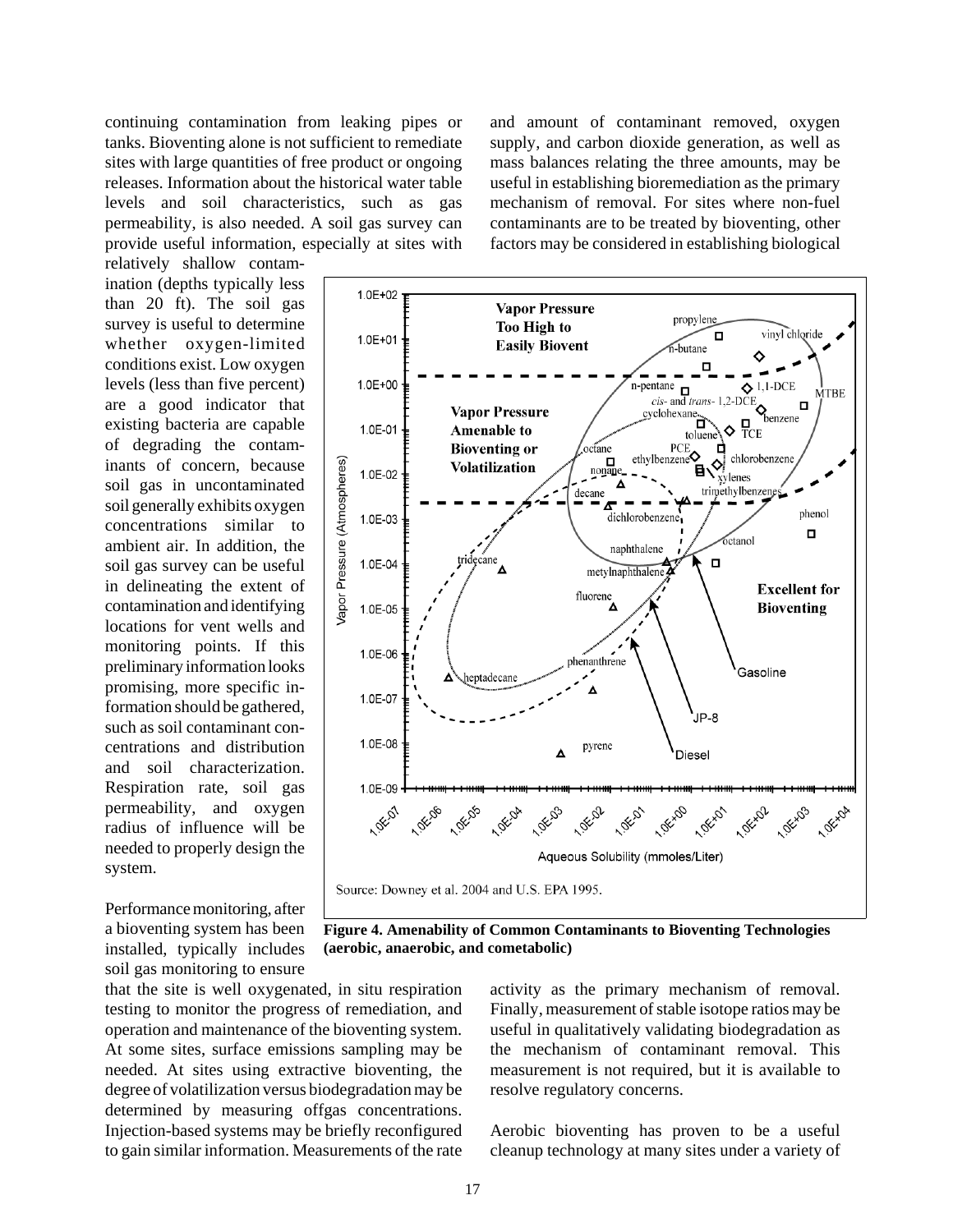continuing contamination from leaking pipes or tanks. Bioventing alone is not sufficient to remediate sites with large quantities of free product or ongoing releases. Information about the historical water table levels and soil characteristics, such as gas permeability, is also needed. A soil gas survey can provide useful information, especially at sites with relatively shallow contamination (depths typically less than 20 ft). The soil gas survey is useful to determine whether oxygen-limited conditions exist. Low oxygen levels (less than five percent) are a good indicator that existing bacteria are capable of degrading the contaminants of concern, because soil gas in uncontaminated soil generally exhibits oxygen concentrations similar to ambient air. In addition, the soil gas survey can be useful in delineating the extent of contamination and identifying locations for vent wells and monitoring points. If this preliminary information looks promising, more specific information should be gathered, such as soil contaminant concentrations and distribution and soil characterization. Respiration rate, soil gas permeability, and oxygen radius of influence will be needed to properly design the system.

Performance monitoring, after a bioventing system has been installed, typically includes soil gas monitoring to ensure that the site is well oxygenated, in situ respiration testing to monitor the progress of remediation, and operation and maintenance of the bioventing system. At some sites, surface emissions sampling may be needed. At sites using extractive bioventing, the degree of volatilization versus biodegradation may be determined by measuring offgas concentrations. Injection-based systems may be briefly reconfigured to gain similar information. Measurements of the rate and amount of contaminant removed, oxygen supply, and carbon dioxide generation, as well as mass balances relating the three amounts, may be useful in establishing bioremediation as the primary mechanism of removal. For sites where non-fuel contaminants are to be treated by bioventing, other factors may be considered in establishing biological activity as the primary mechanism of removal. Finally, measurement of stable isotope ratios may be useful in qualitatively validating biodegradation as the mechanism of contaminant removal. This measurement is not required, but it is available to resolve regulatory concerns.

Source: Downey et al. 2004 and U.S. EPA 1995.

**Figure 4. Amenability of Common Contaminants to Bioventing Technologies (aerobic, anaerobic, and cometabolic)**

Aerobic bioventing has proven to be a useful cleanup technology at many sites under a variety of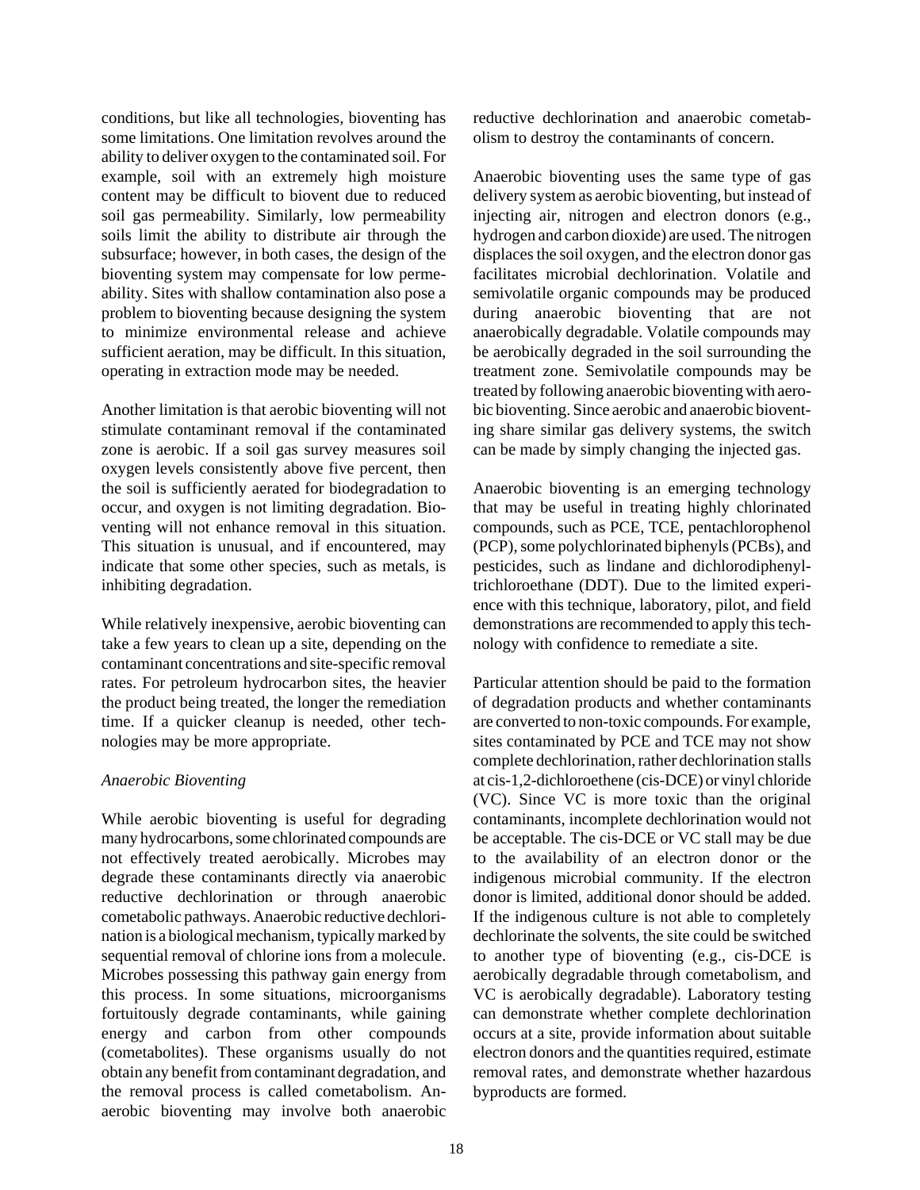conditions, but like all technologies, bioventing has some limitations. One limitation revolves around the ability to deliver oxygen to the contaminated soil. For example, soil with an extremely high moisture content may be difficult to biovent due to reduced soil gas permeability. Similarly, low permeability soils limit the ability to distribute air through the subsurface; however, in both cases, the design of the bioventing system may compensate for low permeability. Sites with shallow contamination also pose a problem to bioventing because designing the system to minimize environmental release and achieve sufficient aeration, may be difficult. In this situation, operating in extraction mode may be needed.

Another limitation is that aerobic bioventing will not stimulate contaminant removal if the contaminated zone is aerobic. If a soil gas survey measures soil oxygen levels consistently above five percent, then the soil is sufficiently aerated for biodegradation to occur, and oxygen is not limiting degradation. Bioventing will not enhance removal in this situation. This situation is unusual, and if encountered, may indicate that some other species, such as metals, is inhibiting degradation.

While relatively inexpensive, aerobic bioventing can take a few years to clean up a site, depending on the contaminant concentrations and site-specific removal rates. For petroleum hydrocarbon sites, the heavier the product being treated, the longer the remediation time. If a quicker cleanup is needed, other technologies may be more appropriate.

*Anaerobic Bioventing*

While aerobic bioventing is useful for degrading many hydrocarbons, some chlorinated compounds are not effectively treated aerobically. Microbes may degrade these contaminants directly via anaerobic reductive dechlorination or through anaerobic cometabolic pathways. Anaerobic reductive dechlorination is a biological mechanism, typically marked by sequential removal of chlorine ions from a molecule. Microbes possessing this pathway gain energy from this process. In some situations, microorganisms fortuitously degrade contaminants, while gaining energy and carbon from other compounds (cometabolites). These organisms usually do not obtain any benefit from contaminant degradation, and the removal process is called cometabolism. Anaerobic bioventing may involve both anaerobic reductive dechlorination and anaerobic cometabolism to destroy the contaminants of concern.

Anaerobic bioventing uses the same type of gas delivery system as aerobic bioventing, but instead of injecting air, nitrogen and electron donors (e.g., hydrogen and carbon dioxide) are used. The nitrogen displaces the soil oxygen, and the electron donor gas facilitates microbial dechlorination. Volatile and semivolatile organic compounds may be produced during anaerobic bioventing that are not anaerobically degradable. Volatile compounds may be aerobically degraded in the soil surrounding the treatment zone. Semivolatile compounds may be treated by following anaerobic bioventing with aerobic bioventing. Since aerobic and anaerobic bioventing share similar gas delivery systems, the switch can be made by simply changing the injected gas.

Anaerobic bioventing is an emerging technology that may be useful in treating highly chlorinated compounds, such as PCE, TCE, pentachlorophenol (PCP), some polychlorinated biphenyls (PCBs), and pesticides, such as lindane and dichlorodiphenyltrichloroethane (DDT). Due to the limited experience with this technique, laboratory, pilot, and field demonstrations are recommended to apply this technology with confidence to remediate a site.

Particular attention should be paid to the formation of degradation products and whether contaminants are converted to non-toxic compounds. For example, sites contaminated by PCE and TCE may not show complete dechlorination, rather dechlorination stalls at cis-1,2-dichloroethene (cis-DCE) or vinyl chloride (VC). Since VC is more toxic than the original contaminants, incomplete dechlorination would not be acceptable. The cis-DCE or VC stall may be due to the availability of an electron donor or the indigenous microbial community. If the electron donor is limited, additional donor should be added. If the indigenous culture is not able to completely dechlorinate the solvents, the site could be switched to another type of bioventing (e.g., cis-DCE is aerobically degradable through cometabolism, and VC is aerobically degradable). Laboratory testing can demonstrate whether complete dechlorination occurs at a site, provide information about suitable electron donors and the quantities required, estimate removal rates, and demonstrate whether hazardous byproducts are formed.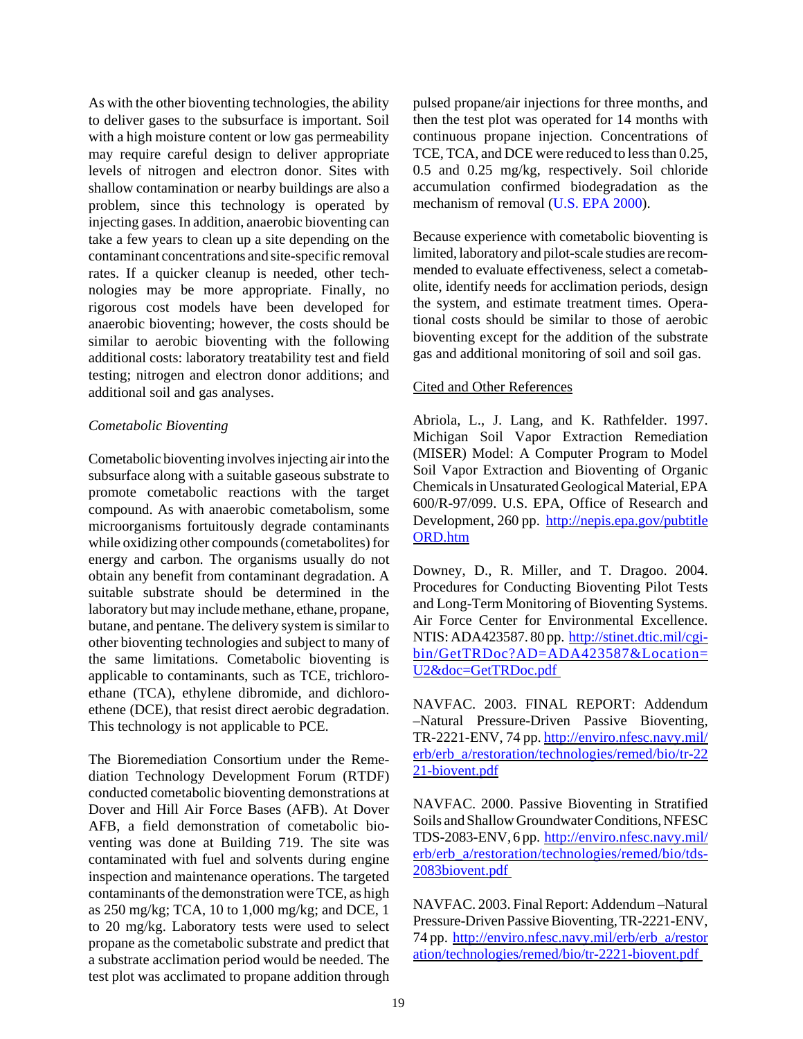As with the other bioventing technologies, the ability to deliver gases to the subsurface is important. Soil with a high moisture content or low gas permeability may require careful design to deliver appropriate levels of nitrogen and electron donor. Sites with shallow contamination or nearby buildings are also a problem, since this technology is operated by injecting gases. In addition, anaerobic bioventing can take a few years to clean up a site depending on the contaminant concentrations and site-specific removal rates. If a quicker cleanup is needed, other technologies may be more appropriate. Finally, no rigorous cost models have been developed for anaerobic bioventing; however, the costs should be similar to aerobic bioventing with the following additional costs: laboratory treatability test and field testing; nitrogen and electron donor additions; and additional soil and gas analyses.

*Cometabolic Bioventing*

Cometabolic bioventing involves injecting air into the subsurface along with a suitable gaseous substrate to promote cometabolic reactions with the target compound. As with anaerobic cometabolism, some microorganisms fortuitously degrade contaminants while oxidizing other compounds (cometabolites) for energy and carbon. The organisms usually do not obtain any benefit from contaminant degradation. A suitable substrate should be determined in the laboratory but may include methane, ethane, propane, butane, and pentane. The delivery system is similar to other bioventing technologies and subject to many of the same limitations. Cometabolic bioventing is applicable to contaminants, such as TCE, trichloroethane (TCA), ethylene dibromide, and dichloroethene (DCE), that resist direct aerobic degradation. This technology is not applicable to PCE.

The Bioremediation Consortium under the Remediation Technology Development Forum (RTDF) conducted cometabolic bioventing demonstrations at Dover and Hill Air Force Bases (AFB). At Dover AFB, a field demonstration of cometabolic bioventing was done at Building 719. The site was contaminated with fuel and solvents during engine inspection and maintenance operations. The targeted contaminants of the demonstration were TCE, as high as 250 mg/kg; TCA, 10 to 1,000 mg/kg; and DCE, 1 to 20 mg/kg. Laboratory tests were used to select propane as the cometabolic substrate and predict that a substrate acclimation period would be needed. The test plot was acclimated to propane addition through pulsed propane/air injections for three months, and then the test plot was operated for 14 months with continuous propane injection. Concentrations of TCE, TCA, and DCE were reduced to less than 0.25, 0.5 and 0.25 mg/kg, respectively. Soil chloride accumulation confirmed biodegradation as the mechanism of removal (U.S. EPA 2000).

Because experience with cometabolic bioventing is limited, laboratory and pilot-scale studies are recommended to evaluate effectiveness, select a cometabolite, identify needs for acclimation periods, design the system, and estimate treatment times. Operational costs should be similar to those of aerobic bioventing except for the addition of the substrate gas and additional monitoring of soil and soil gas.

## Cited and Other References

Abriola, L., J. Lang, and K. Rathfelder. 1997. Michigan Soil Vapor Extraction Remediation (MISER) Model: A Computer Program to Model Soil Vapor Extraction and Bioventing of Organic Chemicals in Unsaturated Geological Material, EPA 600/R-97/099. U.S. EPA, Office of Research and Development, 260 pp. http://nepis.epa.gov/pubtitleORD.htm

Downey, D., R. Miller, and T. Dragoo. 2004. Procedures for Conducting Bioventing Pilot Tests and Long-Term Monitoring of Bioventing Systems. Air Force Center for Environmental Excellence. NTIS: ADA423587. 80 pp. http://stinet.dtic.mil/cgi-bin/GetTRDoc?AD=ADA423587&Location=U2&doc=GetTRDoc.pdf

NAVFAC. 2003. FINAL REPORT: Addendum –Natural Pressure-Driven Passive Bioventing, TR-2221-ENV, 74 pp. http://enviro.nfesc.navy.mil/erb/erb_a/restoration/technologies/remed/bio/tr-2221-biovent.pdf

NAVFAC. 2000. Passive Bioventing in Stratified Soils and Shallow Groundwater Conditions, NFESC TDS-2083-ENV, 6 pp. http://enviro.nfesc.navy.mil/erb/erb_a/restoration/technologies/remed/bio/tds-2083biovent.pdf

NAVFAC. 2003. Final Report: Addendum –Natural Pressure-Driven Passive Bioventing, TR-2221-ENV, 74 pp. http://enviro.nfesc.navy.mil/erb/erb_a/restoration/technologies/remed/bio/tr-2221-biovent.pdf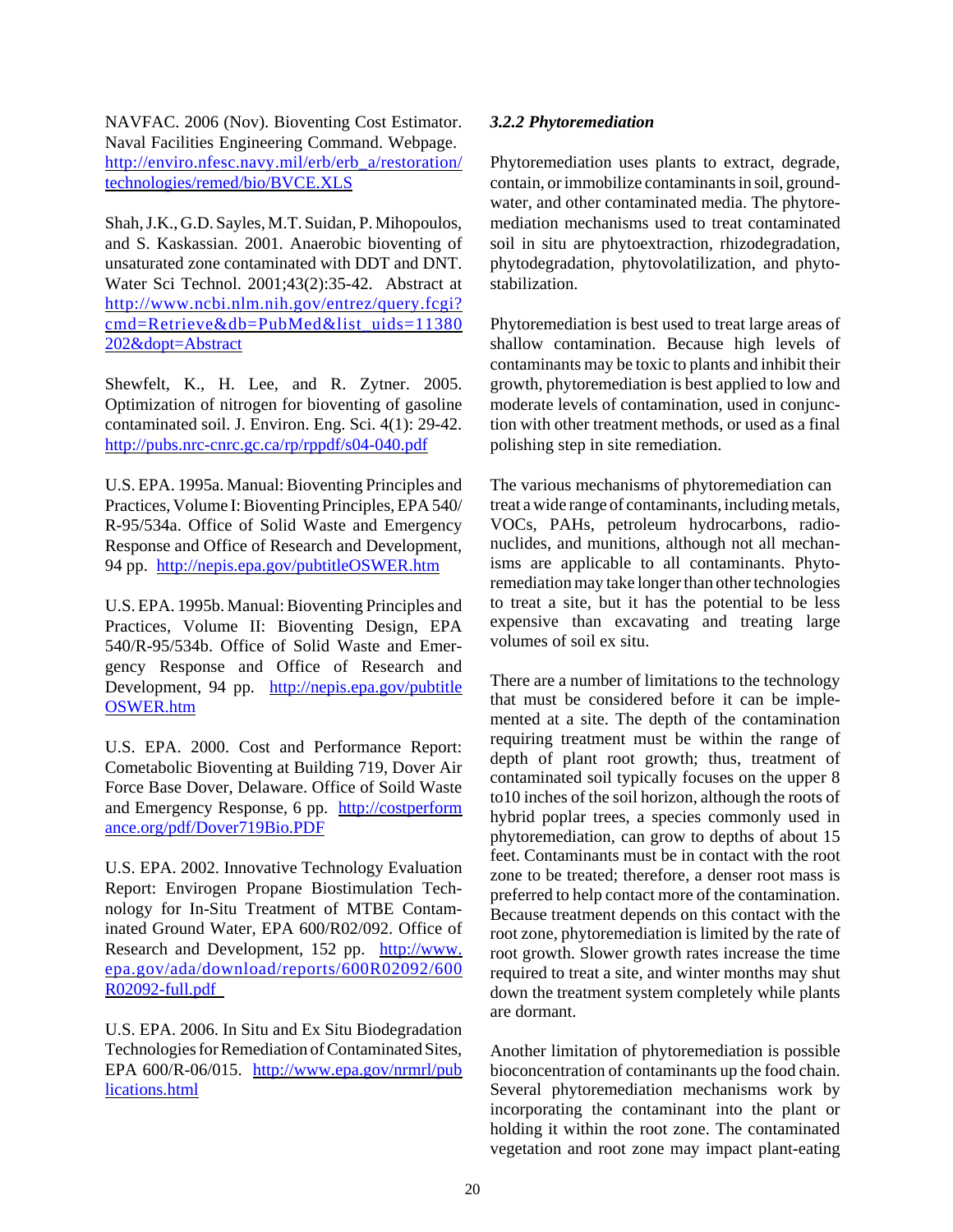NAVFAC. 2006 (Nov). Bioventing Cost Estimator. Naval Facilities Engineering Command. Webpage. http://enviro.nfesc.navy.mil/erb/erb_a/restoration/technologies/remed/bio/BVCE.XLS

Shah, J.K., G.D. Sayles, M.T. Suidan, P. Mihopoulos, and S. Kaskassian. 2001. Anaerobic bioventing of unsaturated zone contaminated with DDT and DNT. Water Sci Technol. 2001;43(2):35-42. Abstract at http://www.ncbi.nlm.nih.gov/entrez/query.fcgi?cmd=Retrieve&db=PubMed&list_uids=11380202&dopt=Abstract

Shewfelt, K., H. Lee, and R. Zytner. 2005. Optimization of nitrogen for bioventing of gasoline contaminated soil. J. Environ. Eng. Sci. 4(1): 29-42. http://pubs.nrc-cnrc.gc.ca/rp/rppdf/s04-040.pdf

U.S. EPA. 1995a. Manual: Bioventing Principles and Practices, Volume I: Bioventing Principles, EPA 540/R-95/534a. Office of Solid Waste and Emergency Response and Office of Research and Development, 94 pp. http://nepis.epa.gov/pubtitleOSWER.htm

U.S. EPA. 1995b. Manual: Bioventing Principles and Practices, Volume II: Bioventing Design, EPA 540/R-95/534b. Office of Solid Waste and Emergency Response and Office of Research and Development, 94 pp. http://nepis.epa.gov/pubtitleOSWER.htm

U.S. EPA. 2000. Cost and Performance Report: Cometabolic Bioventing at Building 719, Dover Air Force Base Dover, Delaware. Office of Soild Waste and Emergency Response, 6 pp. http://costperformance.org/pdf/Dover719Bio.PDF

U.S. EPA. 2002. Innovative Technology Evaluation Report: Envirogen Propane Biostimulation Technology for In-Situ Treatment of MTBE Contaminated Ground Water, EPA 600/R02/092. Office of Research and Development, 152 pp. http://www.epa.gov/ada/download/reports/600R02092/600R02092-full.pdf

U.S. EPA. 2006. In Situ and Ex Situ Biodegradation Technologies for Remediation of Contaminated Sites, EPA 600/R-06/015. http://www.epa.gov/nrmrl/publications.html

#### *3.2.2 Phytoremediation*

Phytoremediation uses plants to extract, degrade, contain, or immobilize contaminants in soil, groundwater, and other contaminated media. The phytoremediation mechanisms used to treat contaminated soil in situ are phytoextraction, rhizodegradation, phytodegradation, phytovolatilization, and phytostabilization.

Phytoremediation is best used to treat large areas of shallow contamination. Because high levels of contaminants may be toxic to plants and inhibit their growth, phytoremediation is best applied to low and moderate levels of contamination, used in conjunction with other treatment methods, or used as a final polishing step in site remediation.

The various mechanisms of phytoremediation can treat a wide range of contaminants, including metals, VOCs, PAHs, petroleum hydrocarbons, radionuclides, and munitions, although not all mechanisms are applicable to all contaminants. Phytoremediation may take longer than other technologies to treat a site, but it has the potential to be less expensive than excavating and treating large volumes of soil ex situ.

There are a number of limitations to the technology that must be considered before it can be implemented at a site. The depth of the contamination requiring treatment must be within the range of depth of plant root growth; thus, treatment of contaminated soil typically focuses on the upper 8 to10 inches of the soil horizon, although the roots of hybrid poplar trees, a species commonly used in phytoremediation, can grow to depths of about 15 feet. Contaminants must be in contact with the root zone to be treated; therefore, a denser root mass is preferred to help contact more of the contamination. Because treatment depends on this contact with the root zone, phytoremediation is limited by the rate of root growth. Slower growth rates increase the time required to treat a site, and winter months may shut down the treatment system completely while plants are dormant.

Another limitation of phytoremediation is possible bioconcentration of contaminants up the food chain. Several phytoremediation mechanisms work by incorporating the contaminant into the plant or holding it within the root zone. The contaminated vegetation and root zone may impact plant-eating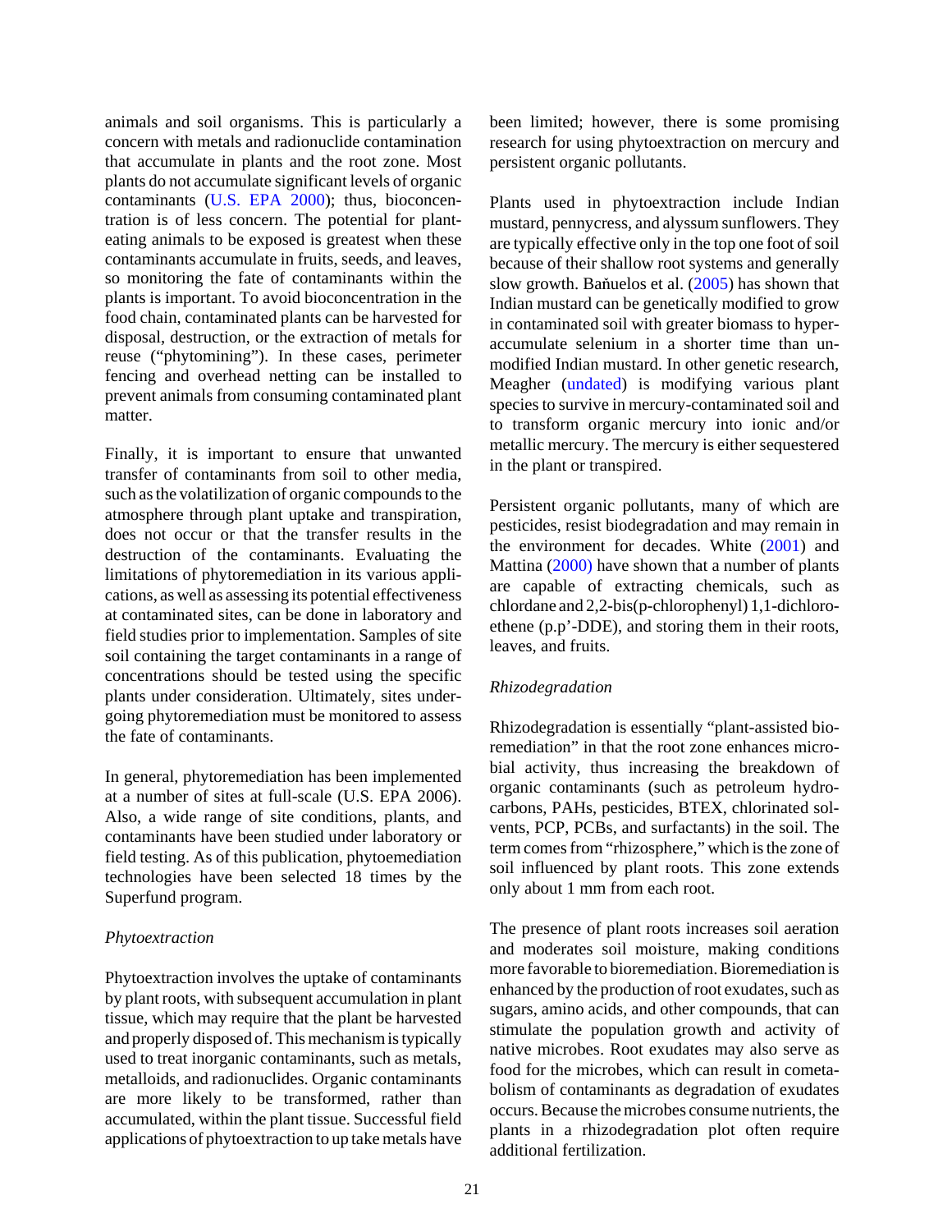animals and soil organisms. This is particularly a concern with metals and radionuclide contamination that accumulate in plants and the root zone. Most plants do not accumulate significant levels of organic contaminants (U.S. EPA 2000); thus, bioconcentration is of less concern. The potential for plant-eating animals to be exposed is greatest when these contaminants accumulate in fruits, seeds, and leaves, so monitoring the fate of contaminants within the plants is important. To avoid bioconcentration in the food chain, contaminated plants can be harvested for disposal, destruction, or the extraction of metals for reuse ("phytomining"). In these cases, perimeter fencing and overhead netting can be installed to prevent animals from consuming contaminated plant matter.

Finally, it is important to ensure that unwanted transfer of contaminants from soil to other media, such as the volatilization of organic compounds to the atmosphere through plant uptake and transpiration, does not occur or that the transfer results in the destruction of the contaminants. Evaluating the limitations of phytoremediation in its various applications, as well as assessing its potential effectiveness at contaminated sites, can be done in laboratory and field studies prior to implementation. Samples of site soil containing the target contaminants in a range of concentrations should be tested using the specific plants under consideration. Ultimately, sites undergoing phytoremediation must be monitored to assess the fate of contaminants.

In general, phytoremediation has been implemented at a number of sites at full-scale (U.S. EPA 2006). Also, a wide range of site conditions, plants, and contaminants have been studied under laboratory or field testing. As of this publication, phytoemediation technologies have been selected 18 times by the Superfund program.

*Phytoextraction*

Phytoextraction involves the uptake of contaminants by plant roots, with subsequent accumulation in plant tissue, which may require that the plant be harvested and properly disposed of. This mechanism is typically used to treat inorganic contaminants, such as metals, metalloids, and radionuclides. Organic contaminants are more likely to be transformed, rather than accumulated, within the plant tissue. Successful field applications of phytoextraction to up take metals have been limited; however, there is some promising research for using phytoextraction on mercury and persistent organic pollutants.

Plants used in phytoextraction include Indian mustard, pennycress, and alyssum sunflowers. They are typically effective only in the top one foot of soil because of their shallow root systems and generally slow growth. Bańuelos et al. (2005) has shown that Indian mustard can be genetically modified to grow in contaminated soil with greater biomass to hyperaccumulate selenium in a shorter time than unmodified Indian mustard. In other genetic research, Meagher (undated) is modifying various plant species to survive in mercury-contaminated soil and to transform organic mercury into ionic and/or metallic mercury. The mercury is either sequestered in the plant or transpired.

Persistent organic pollutants, many of which are pesticides, resist biodegradation and may remain in the environment for decades. White (2001) and Mattina (2000) have shown that a number of plants are capable of extracting chemicals, such as chlordane and 2,2-bis(p-chlorophenyl) 1,1-dichloroethene (p.p'-DDE), and storing them in their roots, leaves, and fruits.

*Rhizodegradation*

Rhizodegradation is essentially "plant-assisted bioremediation" in that the root zone enhances microbial activity, thus increasing the breakdown of organic contaminants (such as petroleum hydrocarbons, PAHs, pesticides, BTEX, chlorinated solvents, PCP, PCBs, and surfactants) in the soil. The term comes from "rhizosphere," which is the zone of soil influenced by plant roots. This zone extends only about 1 mm from each root.

The presence of plant roots increases soil aeration and moderates soil moisture, making conditions more favorable to bioremediation. Bioremediation is enhanced by the production of root exudates, such as sugars, amino acids, and other compounds, that can stimulate the population growth and activity of native microbes. Root exudates may also serve as food for the microbes, which can result in cometabolism of contaminants as degradation of exudates occurs. Because the microbes consume nutrients, the plants in a rhizodegradation plot often require additional fertilization.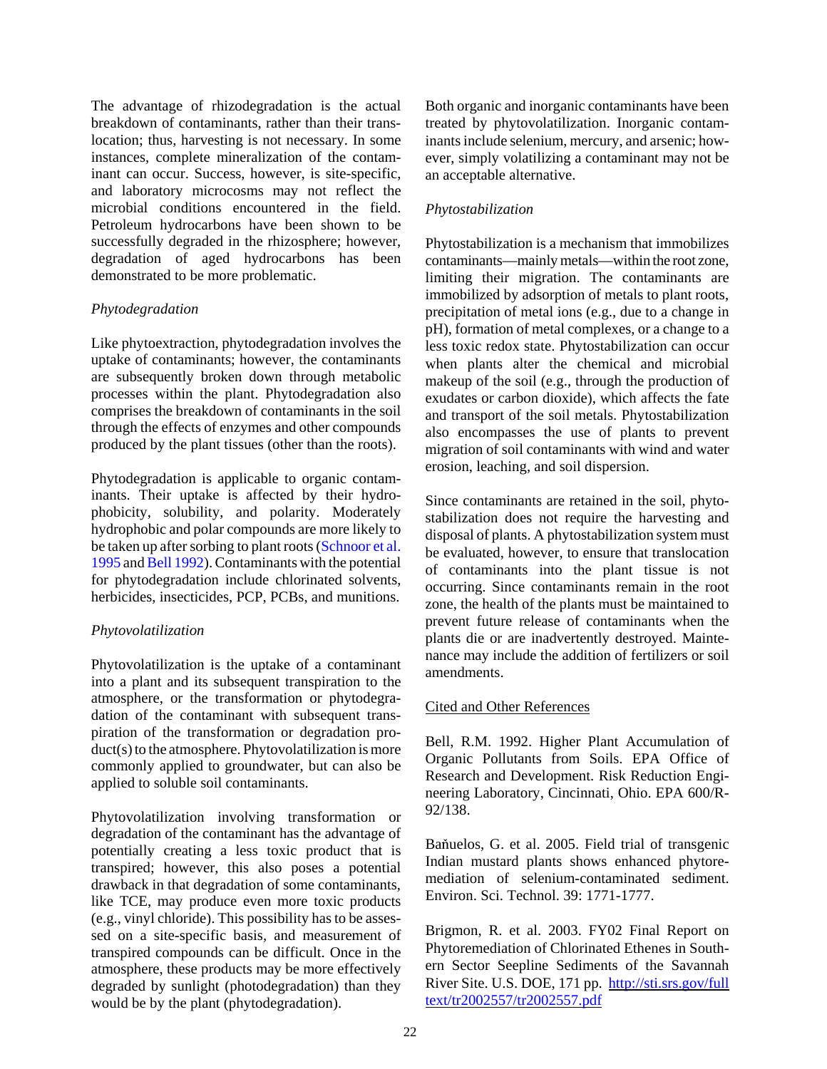The advantage of rhizodegradation is the actual breakdown of contaminants, rather than their translocation; thus, harvesting is not necessary. In some instances, complete mineralization of the contaminant can occur. Success, however, is site-specific, and laboratory microcosms may not reflect the microbial conditions encountered in the field. Petroleum hydrocarbons have been shown to be successfully degraded in the rhizosphere; however, degradation of aged hydrocarbons has been demonstrated to be more problematic.

*Phytodegradation*

Like phytoextraction, phytodegradation involves the uptake of contaminants; however, the contaminants are subsequently broken down through metabolic processes within the plant. Phytodegradation also comprises the breakdown of contaminants in the soil through the effects of enzymes and other compounds produced by the plant tissues (other than the roots).

Phytodegradation is applicable to organic contaminants. Their uptake is affected by their hydrophobicity, solubility, and polarity. Moderately hydrophobic and polar compounds are more likely to be taken up after sorbing to plant roots (Schnoor et al. 1995 and Bell 1992). Contaminants with the potential for phytodegradation include chlorinated solvents, herbicides, insecticides, PCP, PCBs, and munitions.

*Phytovolatilization*

Phytovolatilization is the uptake of a contaminant into a plant and its subsequent transpiration to the atmosphere, or the transformation or phytodegradation of the contaminant with subsequent transpiration of the transformation or degradation product(s) to the atmosphere. Phytovolatilization is more commonly applied to groundwater, but can also be applied to soluble soil contaminants.

Phytovolatilization involving transformation or degradation of the contaminant has the advantage of potentially creating a less toxic product that is transpired; however, this also poses a potential drawback in that degradation of some contaminants, like TCE, may produce even more toxic products (e.g., vinyl chloride). This possibility has to be assessed on a site-specific basis, and measurement of transpired compounds can be difficult. Once in the atmosphere, these products may be more effectively degraded by sunlight (photodegradation) than they would be by the plant (phytodegradation).

Both organic and inorganic contaminants have been treated by phytovolatilization. Inorganic contaminants include selenium, mercury, and arsenic; however, simply volatilizing a contaminant may not be an acceptable alternative.

*Phytostabilization*

Phytostabilization is a mechanism that immobilizes contaminants—mainly metals—within the root zone, limiting their migration. The contaminants are immobilized by adsorption of metals to plant roots, precipitation of metal ions (e.g., due to a change in pH), formation of metal complexes, or a change to a less toxic redox state. Phytostabilization can occur when plants alter the chemical and microbial makeup of the soil (e.g., through the production of exudates or carbon dioxide), which affects the fate and transport of the soil metals. Phytostabilization also encompasses the use of plants to prevent migration of soil contaminants with wind and water erosion, leaching, and soil dispersion.

Since contaminants are retained in the soil, phytostabilization does not require the harvesting and disposal of plants. A phytostabilization system must be evaluated, however, to ensure that translocation of contaminants into the plant tissue is not occurring. Since contaminants remain in the root zone, the health of the plants must be maintained to prevent future release of contaminants when the plants die or are inadvertently destroyed. Maintenance may include the addition of fertilizers or soil amendments.

Cited and Other References

Bell, R.M. 1992. Higher Plant Accumulation of Organic Pollutants from Soils. EPA Office of Research and Development. Risk Reduction Engineering Laboratory, Cincinnati, Ohio. EPA 600/R-92/138.

Bañuelos, G. et al. 2005. Field trial of transgenic Indian mustard plants shows enhanced phytoremediation of selenium-contaminated sediment. Environ. Sci. Technol. 39: 1771-1777.

Brigmon, R. et al. 2003. FY02 Final Report on Phytoremediation of Chlorinated Ethenes in Southern Sector Seepline Sediments of the Savannah River Site. U.S. DOE, 171 pp. http://sti.srs.gov/fulltext/tr2002557/tr2002557.pdf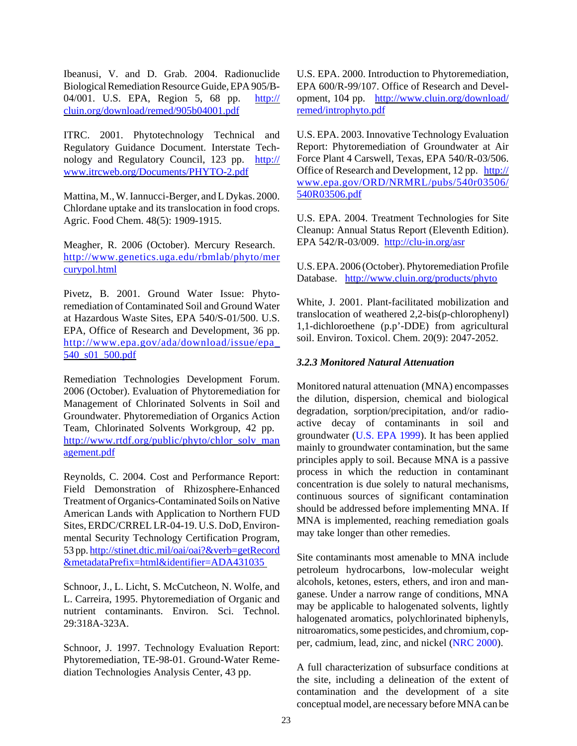Ibeanusi, V. and D. Grab. 2004. Radionuclide Biological Remediation Resource Guide, EPA 905/B-04/001. U.S. EPA, Region 5, 68 pp. http://cluin.org/download/remed/905b04001.pdf

ITRC. 2001. Phytotechnology Technical and Regulatory Guidance Document. Interstate Technology and Regulatory Council, 123 pp. http://www.itrcweb.org/Documents/PHYTO-2.pdf

Mattina, M., W. Iannucci-Berger, and L Dykas. 2000. Chlordane uptake and its translocation in food crops. Agric. Food Chem. 48(5): 1909-1915.

Meagher, R. 2006 (October). Mercury Research. http://www.genetics.uga.edu/rbmlab/phyto/mercurypol.html

Pivetz, B. 2001. Ground Water Issue: Phytoremediation of Contaminated Soil and Ground Water at Hazardous Waste Sites, EPA 540/S-01/500. U.S. EPA, Office of Research and Development, 36 pp. http://www.epa.gov/ada/download/issue/epa_540_s01_500.pdf

Remediation Technologies Development Forum. 2006 (October). Evaluation of Phytoremediation for Management of Chlorinated Solvents in Soil and Groundwater. Phytoremediation of Organics Action Team, Chlorinated Solvents Workgroup, 42 pp. http://www.rtdf.org/public/phyto/chlor_solv_management.pdf

Reynolds, C. 2004. Cost and Performance Report: Field Demonstration of Rhizosphere-Enhanced Treatment of Organics-Contaminated Soils on Native American Lands with Application to Northern FUD Sites, ERDC/CRREL LR-04-19. U.S. DoD, Environmental Security Technology Certification Program, 53 pp. http://stinet.dtic.mil/oai/oai?&verb=getRecord&metadataPrefix=html&identifier=ADA431035

Schnoor, J., L. Licht, S. McCutcheon, N. Wolfe, and L. Carreira, 1995. Phytoremediation of Organic and nutrient contaminants. Environ. Sci. Technol. 29:318A-323A.

Schnoor, J. 1997. Technology Evaluation Report: Phytoremediation, TE-98-01. Ground-Water Remediation Technologies Analysis Center, 43 pp.

U.S. EPA. 2000. Introduction to Phytoremediation, EPA 600/R-99/107. Office of Research and Development, 104 pp. http://www.cluin.org/download/remed/introphyto.pdf

U.S. EPA. 2003. Innovative Technology Evaluation Report: Phytoremediation of Groundwater at Air Force Plant 4 Carswell, Texas, EPA 540/R-03/506. Office of Research and Development, 12 pp. http://www.epa.gov/ORD/NRMRL/pubs/540r03506/540R03506.pdf

U.S. EPA. 2004. Treatment Technologies for Site Cleanup: Annual Status Report (Eleventh Edition). EPA 542/R-03/009. http://clu-in.org/asr

U.S. EPA. 2006 (October). Phytoremediation Profile Database. http://www.cluin.org/products/phyto

White, J. 2001. Plant-facilitated mobilization and translocation of weathered 2,2-bis(p-chlorophenyl) 1,1-dichloroethene (p.p'-DDE) from agricultural soil. Environ. Toxicol. Chem. 20(9): 2047-2052.

### *3.2.3 Monitored Natural Attenuation*

Monitored natural attenuation (MNA) encompasses the dilution, dispersion, chemical and biological degradation, sorption/precipitation, and/or radioactive decay of contaminants in soil and groundwater (U.S. EPA 1999). It has been applied mainly to groundwater contamination, but the same principles apply to soil. Because MNA is a passive process in which the reduction in contaminant concentration is due solely to natural mechanisms, continuous sources of significant contamination should be addressed before implementing MNA. If MNA is implemented, reaching remediation goals may take longer than other remedies.

Site contaminants most amenable to MNA include petroleum hydrocarbons, low-molecular weight alcohols, ketones, esters, ethers, and iron and manganese. Under a narrow range of conditions, MNA may be applicable to halogenated solvents, lightly halogenated aromatics, polychlorinated biphenyls, nitroaromatics, some pesticides, and chromium, copper, cadmium, lead, zinc, and nickel (NRC 2000).

A full characterization of subsurface conditions at the site, including a delineation of the extent of contamination and the development of a site conceptual model, are necessary before MNA can be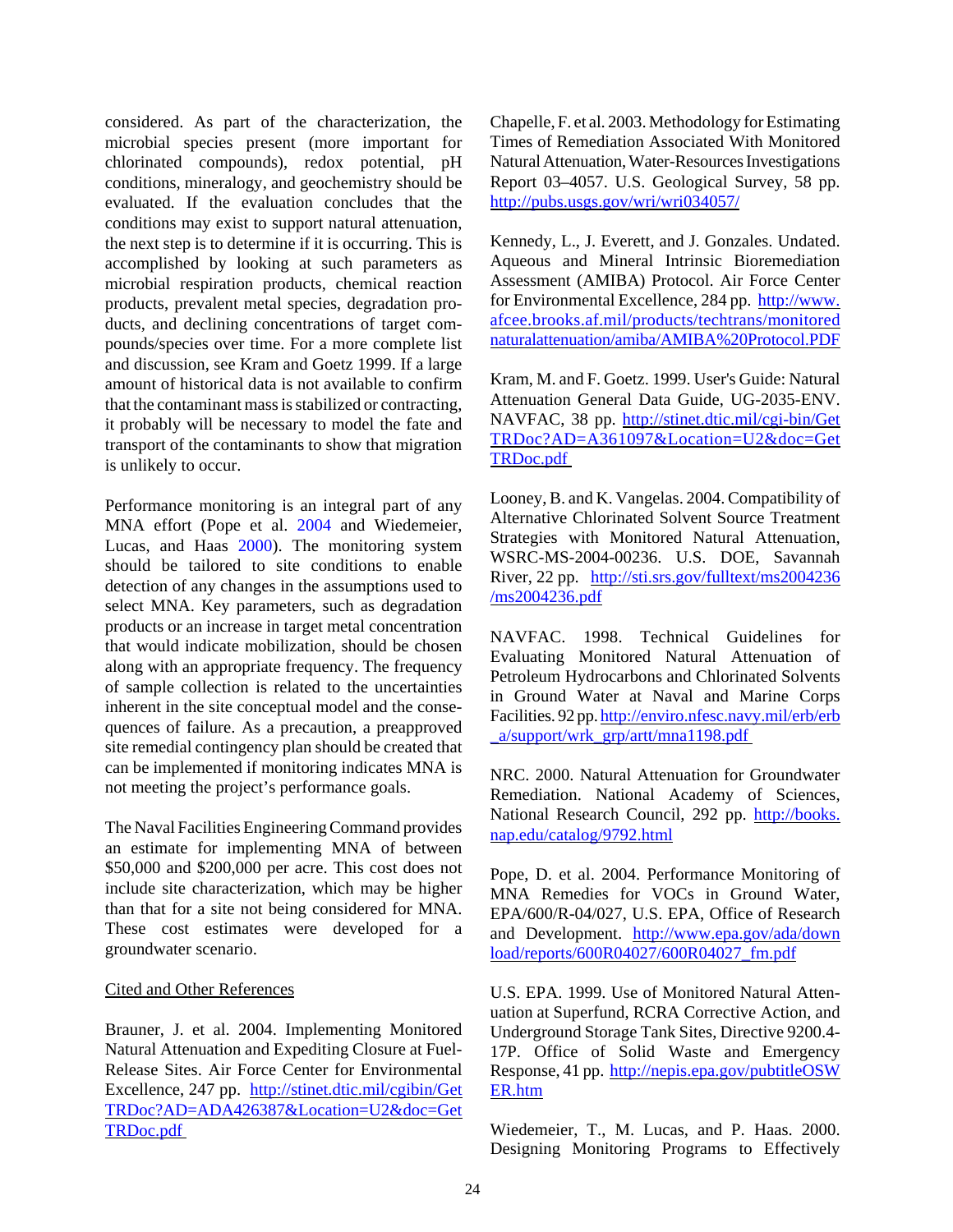considered. As part of the characterization, the microbial species present (more important for chlorinated compounds), redox potential, pH conditions, mineralogy, and geochemistry should be evaluated. If the evaluation concludes that the conditions may exist to support natural attenuation, the next step is to determine if it is occurring. This is accomplished by looking at such parameters as microbial respiration products, chemical reaction products, prevalent metal species, degradation products, and declining concentrations of target compounds/species over time. For a more complete list and discussion, see Kram and Goetz 1999. If a large amount of historical data is not available to confirm that the contaminant mass is stabilized or contracting, it probably will be necessary to model the fate and transport of the contaminants to show that migration is unlikely to occur.

Performance monitoring is an integral part of any MNA effort (Pope et al. 2004 and Wiedemeier, Lucas, and Haas 2000). The monitoring system should be tailored to site conditions to enable detection of any changes in the assumptions used to select MNA. Key parameters, such as degradation products or an increase in target metal concentration that would indicate mobilization, should be chosen along with an appropriate frequency. The frequency of sample collection is related to the uncertainties inherent in the site conceptual model and the consequences of failure. As a precaution, a preapproved site remedial contingency plan should be created that can be implemented if monitoring indicates MNA is not meeting the project's performance goals.

The Naval Facilities Engineering Command provides an estimate for implementing MNA of between $50,000 and $200,000 per acre. This cost does not include site characterization, which may be higher than that for a site not being considered for MNA. These cost estimates were developed for a groundwater scenario.

Cited and Other References

Brauner, J. et al. 2004. Implementing Monitored Natural Attenuation and Expediting Closure at Fuel-Release Sites. Air Force Center for Environmental Excellence, 247 pp. http://stinet.dtic.mil/cgibin/GetTRDoc?AD=ADA426387&Location=U2&doc=GetTRDoc.pdf

Chapelle, F. et al. 2003. Methodology for Estimating Times of Remediation Associated With Monitored Natural Attenuation, Water-Resources Investigations Report 03–4057. U.S. Geological Survey, 58 pp. http://pubs.usgs.gov/wri/wri034057/

Kennedy, L., J. Everett, and J. Gonzales. Undated. Aqueous and Mineral Intrinsic Bioremediation Assessment (AMIBA) Protocol. Air Force Center for Environmental Excellence, 284 pp. http://www.afcee.brooks.af.mil/products/techtrans/monitorednaturalattenuation/amiba/AMIBA%20Protocol.PDF

Kram, M. and F. Goetz. 1999. User's Guide: Natural Attenuation General Data Guide, UG-2035-ENV. NAVFAC, 38 pp. http://stinet.dtic.mil/cgi-bin/GetTRDoc?AD=A361097&Location=U2&doc=GetTRDoc.pdf

Looney, B. and K. Vangelas. 2004. Compatibility of Alternative Chlorinated Solvent Source Treatment Strategies with Monitored Natural Attenuation, WSRC-MS-2004-00236. U.S. DOE, Savannah River, 22 pp. http://sti.srs.gov/fulltext/ms2004236/ms2004236.pdf

NAVFAC. 1998. Technical Guidelines for Evaluating Monitored Natural Attenuation of Petroleum Hydrocarbons and Chlorinated Solvents in Ground Water at Naval and Marine Corps Facilities. 92 pp. http://enviro.nfesc.navy.mil/erb/erb_a/support/wrk_grp/artt/mna1198.pdf

NRC. 2000. Natural Attenuation for Groundwater Remediation. National Academy of Sciences, National Research Council, 292 pp. http://books.nap.edu/catalog/9792.html

Pope, D. et al. 2004. Performance Monitoring of MNA Remedies for VOCs in Ground Water, EPA/600/R-04/027, U.S. EPA, Office of Research and Development. http://www.epa.gov/ada/download/reports/600R04027/600R04027_fm.pdf

U.S. EPA. 1999. Use of Monitored Natural Attenuation at Superfund, RCRA Corrective Action, and Underground Storage Tank Sites, Directive 9200.4-17P. Office of Solid Waste and Emergency Response, 41 pp. http://nepis.epa.gov/pubtitleOSWER.htm

Wiedemeier, T., M. Lucas, and P. Haas. 2000. Designing Monitoring Programs to Effectively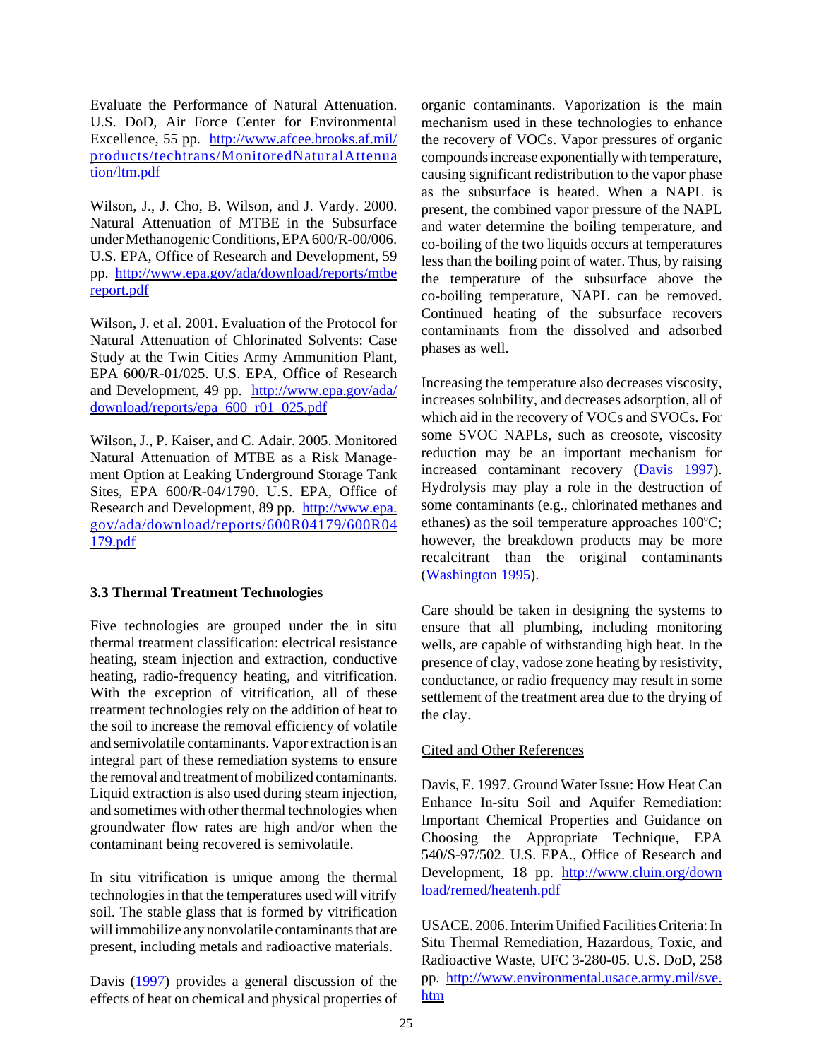Evaluate the Performance of Natural Attenuation. U.S. DoD, Air Force Center for Environmental Excellence, 55 pp. http://www.afcee.brooks.af.mil/products/techtrans/MonitoredNaturalAttenuation/ltm.pdf

Wilson, J., J. Cho, B. Wilson, and J. Vardy. 2000. Natural Attenuation of MTBE in the Subsurface under Methanogenic Conditions, EPA 600/R-00/006. U.S. EPA, Office of Research and Development, 59 pp. http://www.epa.gov/ada/download/reports/mtbereport.pdf

Wilson, J. et al. 2001. Evaluation of the Protocol for Natural Attenuation of Chlorinated Solvents: Case Study at the Twin Cities Army Ammunition Plant, EPA 600/R-01/025. U.S. EPA, Office of Research and Development, 49 pp. http://www.epa.gov/ada/download/reports/epa_600_r01_025.pdf

Wilson, J., P. Kaiser, and C. Adair. 2005. Monitored Natural Attenuation of MTBE as a Risk Management Option at Leaking Underground Storage Tank Sites, EPA 600/R-04/1790. U.S. EPA, Office of Research and Development, 89 pp. http://www.epa.gov/ada/download/reports/600R04179/600R04179.pdf

### 3.3 Thermal Treatment Technologies

Five technologies are grouped under the in situ thermal treatment classification: electrical resistance heating, steam injection and extraction, conductive heating, radio-frequency heating, and vitrification. With the exception of vitrification, all of these treatment technologies rely on the addition of heat to the soil to increase the removal efficiency of volatile and semivolatile contaminants. Vapor extraction is an integral part of these remediation systems to ensure the removal and treatment of mobilized contaminants. Liquid extraction is also used during steam injection, and sometimes with other thermal technologies when groundwater flow rates are high and/or when the contaminant being recovered is semivolatile.

In situ vitrification is unique among the thermal technologies in that the temperatures used will vitrify soil. The stable glass that is formed by vitrification will immobilize any nonvolatile contaminants that are present, including metals and radioactive materials.

Davis (1997) provides a general discussion of the effects of heat on chemical and physical properties of organic contaminants. Vaporization is the main mechanism used in these technologies to enhance the recovery of VOCs. Vapor pressures of organic compounds increase exponentially with temperature, causing significant redistribution to the vapor phase as the subsurface is heated. When a NAPL is present, the combined vapor pressure of the NAPL and water determine the boiling temperature, and co-boiling of the two liquids occurs at temperatures less than the boiling point of water. Thus, by raising the temperature of the subsurface above the co-boiling temperature, NAPL can be removed. Continued heating of the subsurface recovers contaminants from the dissolved and adsorbed phases as well.

Increasing the temperature also decreases viscosity, increases solubility, and decreases adsorption, all of which aid in the recovery of VOCs and SVOCs. For some SVOC NAPLs, such as creosote, viscosity reduction may be an important mechanism for increased contaminant recovery (Davis 1997). Hydrolysis may play a role in the destruction of some contaminants (e.g., chlorinated methanes and ethanes) as the soil temperature approaches 100°C; however, the breakdown products may be more recalcitrant than the original contaminants (Washington 1995).

Care should be taken in designing the systems to ensure that all plumbing, including monitoring wells, are capable of withstanding high heat. In the presence of clay, vadose zone heating by resistivity, conductance, or radio frequency may result in some settlement of the treatment area due to the drying of the clay.

Cited and Other References

Davis, E. 1997. Ground Water Issue: How Heat Can Enhance In-situ Soil and Aquifer Remediation: Important Chemical Properties and Guidance on Choosing the Appropriate Technique, EPA 540/S-97/502. U.S. EPA., Office of Research and Development, 18 pp. http://www.cluin.org/download/remed/heatenh.pdf

USACE. 2006. Interim Unified Facilities Criteria: In Situ Thermal Remediation, Hazardous, Toxic, and Radioactive Waste, UFC 3-280-05. U.S. DoD, 258 pp. http://www.environmental.usace.army.mil/sve.htm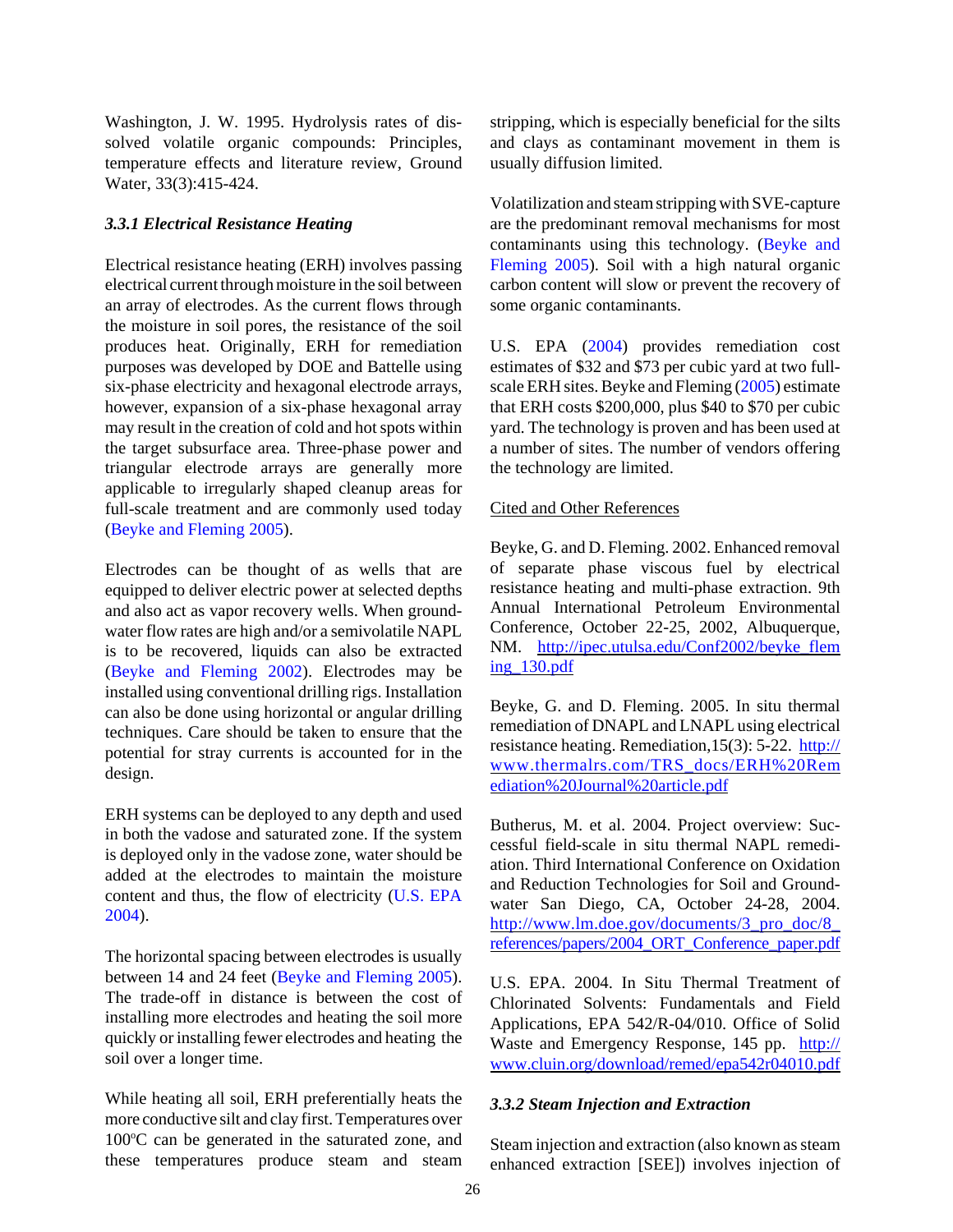Washington, J. W. 1995. Hydrolysis rates of dissolved volatile organic compounds: Principles, temperature effects and literature review, Ground Water, 33(3):415-424.

### *3.3.1 Electrical Resistance Heating*

Electrical resistance heating (ERH) involves passing electrical current through moisture in the soil between an array of electrodes. As the current flows through the moisture in soil pores, the resistance of the soil produces heat. Originally, ERH for remediation purposes was developed by DOE and Battelle using six-phase electricity and hexagonal electrode arrays, however, expansion of a six-phase hexagonal array may result in the creation of cold and hot spots within the target subsurface area. Three-phase power and triangular electrode arrays are generally more applicable to irregularly shaped cleanup areas for full-scale treatment and are commonly used today (Beyke and Fleming 2005).

Electrodes can be thought of as wells that are equipped to deliver electric power at selected depths and also act as vapor recovery wells. When groundwater flow rates are high and/or a semivolatile NAPL is to be recovered, liquids can also be extracted (Beyke and Fleming 2002). Electrodes may be installed using conventional drilling rigs. Installation can also be done using horizontal or angular drilling techniques. Care should be taken to ensure that the potential for stray currents is accounted for in the design.

ERH systems can be deployed to any depth and used in both the vadose and saturated zone. If the system is deployed only in the vadose zone, water should be added at the electrodes to maintain the moisture content and thus, the flow of electricity (U.S. EPA 2004).

The horizontal spacing between electrodes is usually between 14 and 24 feet (Beyke and Fleming 2005). The trade-off in distance is between the cost of installing more electrodes and heating the soil more quickly or installing fewer electrodes and heating the soil over a longer time.

While heating all soil, ERH preferentially heats the more conductive silt and clay first. Temperatures over 100°C can be generated in the saturated zone, and these temperatures produce steam and steam stripping, which is especially beneficial for the silts and clays as contaminant movement in them is usually diffusion limited.

Volatilization and steam stripping with SVE-capture are the predominant removal mechanisms for most contaminants using this technology. (Beyke and Fleming 2005). Soil with a high natural organic carbon content will slow or prevent the recovery of some organic contaminants.

U.S. EPA (2004) provides remediation cost estimates of $32 and $73 per cubic yard at two full-scale ERH sites. Beyke and Fleming (2005) estimate that ERH costs $200,000, plus $40 to $70 per cubic yard. The technology is proven and has been used at a number of sites. The number of vendors offering the technology are limited.

Cited and Other References

Beyke, G. and D. Fleming. 2002. Enhanced removal of separate phase viscous fuel by electrical resistance heating and multi-phase extraction. 9th Annual International Petroleum Environmental Conference, October 22-25, 2002, Albuquerque, NM. http://ipec.utulsa.edu/Conf2002/beyke_fleming_130.pdf

Beyke, G. and D. Fleming. 2005. In situ thermal remediation of DNAPL and LNAPL using electrical resistance heating. Remediation,15(3): 5-22. http://www.thermalrs.com/TRS_docs/ERH%20Remediation%20Journal%20article.pdf

Butherus, M. et al. 2004. Project overview: Successful field-scale in situ thermal NAPL remediation. Third International Conference on Oxidation and Reduction Technologies for Soil and Groundwater San Diego, CA, October 24-28, 2004. http://www.lm.doe.gov/documents/3_pro_doc/8_references/papers/2004_ORT_Conference_paper.pdf

U.S. EPA. 2004. In Situ Thermal Treatment of Chlorinated Solvents: Fundamentals and Field Applications, EPA 542/R-04/010. Office of Solid Waste and Emergency Response, 145 pp. http://www.cluin.org/download/remed/epa542r04010.pdf

### *3.3.2 Steam Injection and Extraction*

Steam injection and extraction (also known as steam enhanced extraction [SEE]) involves injection of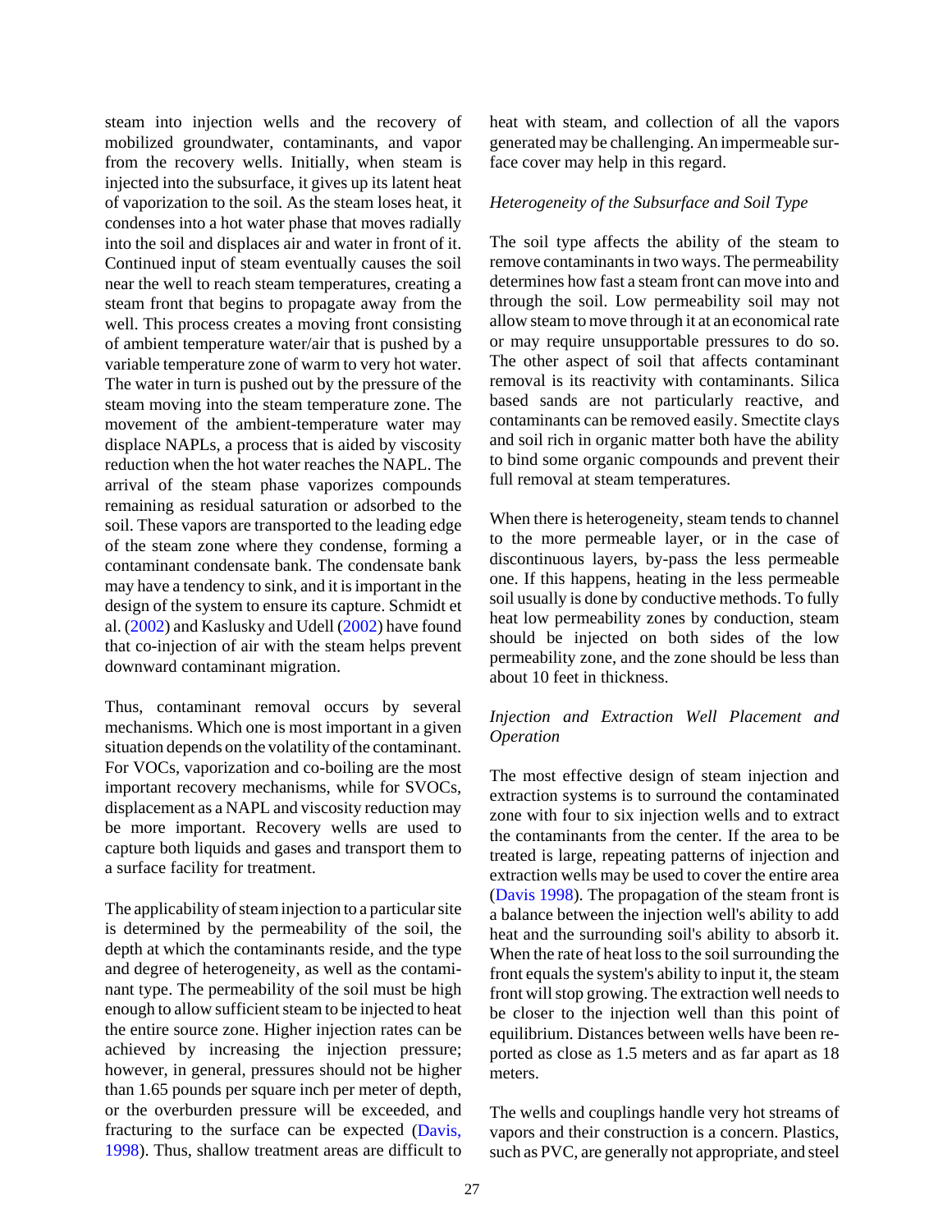steam into injection wells and the recovery of mobilized groundwater, contaminants, and vapor from the recovery wells. Initially, when steam is injected into the subsurface, it gives up its latent heat of vaporization to the soil. As the steam loses heat, it condenses into a hot water phase that moves radially into the soil and displaces air and water in front of it. Continued input of steam eventually causes the soil near the well to reach steam temperatures, creating a steam front that begins to propagate away from the well. This process creates a moving front consisting of ambient temperature water/air that is pushed by a variable temperature zone of warm to very hot water. The water in turn is pushed out by the pressure of the steam moving into the steam temperature zone. The movement of the ambient-temperature water may displace NAPLs, a process that is aided by viscosity reduction when the hot water reaches the NAPL. The arrival of the steam phase vaporizes compounds remaining as residual saturation or adsorbed to the soil. These vapors are transported to the leading edge of the steam zone where they condense, forming a contaminant condensate bank. The condensate bank may have a tendency to sink, and it is important in the design of the system to ensure its capture. Schmidt et al. (2002) and Kaslusky and Udell (2002) have found that co-injection of air with the steam helps prevent downward contaminant migration.

Thus, contaminant removal occurs by several mechanisms. Which one is most important in a given situation depends on the volatility of the contaminant. For VOCs, vaporization and co-boiling are the most important recovery mechanisms, while for SVOCs, displacement as a NAPL and viscosity reduction may be more important. Recovery wells are used to capture both liquids and gases and transport them to a surface facility for treatment.

The applicability of steam injection to a particular site is determined by the permeability of the soil, the depth at which the contaminants reside, and the type and degree of heterogeneity, as well as the contaminant type. The permeability of the soil must be high enough to allow sufficient steam to be injected to heat the entire source zone. Higher injection rates can be achieved by increasing the injection pressure; however, in general, pressures should not be higher than 1.65 pounds per square inch per meter of depth, or the overburden pressure will be exceeded, and fracturing to the surface can be expected (Davis, 1998). Thus, shallow treatment areas are difficult to heat with steam, and collection of all the vapors generated may be challenging. An impermeable surface cover may help in this regard.

*Heterogeneity of the Subsurface and Soil Type*

The soil type affects the ability of the steam to remove contaminants in two ways. The permeability determines how fast a steam front can move into and through the soil. Low permeability soil may not allow steam to move through it at an economical rate or may require unsupportable pressures to do so. The other aspect of soil that affects contaminant removal is its reactivity with contaminants. Silica based sands are not particularly reactive, and contaminants can be removed easily. Smectite clays and soil rich in organic matter both have the ability to bind some organic compounds and prevent their full removal at steam temperatures.

When there is heterogeneity, steam tends to channel to the more permeable layer, or in the case of discontinuous layers, by-pass the less permeable one. If this happens, heating in the less permeable soil usually is done by conductive methods. To fully heat low permeability zones by conduction, steam should be injected on both sides of the low permeability zone, and the zone should be less than about 10 feet in thickness.

*Injection and Extraction Well Placement and Operation*

The most effective design of steam injection and extraction systems is to surround the contaminated zone with four to six injection wells and to extract the contaminants from the center. If the area to be treated is large, repeating patterns of injection and extraction wells may be used to cover the entire area (Davis 1998). The propagation of the steam front is a balance between the injection well's ability to add heat and the surrounding soil's ability to absorb it. When the rate of heat loss to the soil surrounding the front equals the system's ability to input it, the steam front will stop growing. The extraction well needs to be closer to the injection well than this point of equilibrium. Distances between wells have been reported as close as 1.5 meters and as far apart as 18 meters.

The wells and couplings handle very hot streams of vapors and their construction is a concern. Plastics, such as PVC, are generally not appropriate, and steel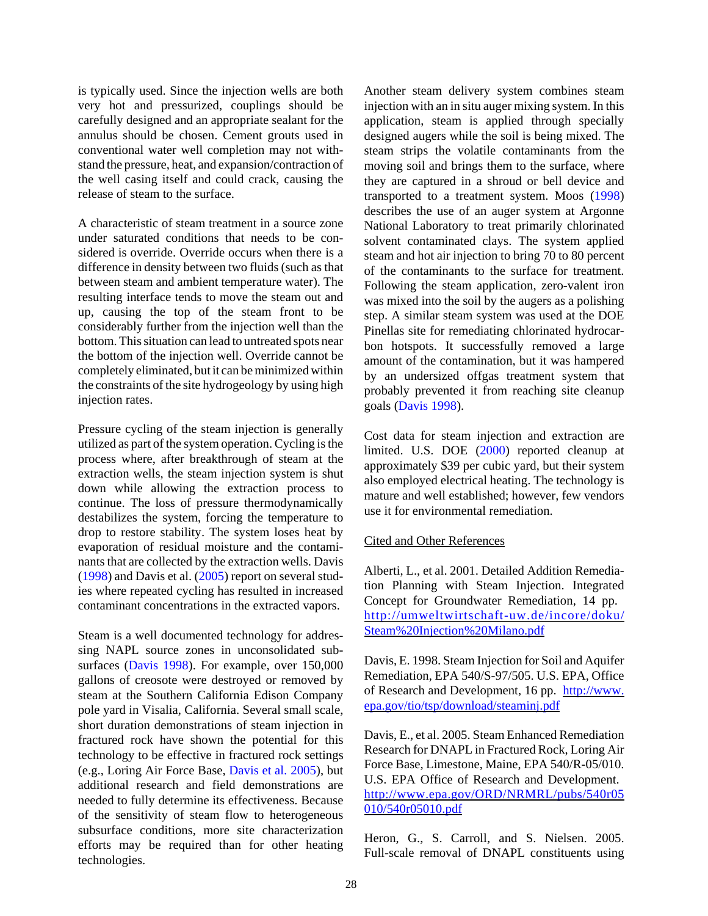is typically used. Since the injection wells are both very hot and pressurized, couplings should be carefully designed and an appropriate sealant for the annulus should be chosen. Cement grouts used in conventional water well completion may not withstand the pressure, heat, and expansion/contraction of the well casing itself and could crack, causing the release of steam to the surface.

A characteristic of steam treatment in a source zone under saturated conditions that needs to be considered is override. Override occurs when there is a difference in density between two fluids (such as that between steam and ambient temperature water). The resulting interface tends to move the steam out and up, causing the top of the steam front to be considerably further from the injection well than the bottom. This situation can lead to untreated spots near the bottom of the injection well. Override cannot be completely eliminated, but it can be minimized within the constraints of the site hydrogeology by using high injection rates.

Pressure cycling of the steam injection is generally utilized as part of the system operation. Cycling is the process where, after breakthrough of steam at the extraction wells, the steam injection system is shut down while allowing the extraction process to continue. The loss of pressure thermodynamically destabilizes the system, forcing the temperature to drop to restore stability. The system loses heat by evaporation of residual moisture and the contaminants that are collected by the extraction wells. Davis (1998) and Davis et al. (2005) report on several studies where repeated cycling has resulted in increased contaminant concentrations in the extracted vapors.

Steam is a well documented technology for addressing NAPL source zones in unconsolidated subsurfaces (Davis 1998). For example, over 150,000 gallons of creosote were destroyed or removed by steam at the Southern California Edison Company pole yard in Visalia, California. Several small scale, short duration demonstrations of steam injection in fractured rock have shown the potential for this technology to be effective in fractured rock settings (e.g., Loring Air Force Base, Davis et al. 2005), but additional research and field demonstrations are needed to fully determine its effectiveness. Because of the sensitivity of steam flow to heterogeneous subsurface conditions, more site characterization efforts may be required than for other heating technologies.

Another steam delivery system combines steam injection with an in situ auger mixing system. In this application, steam is applied through specially designed augers while the soil is being mixed. The steam strips the volatile contaminants from the moving soil and brings them to the surface, where they are captured in a shroud or bell device and transported to a treatment system. Moos (1998) describes the use of an auger system at Argonne National Laboratory to treat primarily chlorinated solvent contaminated clays. The system applied steam and hot air injection to bring 70 to 80 percent of the contaminants to the surface for treatment. Following the steam application, zero-valent iron was mixed into the soil by the augers as a polishing step. A similar steam system was used at the DOE Pinellas site for remediating chlorinated hydrocarbon hotspots. It successfully removed a large amount of the contamination, but it was hampered by an undersized offgas treatment system that probably prevented it from reaching site cleanup goals (Davis 1998).

Cost data for steam injection and extraction are limited. U.S. DOE (2000) reported cleanup at approximately $39 per cubic yard, but their system also employed electrical heating. The technology is mature and well established; however, few vendors use it for environmental remediation.

Cited and Other References

Alberti, L., et al. 2001. Detailed Addition Remediation Planning with Steam Injection. Integrated Concept for Groundwater Remediation, 14 pp. http://umweltwirtschaft-uw.de/incore/doku/Steam%20Injection%20Milano.pdf

Davis, E. 1998. Steam Injection for Soil and Aquifer Remediation, EPA 540/S-97/505. U.S. EPA, Office of Research and Development, 16 pp. http://www.epa.gov/tio/tsp/download/steaminj.pdf

Davis, E., et al. 2005. Steam Enhanced Remediation Research for DNAPL in Fractured Rock, Loring Air Force Base, Limestone, Maine, EPA 540/R-05/010. U.S. EPA Office of Research and Development. http://www.epa.gov/ORD/NRMRL/pubs/540r05010/540r05010.pdf

Heron, G., S. Carroll, and S. Nielsen. 2005. Full-scale removal of DNAPL constituents using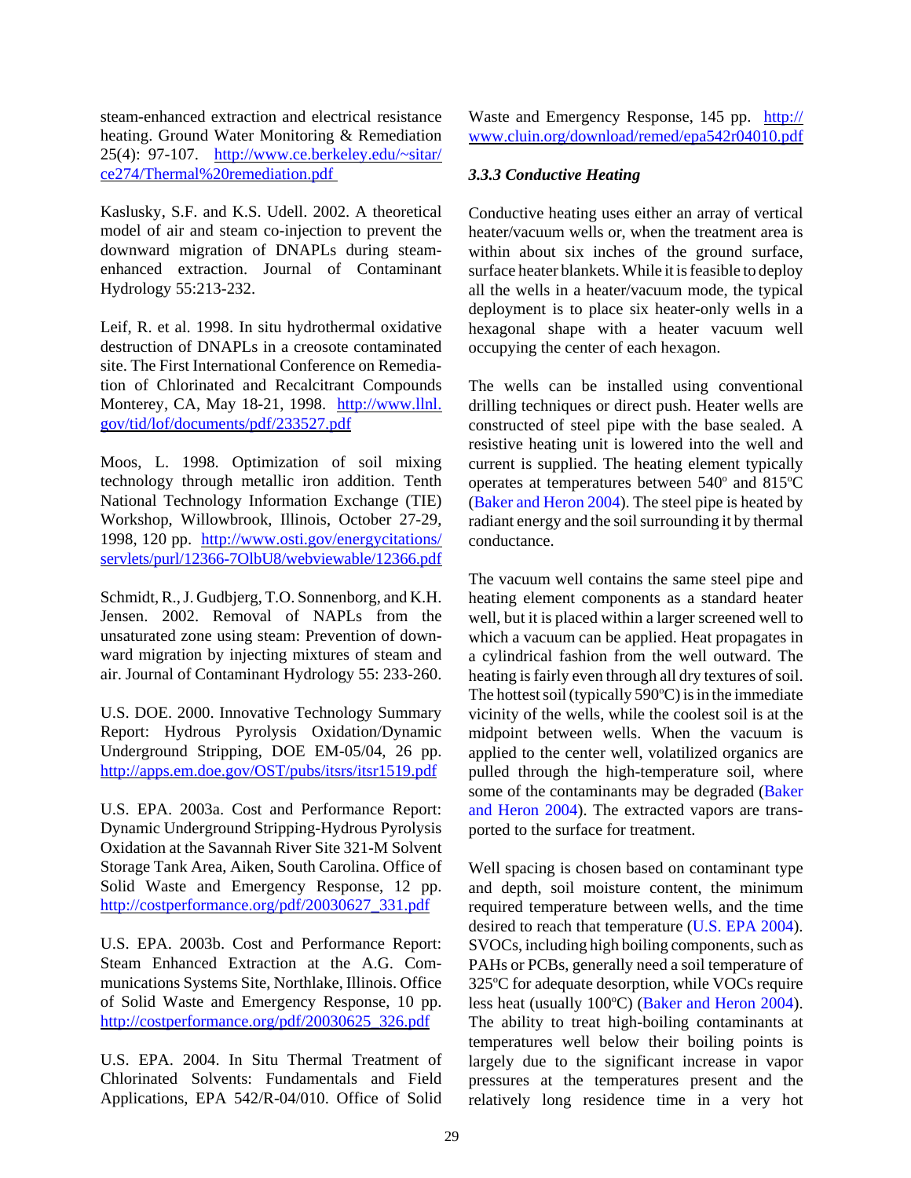steam-enhanced extraction and electrical resistance heating. Ground Water Monitoring & Remediation 25(4): 97-107. http://www.ce.berkeley.edu/~sitar/ce274/Thermal%20remediation.pdf

Kaslusky, S.F. and K.S. Udell. 2002. A theoretical model of air and steam co-injection to prevent the downward migration of DNAPLs during steam-enhanced extraction. Journal of Contaminant Hydrology 55:213-232.

Leif, R. et al. 1998. In situ hydrothermal oxidative destruction of DNAPLs in a creosote contaminated site. The First International Conference on Remediation of Chlorinated and Recalcitrant Compounds Monterey, CA, May 18-21, 1998. http://www.llnl.gov/tid/lof/documents/pdf/233527.pdf

Moos, L. 1998. Optimization of soil mixing technology through metallic iron addition. Tenth National Technology Information Exchange (TIE) Workshop, Willowbrook, Illinois, October 27-29, 1998, 120 pp. http://www.osti.gov/energycitations/servlets/purl/12366-7OlbU8/webviewable/12366.pdf

Schmidt, R., J. Gudbjerg, T.O. Sonnenborg, and K.H. Jensen. 2002. Removal of NAPLs from the unsaturated zone using steam: Prevention of downward migration by injecting mixtures of steam and air. Journal of Contaminant Hydrology 55: 233-260.

U.S. DOE. 2000. Innovative Technology Summary Report: Hydrous Pyrolysis Oxidation/Dynamic Underground Stripping, DOE EM-05/04, 26 pp. http://apps.em.doe.gov/OST/pubs/itsrs/itsr1519.pdf

U.S. EPA. 2003a. Cost and Performance Report: Dynamic Underground Stripping-Hydrous Pyrolysis Oxidation at the Savannah River Site 321-M Solvent Storage Tank Area, Aiken, South Carolina. Office of Solid Waste and Emergency Response, 12 pp. http://costperformance.org/pdf/20030627_331.pdf

U.S. EPA. 2003b. Cost and Performance Report: Steam Enhanced Extraction at the A.G. Communications Systems Site, Northlake, Illinois. Office of Solid Waste and Emergency Response, 10 pp. http://costperformance.org/pdf/20030625_326.pdf

U.S. EPA. 2004. In Situ Thermal Treatment of Chlorinated Solvents: Fundamentals and Field Applications, EPA 542/R-04/010. Office of Solid Waste and Emergency Response, 145 pp. http://www.cluin.org/download/remed/epa542r04010.pdf

### *3.3.3 Conductive Heating*

Conductive heating uses either an array of vertical heater/vacuum wells or, when the treatment area is within about six inches of the ground surface, surface heater blankets. While it is feasible to deploy all the wells in a heater/vacuum mode, the typical deployment is to place six heater-only wells in a hexagonal shape with a heater vacuum well occupying the center of each hexagon.

The wells can be installed using conventional drilling techniques or direct push. Heater wells are constructed of steel pipe with the base sealed. A resistive heating unit is lowered into the well and current is supplied. The heating element typically operates at temperatures between 540° and 815°C (Baker and Heron 2004). The steel pipe is heated by radiant energy and the soil surrounding it by thermal conductance.

The vacuum well contains the same steel pipe and heating element components as a standard heater well, but it is placed within a larger screened well to which a vacuum can be applied. Heat propagates in a cylindrical fashion from the well outward. The heating is fairly even through all dry textures of soil. The hottest soil (typically 590°C) is in the immediate vicinity of the wells, while the coolest soil is at the midpoint between wells. When the vacuum is applied to the center well, volatilized organics are pulled through the high-temperature soil, where some of the contaminants may be degraded (Baker and Heron 2004). The extracted vapors are transported to the surface for treatment.

Well spacing is chosen based on contaminant type and depth, soil moisture content, the minimum required temperature between wells, and the time desired to reach that temperature (U.S. EPA 2004). SVOCs, including high boiling components, such as PAHs or PCBs, generally need a soil temperature of 325°C for adequate desorption, while VOCs require less heat (usually 100°C) (Baker and Heron 2004). The ability to treat high-boiling contaminants at temperatures well below their boiling points is largely due to the significant increase in vapor pressures at the temperatures present and the relatively long residence time in a very hot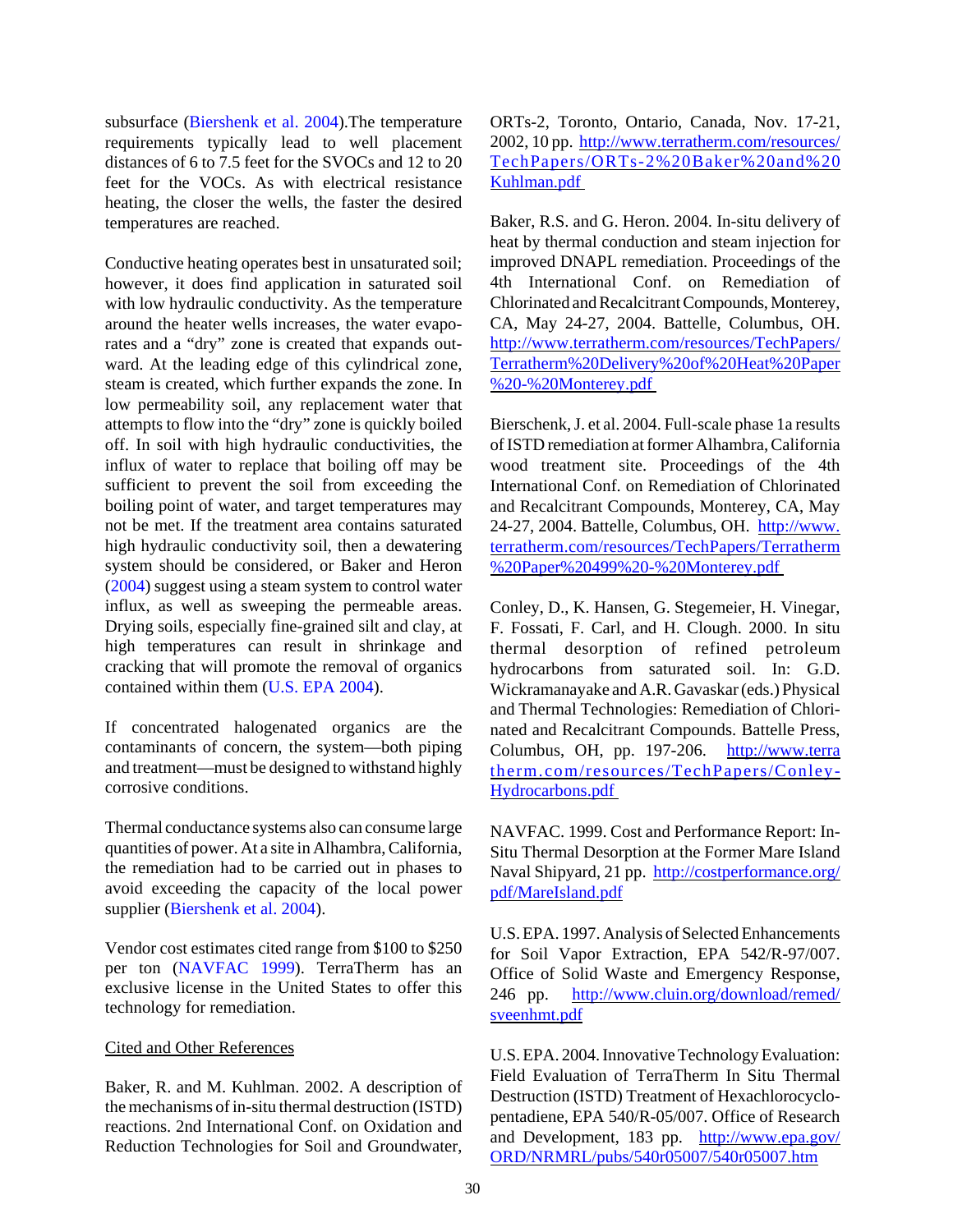subsurface (Biershenk et al. 2004).The temperature requirements typically lead to well placement distances of 6 to 7.5 feet for the SVOCs and 12 to 20 feet for the VOCs. As with electrical resistance heating, the closer the wells, the faster the desired temperatures are reached.

Conductive heating operates best in unsaturated soil; however, it does find application in saturated soil with low hydraulic conductivity. As the temperature around the heater wells increases, the water evaporates and a "dry" zone is created that expands outward. At the leading edge of this cylindrical zone, steam is created, which further expands the zone. In low permeability soil, any replacement water that attempts to flow into the "dry" zone is quickly boiled off. In soil with high hydraulic conductivities, the influx of water to replace that boiling off may be sufficient to prevent the soil from exceeding the boiling point of water, and target temperatures may not be met. If the treatment area contains saturated high hydraulic conductivity soil, then a dewatering system should be considered, or Baker and Heron (2004) suggest using a steam system to control water influx, as well as sweeping the permeable areas. Drying soils, especially fine-grained silt and clay, at high temperatures can result in shrinkage and cracking that will promote the removal of organics contained within them (U.S. EPA 2004).

If concentrated halogenated organics are the contaminants of concern, the system—both piping and treatment—must be designed to withstand highly corrosive conditions.

Thermal conductance systems also can consume large quantities of power. At a site in Alhambra, California, the remediation had to be carried out in phases to avoid exceeding the capacity of the local power supplier (Biershenk et al. 2004).

Vendor cost estimates cited range from $100 to $250 per ton (NAVFAC 1999). TerraTherm has an exclusive license in the United States to offer this technology for remediation.

Cited and Other References

Baker, R. and M. Kuhlman. 2002. A description of the mechanisms of in-situ thermal destruction (ISTD) reactions. 2nd International Conf. on Oxidation and Reduction Technologies for Soil and Groundwater, ORTs-2, Toronto, Ontario, Canada, Nov. 17-21, 2002, 10 pp. http://www.terratherm.com/resources/TechPapers/ORTs-2%20Baker%20and%20Kuhlman.pdf

Baker, R.S. and G. Heron. 2004. In-situ delivery of heat by thermal conduction and steam injection for improved DNAPL remediation. Proceedings of the 4th International Conf. on Remediation of Chlorinated and Recalcitrant Compounds, Monterey, CA, May 24-27, 2004. Battelle, Columbus, OH. http://www.terratherm.com/resources/TechPapers/Terratherm%20Delivery%20of%20Heat%20Paper%20-%20Monterey.pdf

Bierschenk, J. et al. 2004. Full-scale phase 1a results of ISTD remediation at former Alhambra, California wood treatment site. Proceedings of the 4th International Conf. on Remediation of Chlorinated and Recalcitrant Compounds, Monterey, CA, May 24-27, 2004. Battelle, Columbus, OH. http://www.terratherm.com/resources/TechPapers/Terratherm%20Paper%20499%20-%20Monterey.pdf

Conley, D., K. Hansen, G. Stegemeier, H. Vinegar, F. Fossati, F. Carl, and H. Clough. 2000. In situ thermal desorption of refined petroleum hydrocarbons from saturated soil. In: G.D. Wickramanayake and A.R. Gavaskar (eds.) Physical and Thermal Technologies: Remediation of Chlorinated and Recalcitrant Compounds. Battelle Press, Columbus, OH, pp. 197-206. http://www.terratherm.com/resources/TechPapers/Conley-Hydrocarbons.pdf

NAVFAC. 1999. Cost and Performance Report: In-Situ Thermal Desorption at the Former Mare Island Naval Shipyard, 21 pp. http://costperformance.org/pdf/MareIsland.pdf

U.S. EPA. 1997. Analysis of Selected Enhancements for Soil Vapor Extraction, EPA 542/R-97/007. Office of Solid Waste and Emergency Response, 246 pp. http://www.cluin.org/download/remed/sveenhmt.pdf

U.S. EPA. 2004. Innovative Technology Evaluation: Field Evaluation of TerraTherm In Situ Thermal Destruction (ISTD) Treatment of Hexachlorocyclopentadiene, EPA 540/R-05/007. Office of Research and Development, 183 pp. http://www.epa.gov/ORD/NRMRL/pubs/540r05007/540r05007.htm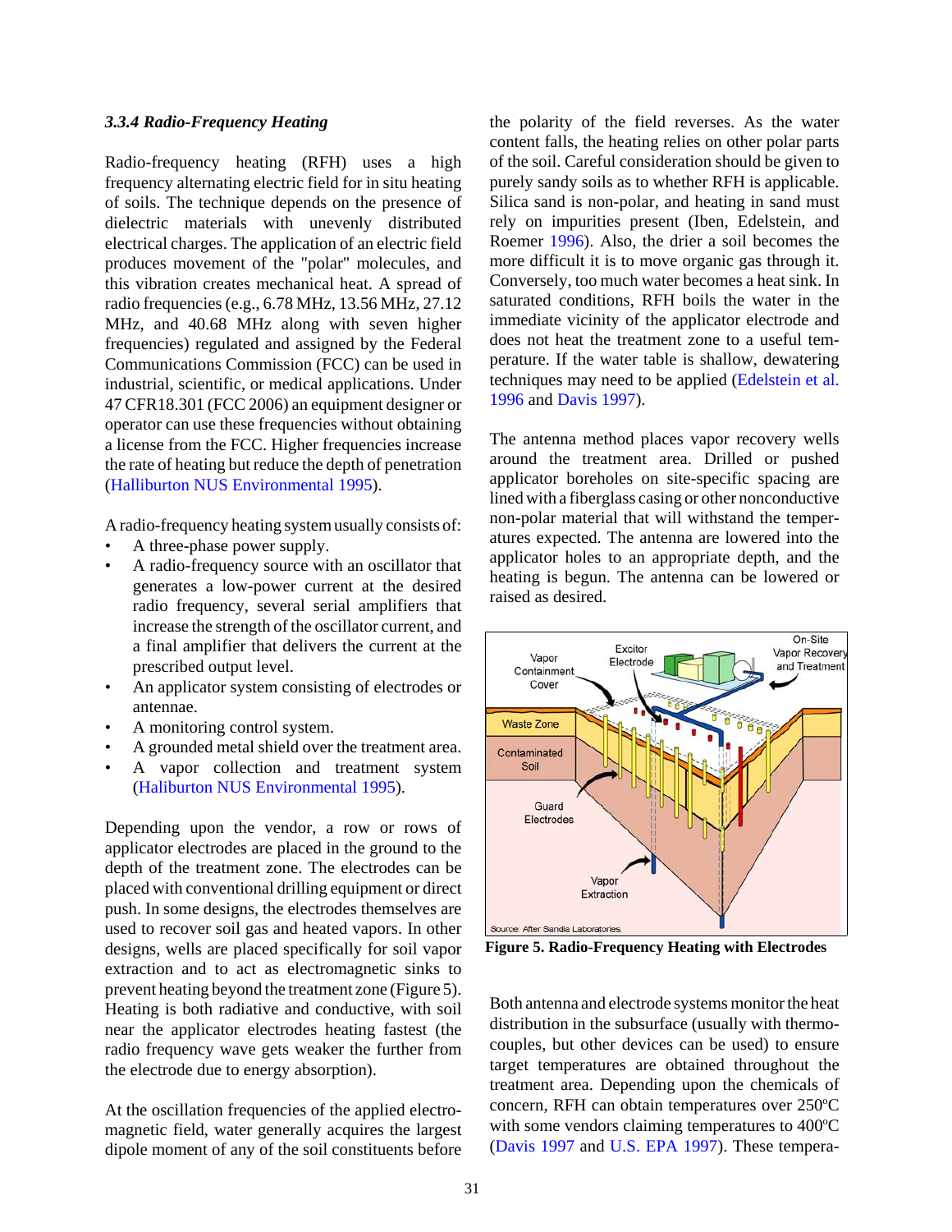### *3.3.4 Radio-Frequency Heating*

Radio-frequency heating (RFH) uses a high frequency alternating electric field for in situ heating of soils. The technique depends on the presence of dielectric materials with unevenly distributed electrical charges. The application of an electric field produces movement of the "polar" molecules, and this vibration creates mechanical heat. A spread of radio frequencies (e.g., 6.78 MHz, 13.56 MHz, 27.12 MHz, and 40.68 MHz along with seven higher frequencies) regulated and assigned by the Federal Communications Commission (FCC) can be used in industrial, scientific, or medical applications. Under 47 CFR18.301 (FCC 2006) an equipment designer or operator can use these frequencies without obtaining a license from the FCC. Higher frequencies increase the rate of heating but reduce the depth of penetration (Halliburton NUS Environmental 1995).

A radio-frequency heating system usually consists of:

- A three-phase power supply.
- A radio-frequency source with an oscillator that generates a low-power current at the desired radio frequency, several serial amplifiers that increase the strength of the oscillator current, and a final amplifier that delivers the current at the prescribed output level.
- An applicator system consisting of electrodes or antennae.
- A monitoring control system.
- A grounded metal shield over the treatment area.
- A vapor collection and treatment system (Haliburton NUS Environmental 1995).

Depending upon the vendor, a row or rows of applicator electrodes are placed in the ground to the depth of the treatment zone. The electrodes can be placed with conventional drilling equipment or direct push. In some designs, the electrodes themselves are used to recover soil gas and heated vapors. In other designs, wells are placed specifically for soil vapor extraction and to act as electromagnetic sinks to prevent heating beyond the treatment zone (Figure 5). Heating is both radiative and conductive, with soil near the applicator electrodes heating fastest (the radio frequency wave gets weaker the further from the electrode due to energy absorption).

At the oscillation frequencies of the applied electromagnetic field, water generally acquires the largest dipole moment of any of the soil constituents before the polarity of the field reverses. As the water content falls, the heating relies on other polar parts of the soil. Careful consideration should be given to purely sandy soils as to whether RFH is applicable. Silica sand is non-polar, and heating in sand must rely on impurities present (Iben, Edelstein, and Roemer 1996). Also, the drier a soil becomes the more difficult it is to move organic gas through it. Conversely, too much water becomes a heat sink. In saturated conditions, RFH boils the water in the immediate vicinity of the applicator electrode and does not heat the treatment zone to a useful temperature. If the water table is shallow, dewatering techniques may need to be applied (Edelstein et al. 1996 and Davis 1997).

The antenna method places vapor recovery wells around the treatment area. Drilled or pushed applicator boreholes on site-specific spacing are lined with a fiberglass casing or other nonconductive non-polar material that will withstand the temperatures expected. The antenna are lowered into the applicator holes to an appropriate depth, and the heating is begun. The antenna can be lowered or raised as desired.

**Figure 5. Radio-Frequency Heating with Electrodes**

Both antenna and electrode systems monitor the heat distribution in the subsurface (usually with thermocouples, but other devices can be used) to ensure target temperatures are obtained throughout the treatment area. Depending upon the chemicals of concern, RFH can obtain temperatures over 250ºC with some vendors claiming temperatures to 400ºC (Davis 1997 and U.S. EPA 1997). These tempera-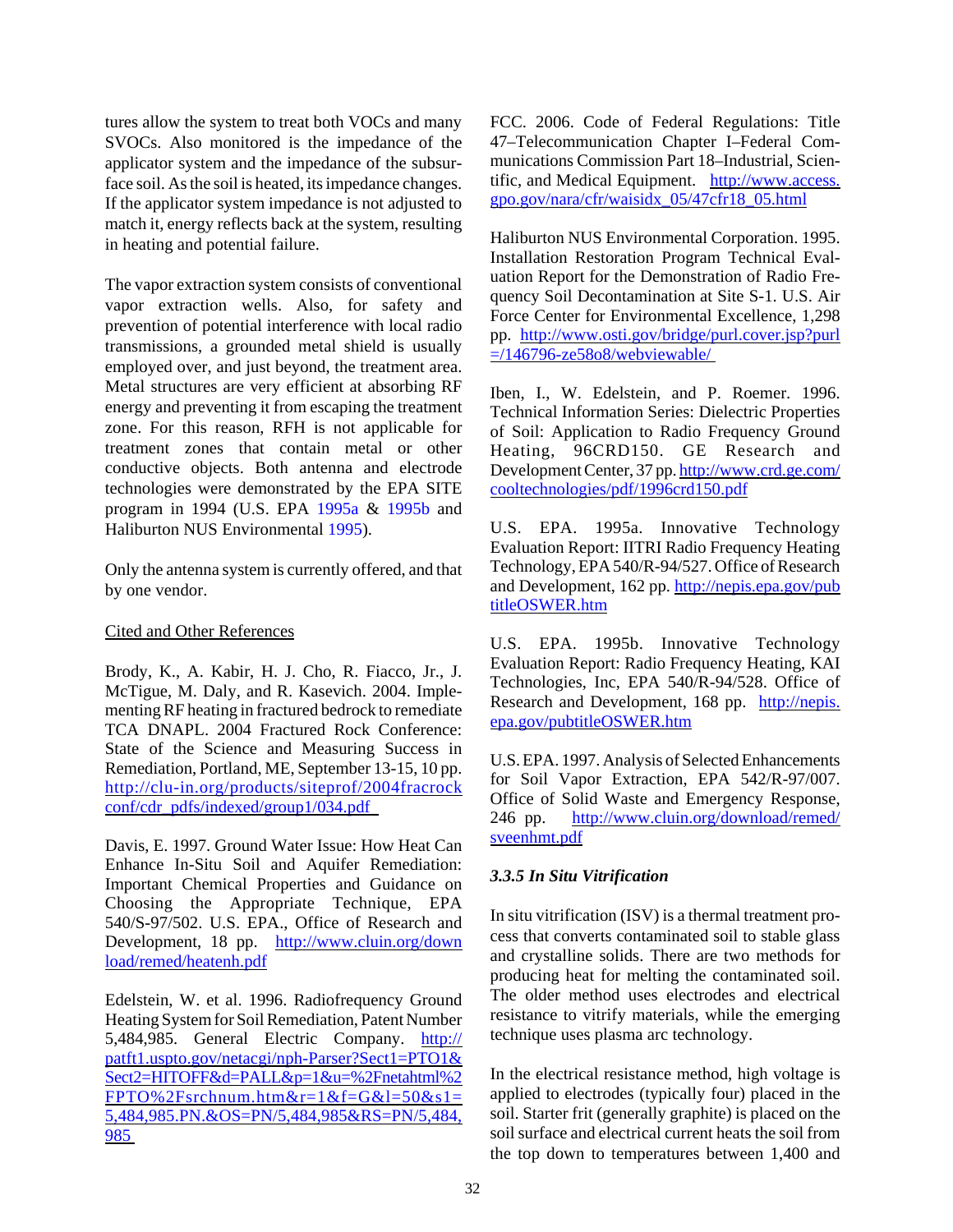tures allow the system to treat both VOCs and many SVOCs. Also monitored is the impedance of the applicator system and the impedance of the subsurface soil. As the soil is heated, its impedance changes. If the applicator system impedance is not adjusted to match it, energy reflects back at the system, resulting in heating and potential failure.

The vapor extraction system consists of conventional vapor extraction wells. Also, for safety and prevention of potential interference with local radio transmissions, a grounded metal shield is usually employed over, and just beyond, the treatment area. Metal structures are very efficient at absorbing RF energy and preventing it from escaping the treatment zone. For this reason, RFH is not applicable for treatment zones that contain metal or other conductive objects. Both antenna and electrode technologies were demonstrated by the EPA SITE program in 1994 (U.S. EPA 1995a & 1995b and Haliburton NUS Environmental 1995).

Only the antenna system is currently offered, and that by one vendor.

Cited and Other References

Brody, K., A. Kabir, H. J. Cho, R. Fiacco, Jr., J. McTigue, M. Daly, and R. Kasevich. 2004. Implementing RF heating in fractured bedrock to remediate TCA DNAPL. 2004 Fractured Rock Conference: State of the Science and Measuring Success in Remediation, Portland, ME, September 13-15, 10 pp. http://clu-in.org/products/siteprof/2004fracrockconf/cdr_pdfs/indexed/group1/034.pdf

Davis, E. 1997. Ground Water Issue: How Heat Can Enhance In-Situ Soil and Aquifer Remediation: Important Chemical Properties and Guidance on Choosing the Appropriate Technique, EPA 540/S-97/502. U.S. EPA., Office of Research and Development, 18 pp. http://www.cluin.org/download/remed/heatenh.pdf

Edelstein, W. et al. 1996. Radiofrequency Ground Heating System for Soil Remediation, Patent Number 5,484,985. General Electric Company. http://patft1.uspto.gov/netacgi/nph-Parser?Sect1=PTO1&Sect2=HITOFF&d=PALL&p=1&u=%2Fnetahtml%2FPTO%2Fsrchnum.htm&r=1&f=G&l=50&s1=5,484,985.PN.&OS=PN/5,484,985&RS=PN/5,484,985

FCC. 2006. Code of Federal Regulations: Title 47–Telecommunication Chapter I–Federal Communications Commission Part 18–Industrial, Scientific, and Medical Equipment. http://www.access.gpo.gov/nara/cfr/waisidx_05/47cfr18_05.html

Haliburton NUS Environmental Corporation. 1995. Installation Restoration Program Technical Evaluation Report for the Demonstration of Radio Frequency Soil Decontamination at Site S-1. U.S. Air Force Center for Environmental Excellence, 1,298 pp. http://www.osti.gov/bridge/purl.cover.jsp?purl=/146796-ze58o8/webviewable/

Iben, I., W. Edelstein, and P. Roemer. 1996. Technical Information Series: Dielectric Properties of Soil: Application to Radio Frequency Ground Heating, 96CRD150. GE Research and Development Center, 37 pp. http://www.crd.ge.com/cooltechnologies/pdf/1996crd150.pdf

U.S. EPA. 1995a. Innovative Technology Evaluation Report: IITRI Radio Frequency Heating Technology, EPA 540/R-94/527. Office of Research and Development, 162 pp. http://nepis.epa.gov/pubtitleOSWER.htm

U.S. EPA. 1995b. Innovative Technology Evaluation Report: Radio Frequency Heating, KAI Technologies, Inc, EPA 540/R-94/528. Office of Research and Development, 168 pp. http://nepis.epa.gov/pubtitleOSWER.htm

U.S. EPA. 1997. Analysis of Selected Enhancements for Soil Vapor Extraction, EPA 542/R-97/007. Office of Solid Waste and Emergency Response, 246 pp. http://www.cluin.org/download/remed/sveenhmt.pdf

### *3.3.5 In Situ Vitrification*

In situ vitrification (ISV) is a thermal treatment process that converts contaminated soil to stable glass and crystalline solids. There are two methods for producing heat for melting the contaminated soil. The older method uses electrodes and electrical resistance to vitrify materials, while the emerging technique uses plasma arc technology.

In the electrical resistance method, high voltage is applied to electrodes (typically four) placed in the soil. Starter frit (generally graphite) is placed on the soil surface and electrical current heats the soil from the top down to temperatures between 1,400 and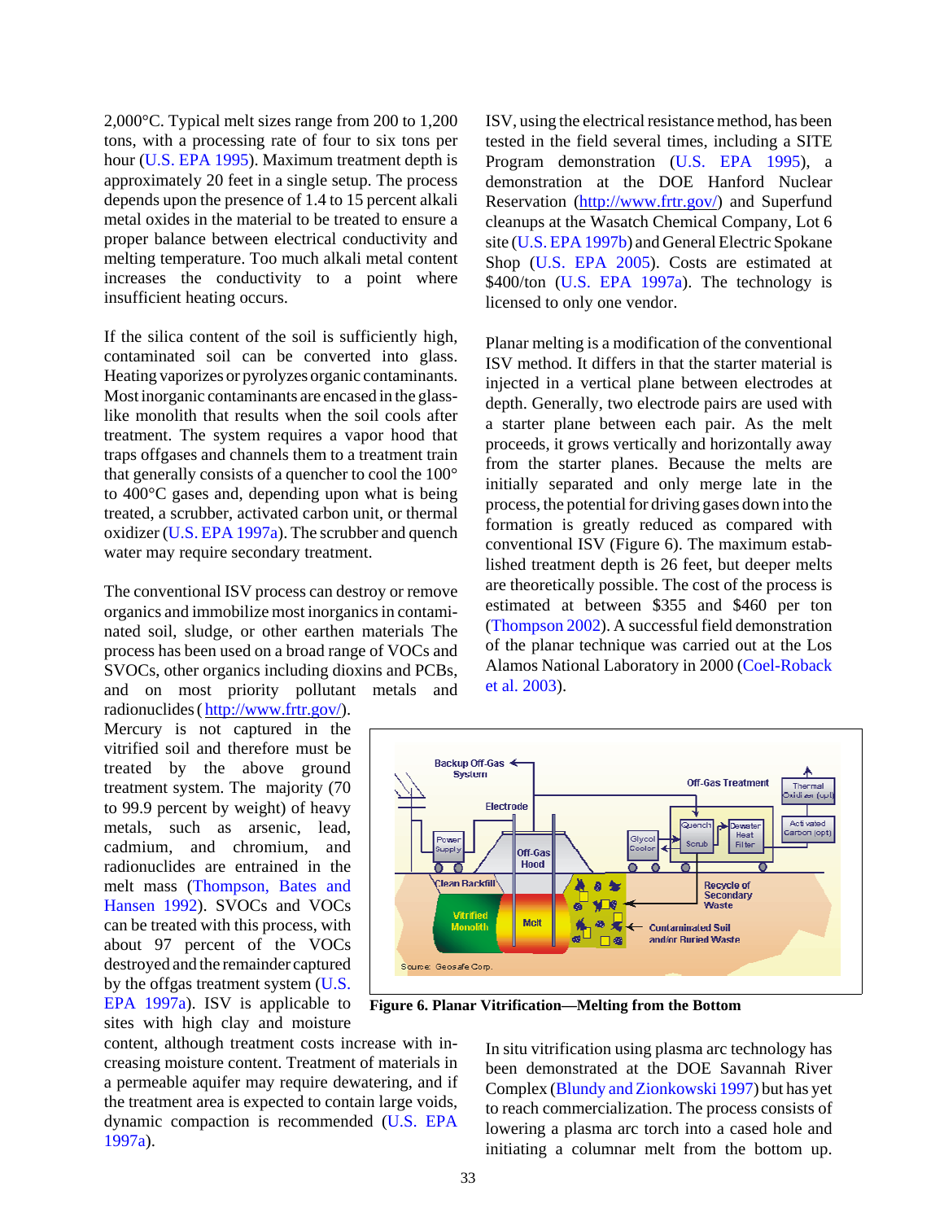2,000°C. Typical melt sizes range from 200 to 1,200 tons, with a processing rate of four to six tons per hour (U.S. EPA 1995). Maximum treatment depth is approximately 20 feet in a single setup. The process depends upon the presence of 1.4 to 15 percent alkali metal oxides in the material to be treated to ensure a proper balance between electrical conductivity and melting temperature. Too much alkali metal content increases the conductivity to a point where insufficient heating occurs.

If the silica content of the soil is sufficiently high, contaminated soil can be converted into glass. Heating vaporizes or pyrolyzes organic contaminants. Most inorganic contaminants are encased in the glass-like monolith that results when the soil cools after treatment. The system requires a vapor hood that traps offgases and channels them to a treatment train that generally consists of a quencher to cool the 100° to 400°C gases and, depending upon what is being treated, a scrubber, activated carbon unit, or thermal oxidizer (U.S. EPA 1997a). The scrubber and quench water may require secondary treatment.

The conventional ISV process can destroy or remove organics and immobilize most inorganics in contaminated soil, sludge, or other earthen materials The process has been used on a broad range of VOCs and SVOCs, other organics including dioxins and PCBs, and on most priority pollutant metals and radionuclides ( http://www.frtr.gov/). Mercury is not captured in the vitrified soil and therefore must be treated by the above ground treatment system. The majority (70 to 99.9 percent by weight) of heavy metals, such as arsenic, lead, cadmium, and chromium, and radionuclides are entrained in the melt mass (Thompson, Bates and Hansen 1992). SVOCs and VOCs can be treated with this process, with about 97 percent of the VOCs destroyed and the remainder captured by the offgas treatment system (U.S. EPA 1997a). ISV is applicable to sites with high clay and moisture content, although treatment costs increase with increasing moisture content. Treatment of materials in a permeable aquifer may require dewatering, and if the treatment area is expected to contain large voids, dynamic compaction is recommended (U.S. EPA 1997a).

ISV, using the electrical resistance method, has been tested in the field several times, including a SITE Program demonstration (U.S. EPA 1995), a demonstration at the DOE Hanford Nuclear Reservation (http://www.frtr.gov/) and Superfund cleanups at the Wasatch Chemical Company, Lot 6 site (U.S. EPA 1997b) and General Electric Spokane Shop (U.S. EPA 2005). Costs are estimated at $400/ton (U.S. EPA 1997a). The technology is licensed to only one vendor.

Planar melting is a modification of the conventional ISV method. It differs in that the starter material is injected in a vertical plane between electrodes at depth. Generally, two electrode pairs are used with a starter plane between each pair. As the melt proceeds, it grows vertically and horizontally away from the starter planes. Because the melts are initially separated and only merge late in the process, the potential for driving gases down into the formation is greatly reduced as compared with conventional ISV (Figure 6). The maximum established treatment depth is 26 feet, but deeper melts are theoretically possible. The cost of the process is estimated at between $355 and $460 per ton (Thompson 2002). A successful field demonstration of the planar technique was carried out at the Los Alamos National Laboratory in 2000 (Coel-Roback et al. 2003).

**Figure 6. Planar Vitrification—Melting from the Bottom**

In situ vitrification using plasma arc technology has been demonstrated at the DOE Savannah River Complex (Blundy and Zionkowski 1997) but has yet to reach commercialization. The process consists of lowering a plasma arc torch into a cased hole and initiating a columnar melt from the bottom up.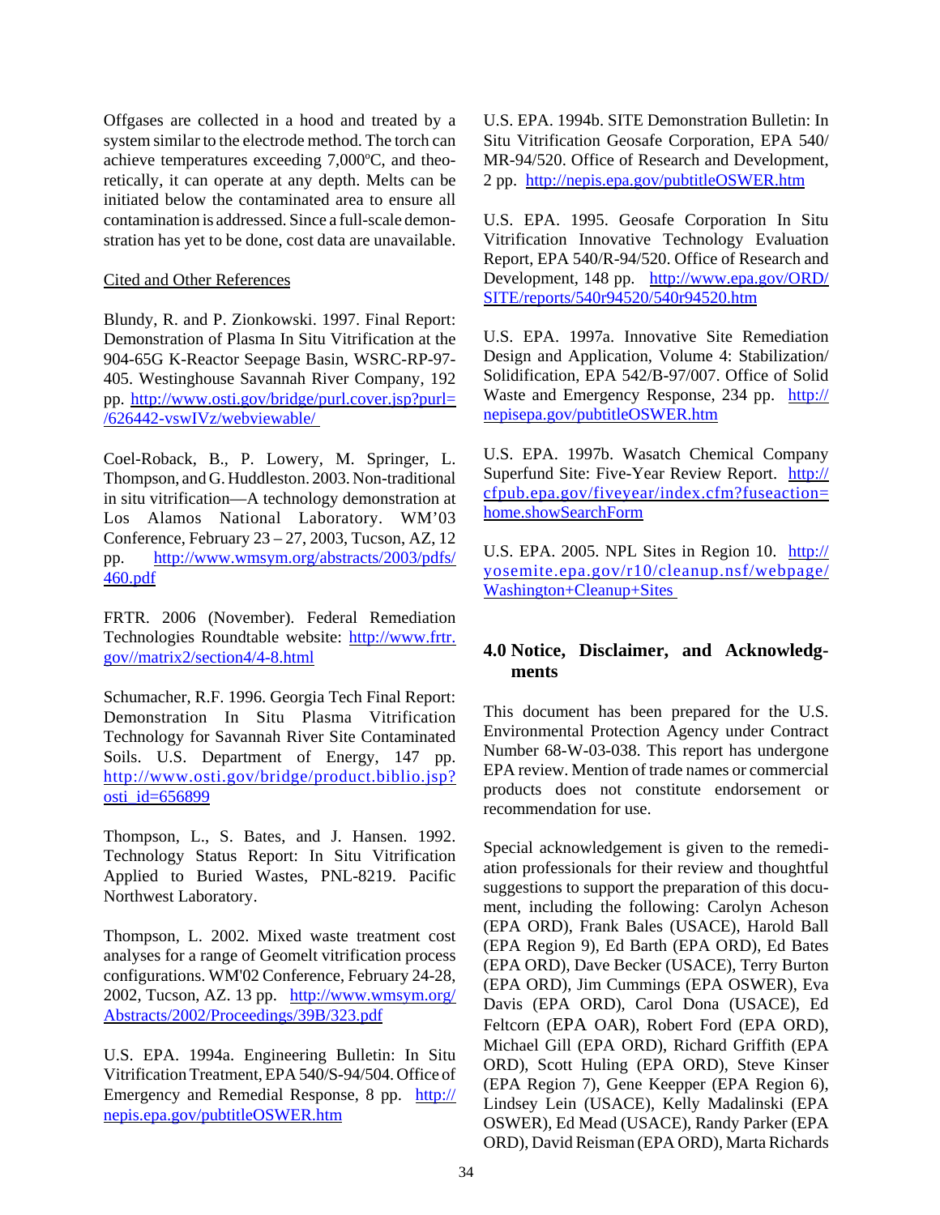Offgases are collected in a hood and treated by a system similar to the electrode method. The torch can achieve temperatures exceeding 7,000ºC, and theoretically, it can operate at any depth. Melts can be initiated below the contaminated area to ensure all contamination is addressed. Since a full-scale demonstration has yet to be done, cost data are unavailable.

Cited and Other References

Blundy, R. and P. Zionkowski. 1997. Final Report: Demonstration of Plasma In Situ Vitrification at the 904-65G K-Reactor Seepage Basin, WSRC-RP-97-405. Westinghouse Savannah River Company, 192 pp. http://www.osti.gov/bridge/purl.cover.jsp?purl=/626442-vswIVz/webviewable/

Coel-Roback, B., P. Lowery, M. Springer, L. Thompson, and G. Huddleston. 2003. Non-traditional in situ vitrification—A technology demonstration at Los Alamos National Laboratory. WM'03 Conference, February 23 – 27, 2003, Tucson, AZ, 12 pp. http://www.wmsym.org/abstracts/2003/pdfs/460.pdf

FRTR. 2006 (November). Federal Remediation Technologies Roundtable website: http://www.frtr.gov//matrix2/section4/4-8.html

Schumacher, R.F. 1996. Georgia Tech Final Report: Demonstration In Situ Plasma Vitrification Technology for Savannah River Site Contaminated Soils. U.S. Department of Energy, 147 pp. http://www.osti.gov/bridge/product.biblio.jsp?osti_id=656899

Thompson, L., S. Bates, and J. Hansen. 1992. Technology Status Report: In Situ Vitrification Applied to Buried Wastes, PNL-8219. Pacific Northwest Laboratory.

Thompson, L. 2002. Mixed waste treatment cost analyses for a range of Geomelt vitrification process configurations. WM'02 Conference, February 24-28, 2002, Tucson, AZ. 13 pp. http://www.wmsym.org/Abstracts/2002/Proceedings/39B/323.pdf

U.S. EPA. 1994a. Engineering Bulletin: In Situ Vitrification Treatment, EPA 540/S-94/504. Office of Emergency and Remedial Response, 8 pp. http://nepis.epa.gov/pubtitleOSWER.htm

U.S. EPA. 1994b. SITE Demonstration Bulletin: In Situ Vitrification Geosafe Corporation, EPA 540/MR-94/520. Office of Research and Development, 2 pp. http://nepis.epa.gov/pubtitleOSWER.htm

U.S. EPA. 1995. Geosafe Corporation In Situ Vitrification Innovative Technology Evaluation Report, EPA 540/R-94/520. Office of Research and Development, 148 pp. http://www.epa.gov/ORD/SITE/reports/540r94520/540r94520.htm

U.S. EPA. 1997a. Innovative Site Remediation Design and Application, Volume 4: Stabilization/Solidification, EPA 542/B-97/007. Office of Solid Waste and Emergency Response, 234 pp. http://nepisepa.gov/pubtitleOSWER.htm

U.S. EPA. 1997b. Wasatch Chemical Company Superfund Site: Five-Year Review Report. http://cfpub.epa.gov/fiveyear/index.cfm?fuseaction=home.showSearchForm

U.S. EPA. 2005. NPL Sites in Region 10. http://yosemite.epa.gov/r10/cleanup.nsf/webpage/Washington+Cleanup+Sites

## 4.0 Notice, Disclaimer, and Acknowledgments

This document has been prepared for the U.S. Environmental Protection Agency under Contract Number 68-W-03-038. This report has undergone EPA review. Mention of trade names or commercial products does not constitute endorsement or recommendation for use.

Special acknowledgement is given to the remediation professionals for their review and thoughtful suggestions to support the preparation of this document, including the following: Carolyn Acheson (EPA ORD), Frank Bales (USACE), Harold Ball (EPA Region 9), Ed Barth (EPA ORD), Ed Bates (EPA ORD), Dave Becker (USACE), Terry Burton (EPA ORD), Jim Cummings (EPA OSWER), Eva Davis (EPA ORD), Carol Dona (USACE), Ed Feltcorn (EPA OAR), Robert Ford (EPA ORD), Michael Gill (EPA ORD), Richard Griffith (EPA ORD), Scott Huling (EPA ORD), Steve Kinser (EPA Region 7), Gene Keepper (EPA Region 6), Lindsey Lein (USACE), Kelly Madalinski (EPA OSWER), Ed Mead (USACE), Randy Parker (EPA ORD), David Reisman (EPA ORD), Marta Richards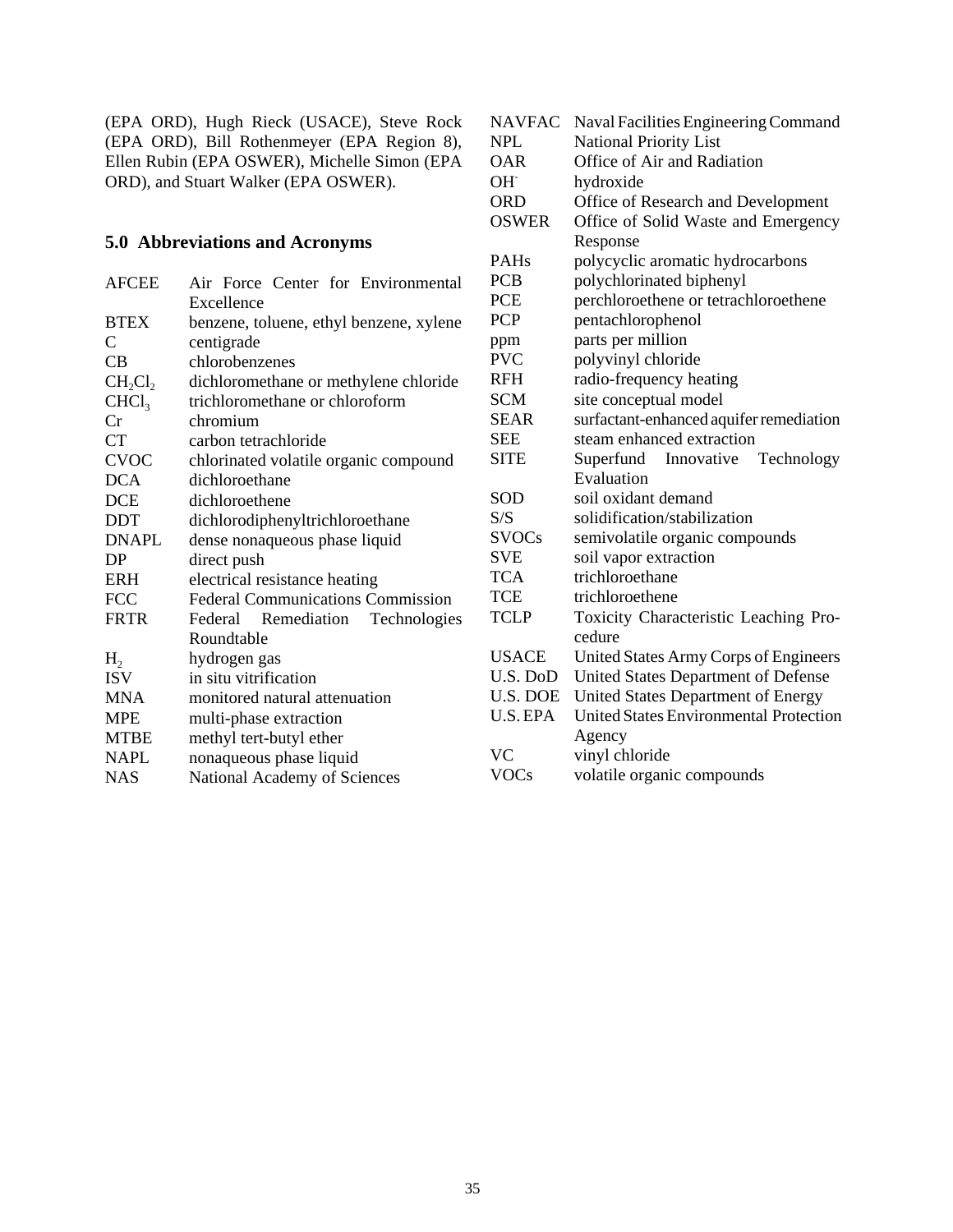(EPA ORD), Hugh Rieck (USACE), Steve Rock (EPA ORD), Bill Rothenmeyer (EPA Region 8), Ellen Rubin (EPA OSWER), Michelle Simon (EPA ORD), and Stuart Walker (EPA OSWER).

## 5.0 Abbreviations and Acronyms

| | |
|---|---|
| AFCEE | Air Force Center for Environmental Excellence |
| BTEX | benzene, toluene, ethyl benzene, xylene |
| C | centigrade |
| CB | chlorobenzenes |
| $CH_2Cl_2$ | dichloromethane or methylene chloride |
| $CHCl_3$ | trichloromethane or chloroform |
| Cr | chromium |
| CT | carbon tetrachloride |
| CVOC | chlorinated volatile organic compound |
| DCA | dichloroethane |
| DCE | dichloroethene |
| DDT | dichlorodiphenyltrichloroethane |
| DNAPL | dense nonaqueous phase liquid |
| DP | direct push |
| ERH | electrical resistance heating |
| FCC | Federal Communications Commission |
| FRTR | Federal Remediation Technologies Roundtable |
| $H_2$ | hydrogen gas |
| ISV | in situ vitrification |
| MNA | monitored natural attenuation |
| MPE | multi-phase extraction |
| MTBE | methyl tert-butyl ether |
| NAPL | nonaqueous phase liquid |
| NAS | National Academy of Sciences |
| NAVFAC | Naval Facilities Engineering Command |
| NPL | National Priority List |
| OAR | Office of Air and Radiation |
| $OH^-$ | hydroxide |
| ORD | Office of Research and Development |
| OSWER | Office of Solid Waste and Emergency Response |
| PAHs | polycyclic aromatic hydrocarbons |
| PCB | polychlorinated biphenyl |
| PCE | perchloroethene or tetrachloroethene |
| PCP | pentachlorophenol |
| ppm | parts per million |
| PVC | polyvinyl chloride |
| RFH | radio-frequency heating |
| SCM | site conceptual model |
| SEAR | surfactant-enhanced aquifer remediation |
| SEE | steam enhanced extraction |
| SITE | Superfund Innovative Technology Evaluation |
| SOD | soil oxidant demand |
| S/S | solidification/stabilization |
| SVOCs | semivolatile organic compounds |
| SVE | soil vapor extraction |
| TCA | trichloroethane |
| TCE | trichloroethene |
| TCLP | Toxicity Characteristic Leaching Procedure |
| USACE | United States Army Corps of Engineers |
| U.S. DoD | United States Department of Defense |
| U.S. DOE | United States Department of Energy |
| U.S. EPA | United States Environmental Protection Agency |
| VC | vinyl chloride |
| VOCs | volatile organic compounds |